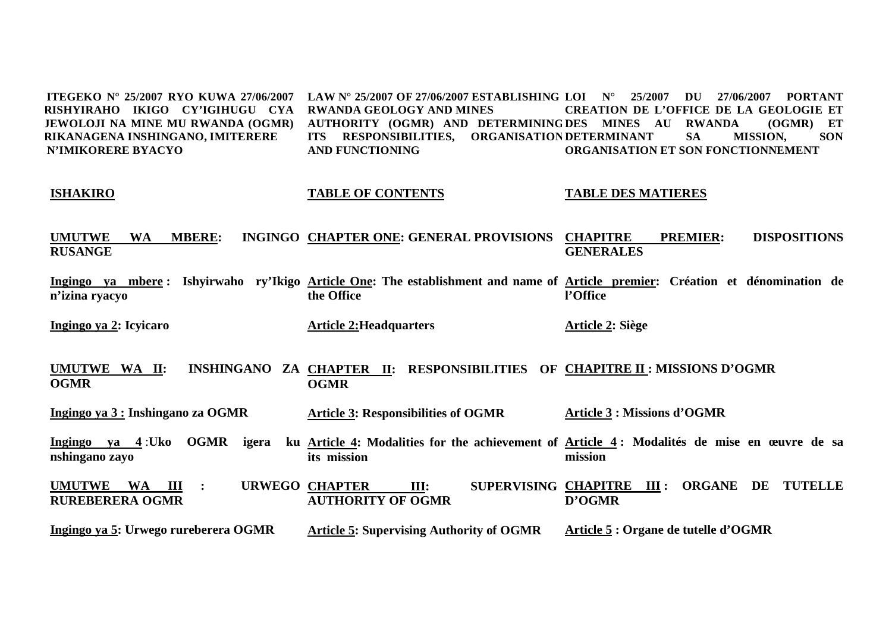**ITEGEKO N° 25/2007 RYO KUWA 27/06/2007 RISHYIRAHO IKIGO CY'IGIHUGU CYA JEWOLOJI NA MINE MU RWANDA (OGMR) RIKANAGENA INSHINGANO, IMITERERE N'IMIKORERE BYACYO**

**ISHAKIRO**

**UMUTWE WA MBERE: INGINGO RUSANGE**

**Ingingo ya mbere : Ishyirwaho ry'Ikigo n'izina ryacyo**

**Ingingo ya 2: Icyicaro**

**UMUTWE WA II: INSHINGANO ZA OGMR**

**Ingingo ya 3 : Inshingano za OGMR**

**Ingingo ya 4** :**Uko OGMR igera ku nshingano zayo**

**UMUTWE WA III : URWEGO RUREBERERA OGMR**

**Ingingo ya 5: Urwego rureberera OGMR**

**LAW N° 25/2007 OF 27/06/2007 ESTABLISHING RWANDA GEOLOGY AND MINES AUTHORITY (OGMR) AND DETERMINING ITS RESPONSIBILITIES, ORGANISATION AND FUNCTIONING**

**TABLE OF CONTENTS**

**CHAPTER ONE: GENERAL PROVISIONS**

**Article One: The establishment and name of the Office**

**Article 2:Headquarters**

**CHAPTER II: RESPONSIBILITIES OF OGMR**

**Article 3: Responsibilities of OGMR**

**Article 4: Modalities for the achievement of its mission**

**CHAPTER III: SUPERVISING AUTHORITY OF OGMR**

**Article 5: Supervising Authority of OGMR**

**LOI N° 25/2007 DU 27/06/2007 PORTANT CREATION DE L'OFFICE DE LA GEOLOGIE ET DES MINES AU RWANDA (OGMR) ET DETERMINANT SA MISSION, SON ORGANISATION ET SON FONCTIONNEMENT**

**TABLE DES MATIERES**

**CHAPITRE PREMIER: DISPOSITIONS GENERALES**

**Article premier: Création et dénomination de l'Office**

**Article 2: Siège**

**CHAPITRE II : MISSIONS D'OGMR**

**Article 3 : Missions d'OGMR**

**Article 4 : Modalités de mise en œuvre de sa mission**

**CHAPITRE III : ORGANE DE TUTELLE D'OGMR**

**Article 5 : Organe de tutelle d'OGMR**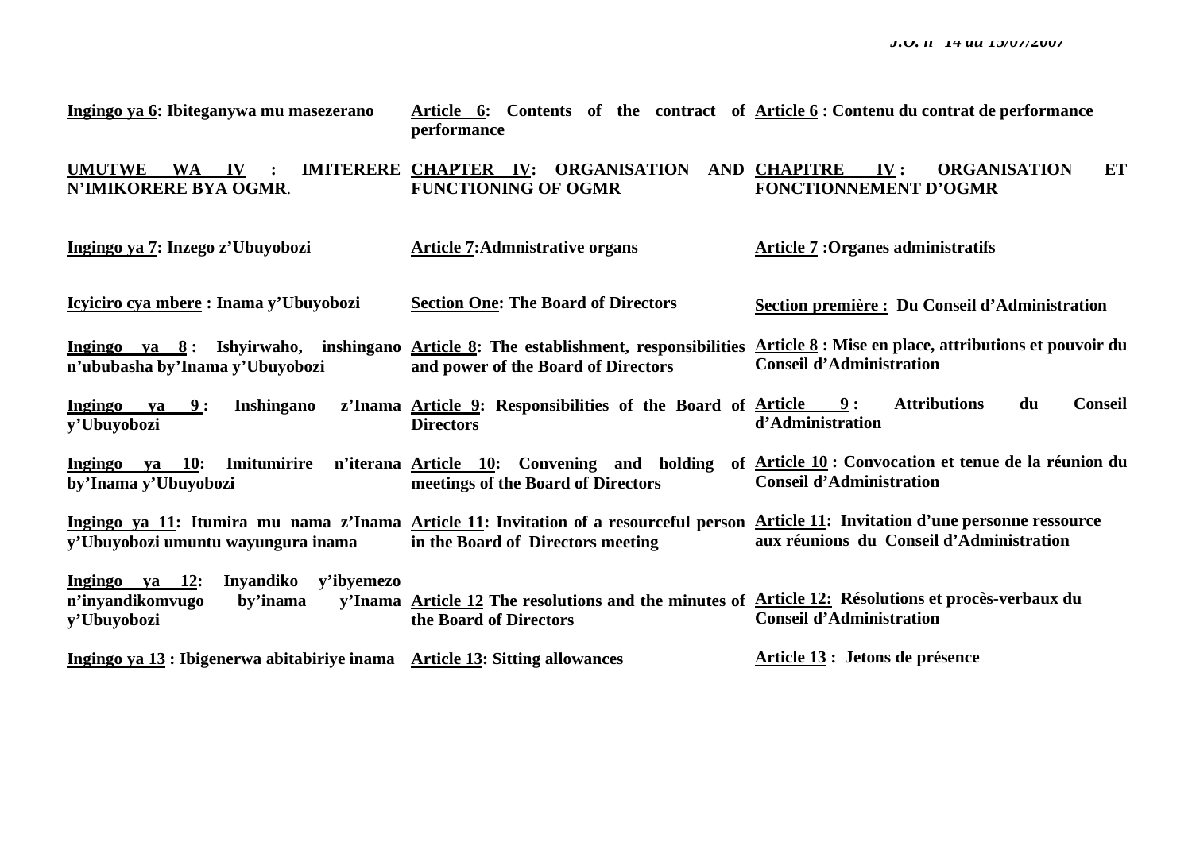| Kinyarwanda | English | Français |
|---|---|---|
| **Ingingo ya 6: Ibiteganywa mu masezerano** | **Article 6: Contents of the contract of performance** | **Article 6 : Contenu du contrat de performance** |
| **UMUTWE WA IV : IMITERERE N'IMIKORERE BYA OGMR**. | **CHAPTER IV: ORGANISATION AND FUNCTIONING OF OGMR** | **CHAPITRE IV : ORGANISATION ET FONCTIONNEMENT D'OGMR** |
| **Ingingo ya 7: Inzego z'Ubuyobozi** | **Article 7:Admnistrative organs** | **Article 7 :Organes administratifs** |
| **Icyiciro cya mbere : Inama y'Ubuyobozi** | **Section One: The Board of Directors** | **Section première : Du Conseil d'Administration** |
| **Ingingo ya 8 : Ishyirwaho, inshingano n'ububasha by'Inama y'Ubuyobozi** | **Article 8: The establishment, responsibilities and power of the Board of Directors** | **Article 8 : Mise en place, attributions et pouvoir du Conseil d'Administration** |
| **Ingingo ya 9 : Inshingano z'Inama y'Ubuyobozi** | **Article 9: Responsibilities of the Board of Directors** | **Article 9 : Attributions du Conseil d'Administration** |
| **Ingingo ya 10: Imitumirire n'iterana by'Inama y'Ubuyobozi** | **Article 10: Convening and holding of meetings of the Board of Directors** | **Article 10 : Convocation et tenue de la réunion du Conseil d'Administration** |
| **Ingingo ya 11: Itumira mu nama z'Inama y'Ubuyobozi umuntu wayungura inama** | **Article 11: Invitation of a resourceful person in the Board of Directors meeting** | **Article 11: Invitation d'une personne ressource aux réunions du Conseil d'Administration** |
| **Ingingo ya 12: Inyandiko y'ibyemezo n'inyandikomvugo by'inama y'Inama y'Ubuyobozi** | **Article 12 The resolutions and the minutes of the Board of Directors** | **Article 12: Résolutions et procès-verbaux du Conseil d'Administration** |
| **Ingingo ya 13 : Ibigenerwa abitabiriye inama** | **Article 13: Sitting allowances** | **Article 13 : Jetons de présence** |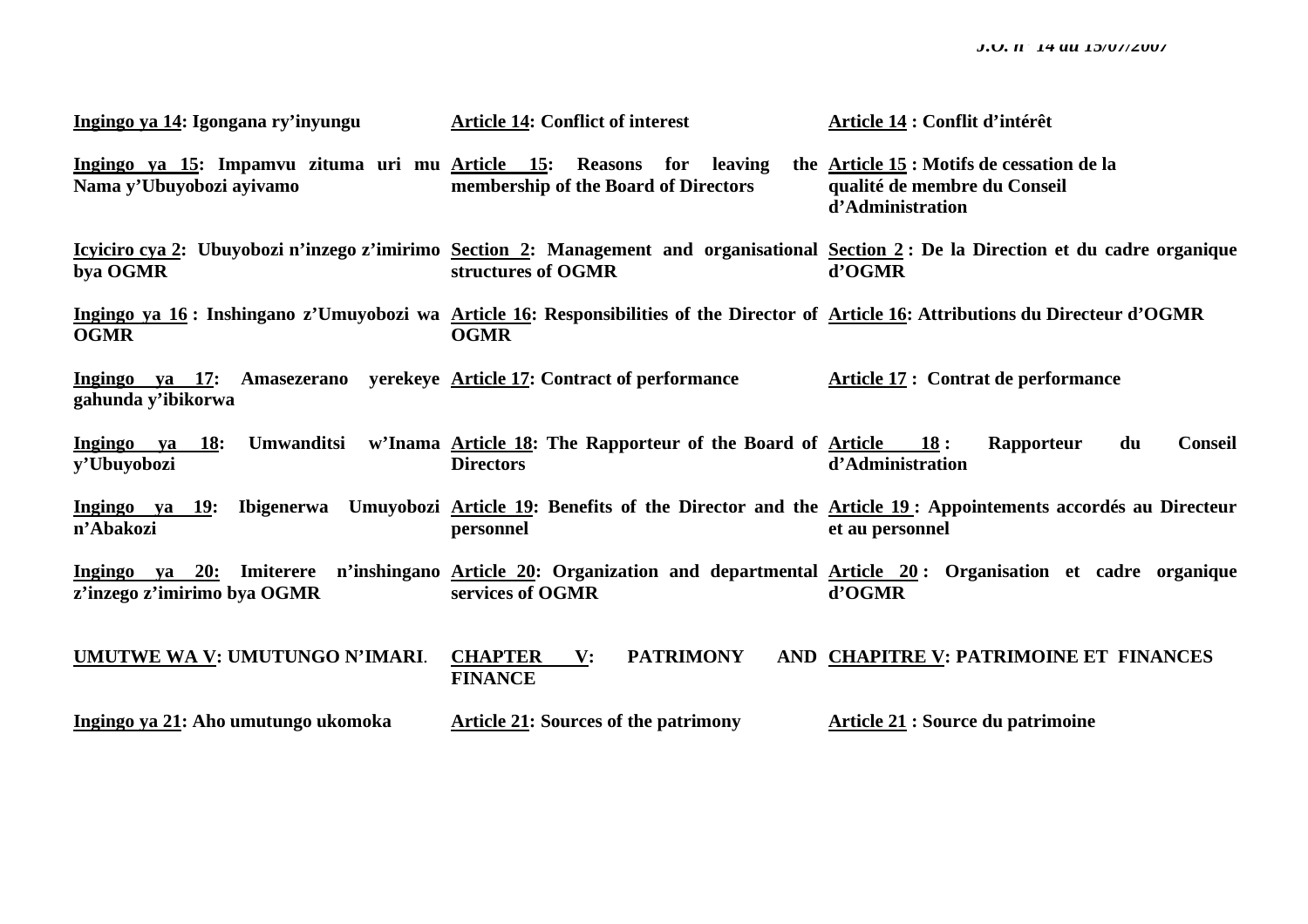| | | |
|---|---|---|
| **<u>Ingingo ya 14</u>: Igongana ry'inyungu** | **<u>Article 14</u>: Conflict of interest** | **<u>Article 14</u> : Conflit d'intérêt** |
| **<u>Ingingo ya 15</u>: Impamvu zituma uri mu Nama y'Ubuyobozi ayivamo** | **<u>Article 15</u>: Reasons for leaving the membership of the Board of Directors** | **<u>Article 15</u> : Motifs de cessation de la qualité de membre du Conseil d'Administration** |
| **<u>Icyiciro cya 2</u>: Ubuyobozi n'inzego z'imirimo bya OGMR** | **<u>Section 2</u>: Management and organisational structures of OGMR** | **<u>Section 2</u> : De la Direction et du cadre organique d'OGMR** |
| **<u>Ingingo ya 16</u> : Inshingano z'Umuyobozi wa OGMR** | **<u>Article 16</u>: Responsibilities of the Director of OGMR** | **<u>Article 16</u>: Attributions du Directeur d'OGMR** |
| **<u>Ingingo ya 17</u>: Amasezerano yerekeye gahunda y'ibikorwa** | **<u>Article 17</u>: Contract of performance** | **<u>Article 17</u> : Contrat de performance** |
| **<u>Ingingo ya 18</u>: Umwanditsi w'Inama y'Ubuyobozi** | **<u>Article 18</u>: The Rapporteur of the Board of Directors** | **<u>Article 18</u> : Rapporteur du Conseil d'Administration** |
| **<u>Ingingo ya 19</u>: Ibigenerwa Umuyobozi n'Abakozi** | **<u>Article 19</u>: Benefits of the Director and the personnel** | **<u>Article 19</u> : Appointements accordés au Directeur et au personnel** |
| **<u>Ingingo ya 20</u>: Imiterere n'inshingano z'inzego z'imirimo bya OGMR** | **<u>Article 20</u>: Organization and departmental services of OGMR** | **<u>Article 20</u> : Organisation et cadre organique d'OGMR** |
| **<u>UMUTWE WA V</u>: UMUTUNGO N'IMARI.** | **<u>CHAPTER V</u>: PATRIMONY AND FINANCE** | **<u>CHAPITRE V</u>: PATRIMOINE ET FINANCES** |
| **<u>Ingingo ya 21</u>: Aho umutungo ukomoka** | **<u>Article 21</u>: Sources of the patrimony** | **<u>Article 21</u> : Source du patrimoine** |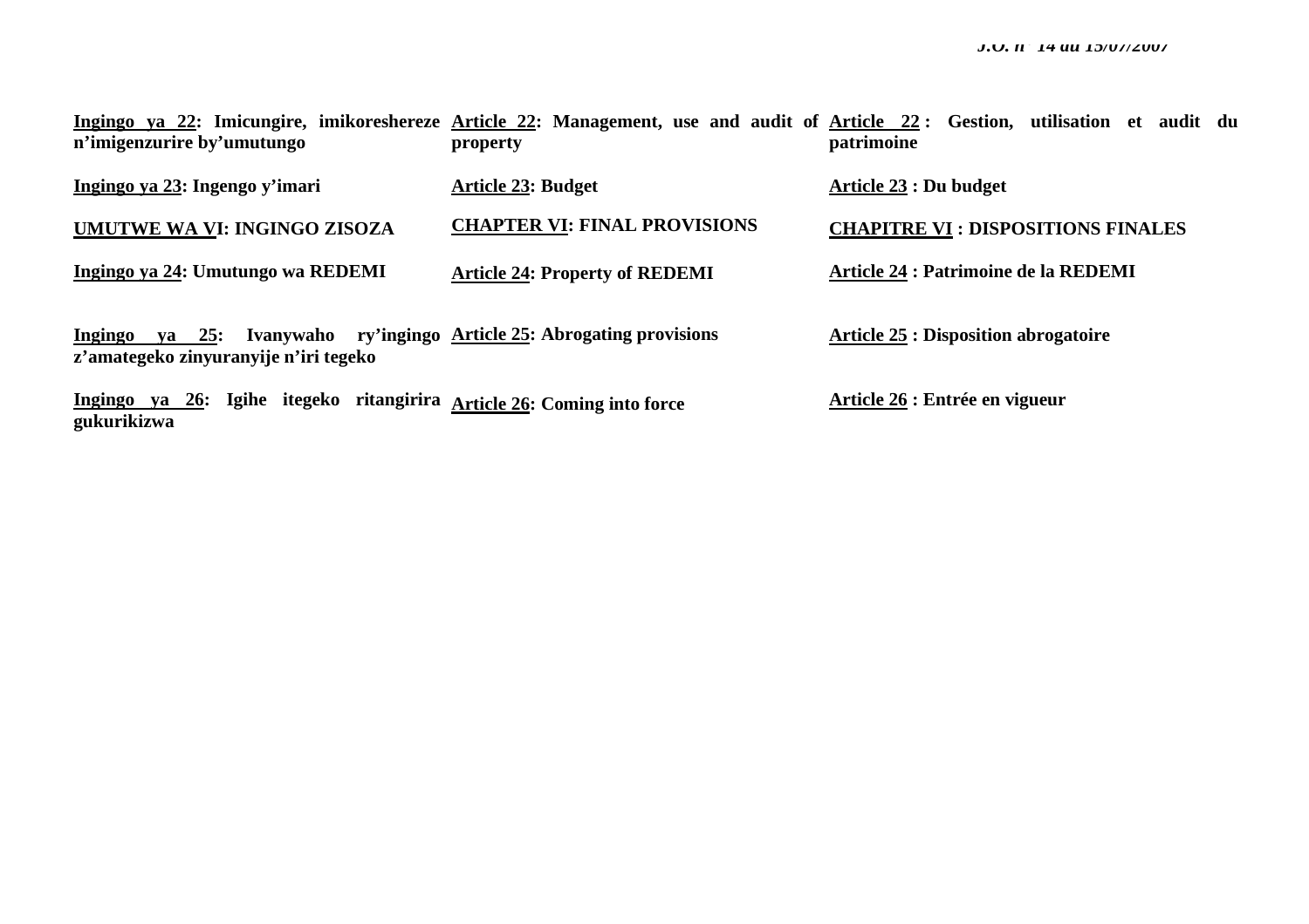**Ingingo ya 22: Imicungire, imikoreshereze n'imigenzurire by'umutungo**

**Ingingo ya 23: Ingengo y'imari**

**UMUTWE WA VI: INGINGO ZISOZA**

**Ingingo ya 24: Umutungo wa REDEMI**

**Ingingo ya 25: Ivanywaho ry'ingingo z'amategeko zinyuranyije n'iri tegeko**

**Ingingo ya 26: Igihe itegeko ritangirira gukurikizwa**

**Article 22: Management, use and audit of property**

**Article 23: Budget**

**CHAPTER VI: FINAL PROVISIONS**

**Article 24: Property of REDEMI**

**Article 25: Abrogating provisions**

**Article 26: Coming into force**

**Article 22 : Gestion, utilisation et audit du patrimoine**

**Article 23 : Du budget**

**CHAPITRE VI : DISPOSITIONS FINALES**

**Article 24 : Patrimoine de la REDEMI**

**Article 25 : Disposition abrogatoire**

**Article 26 : Entrée en vigueur**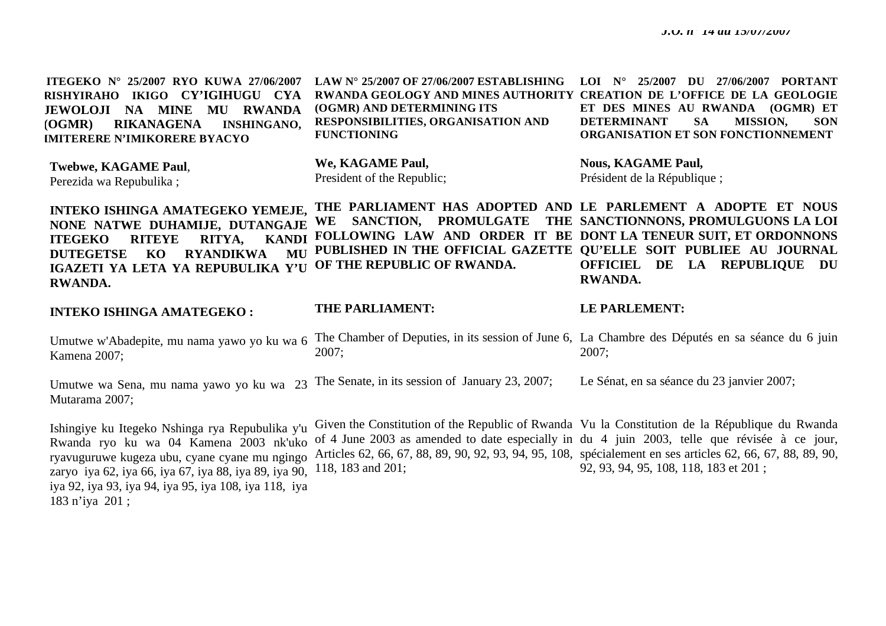**ITEGEKO N° 25/2007 RYO KUWA 27/06/2007 RISHYIRAHO IKIGO CY'IGIHUGU CYA JEWOLOJI NA MINE MU RWANDA (OGMR) RIKANAGENA INSHINGANO, IMITERERE N'IMIKORERE BYACYO**

**Twebwe, KAGAME Paul**,
Perezida wa Repubulika ;

**INTEKO ISHINGA AMATEGEKO YEMEJE, NONE NATWE DUHAMIJE, DUTANGAJE ITEGEKO RITEYE RITYA, KANDI DUTEGETSE KO RYANDIKWA MU IGAZETI YA LETA YA REPUBULIKA Y'U RWANDA.**

**INTEKO ISHINGA AMATEGEKO :**

Umutwe w'Abadepite, mu nama yawo yo ku wa 6 Kamena 2007;

Umutwe wa Sena, mu nama yawo yo ku wa 23 Mutarama 2007;

Ishingiye ku Itegeko Nshinga rya Repubulika y'u Rwanda ryo ku wa 04 Kamena 2003 nk'uko ryavuguruwe kugeza ubu, cyane cyane mu ngingo zaryo iya 62, iya 66, iya 67, iya 88, iya 89, iya 90, iya 92, iya 93, iya 94, iya 95, iya 108, iya 118, iya 183 n'iya 201 ;

**LAW N° 25/2007 OF 27/06/2007 ESTABLISHING RWANDA GEOLOGY AND MINES AUTHORITY (OGMR) AND DETERMINING ITS RESPONSIBILITIES, ORGANISATION AND FUNCTIONING**

**We, KAGAME Paul,**
President of the Republic;

**THE PARLIAMENT HAS ADOPTED AND WE SANCTION, PROMULGATE THE FOLLOWING LAW AND ORDER IT BE PUBLISHED IN THE OFFICIAL GAZETTE OF THE REPUBLIC OF RWANDA.**

**THE PARLIAMENT:**

The Chamber of Deputies, in its session of June 6, 2007;

The Senate, in its session of January 23, 2007;

Given the Constitution of the Republic of Rwanda of 4 June 2003 as amended to date especially in Articles 62, 66, 67, 88, 89, 90, 92, 93, 94, 95, 108, 118, 183 and 201;

**LOI N° 25/2007 DU 27/06/2007 PORTANT CREATION DE L'OFFICE DE LA GEOLOGIE ET DES MINES AU RWANDA (OGMR) ET DETERMINANT SA MISSION, SON ORGANISATION ET SON FONCTIONNEMENT**

**Nous, KAGAME Paul,**
Président de la République ;

**LE PARLEMENT A ADOPTE ET NOUS SANCTIONNONS, PROMULGUONS LA LOI DONT LA TENEUR SUIT, ET ORDONNONS QU'ELLE SOIT PUBLIEE AU JOURNAL OFFICIEL DE LA REPUBLIQUE DU RWANDA.**

**LE PARLEMENT:**

La Chambre des Députés en sa séance du 6 juin 2007;

Le Sénat, en sa séance du 23 janvier 2007;

Vu la Constitution de la République du Rwanda du 4 juin 2003, telle que révisée à ce jour, spécialement en ses articles 62, 66, 67, 88, 89, 90, 92, 93, 94, 95, 108, 118, 183 et 201 ;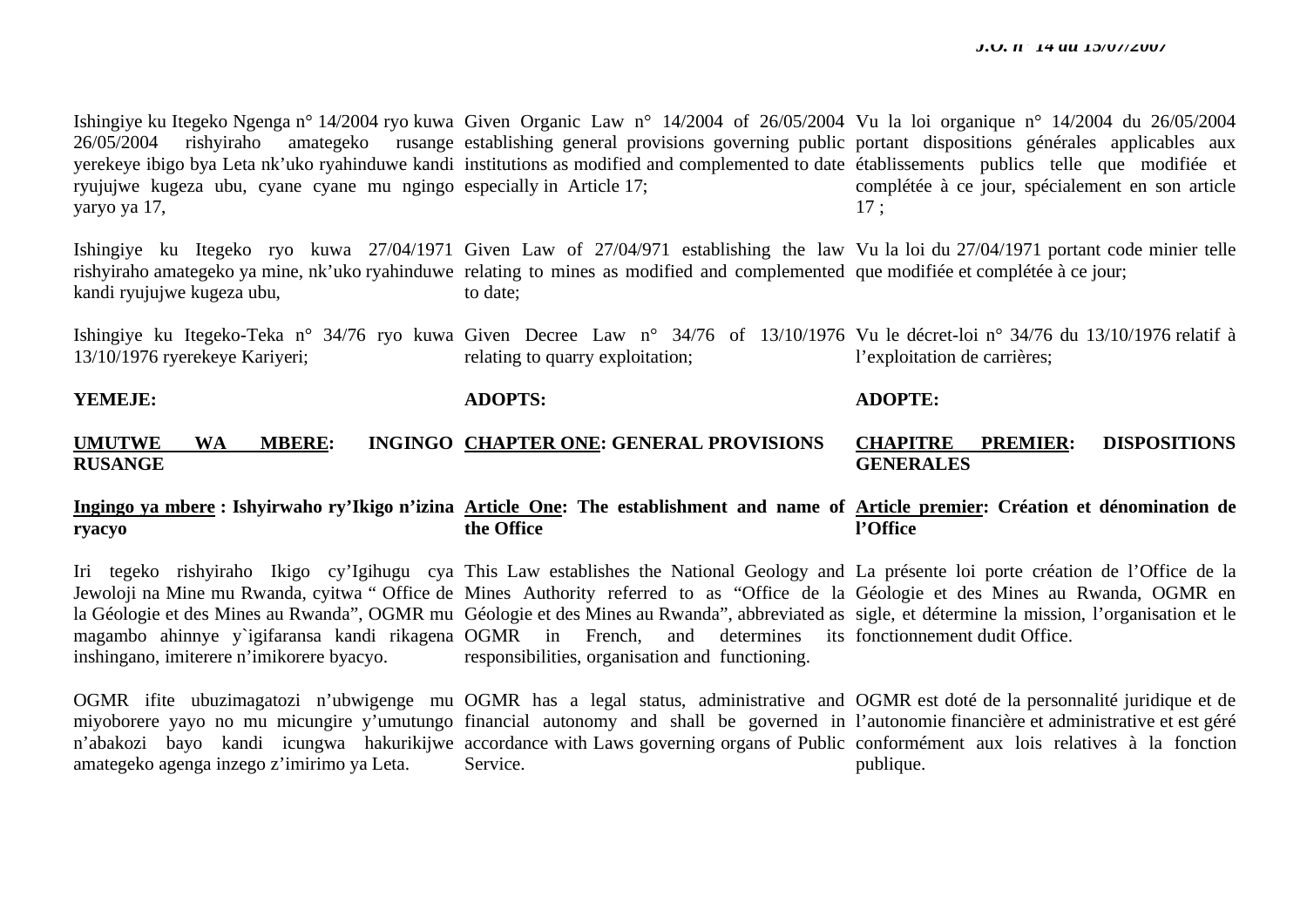Ishingiye ku Itegeko Ngenga n° 14/2004 ryo kuwa 26/05/2004 rishyiraho amategeko rusange yerekeye ibigo bya Leta nk'uko ryahinduwe kandi ryujujwe kugeza ubu, cyane cyane mu ngingo yaryo ya 17,

Ishingiye ku Itegeko ryo kuwa 27/04/1971 rishyiraho amategeko ya mine, nk'uko ryahinduwe kandi ryujujwe kugeza ubu,

Ishingiye ku Itegeko-Teka n° 34/76 ryo kuwa 13/10/1976 ryerekeye Kariyeri;

**YEMEJE:**

## **UMUTWE WA MBERE: INGINGO RUSANGE**

### **Ingingo ya mbere : Ishyirwaho ry'Ikigo n'izina ryacyo**

Iri tegeko rishyiraho Ikigo cy'Igihugu cya Jewoloji na Mine mu Rwanda, cyitwa " Office de la Géologie et des Mines au Rwanda", OGMR mu magambo ahinnye y`igifaransa kandi rikagena inshingano, imiterere n'imikorere byacyo.

OGMR ifite ubuzimagatozi n'ubwigenge mu miyoborere yayo no mu micungire y'umutungo n'abakozi bayo kandi icungwa hakurikijwe amategeko agenga inzego z'imirimo ya Leta.

Given Organic Law n° 14/2004 of 26/05/2004 establishing general provisions governing public institutions as modified and complemented to date especially in Article 17;

Given Law of 27/04/971 establishing the law relating to mines as modified and complemented to date;

Given Decree Law n° 34/76 of 13/10/1976 relating to quarry exploitation;

**ADOPTS:**

## **CHAPTER ONE: GENERAL PROVISIONS**

### **Article One: The establishment and name of the Office**

This Law establishes the National Geology and Mines Authority referred to as "Office de la Géologie et des Mines au Rwanda", abbreviated as OGMR in French, and determines its responsibilities, organisation and functioning.

OGMR has a legal status, administrative and financial autonomy and shall be governed in accordance with Laws governing organs of Public Service.

Vu la loi organique n° 14/2004 du 26/05/2004 portant dispositions générales applicables aux établissements publics telle que modifiée et complétée à ce jour, spécialement en son article 17 ;

Vu la loi du 27/04/1971 portant code minier telle que modifiée et complétée à ce jour;

Vu le décret-loi n° 34/76 du 13/10/1976 relatif à l'exploitation de carrières;

**ADOPTE:**

## **CHAPITRE PREMIER: DISPOSITIONS GENERALES**

### **Article premier: Création et dénomination de l'Office**

La présente loi porte création de l'Office de la Géologie et des Mines au Rwanda, OGMR en sigle, et détermine la mission, l'organisation et le fonctionnement dudit Office.

OGMR est doté de la personnalité juridique et de l'autonomie financière et administrative et est géré conformément aux lois relatives à la fonction publique.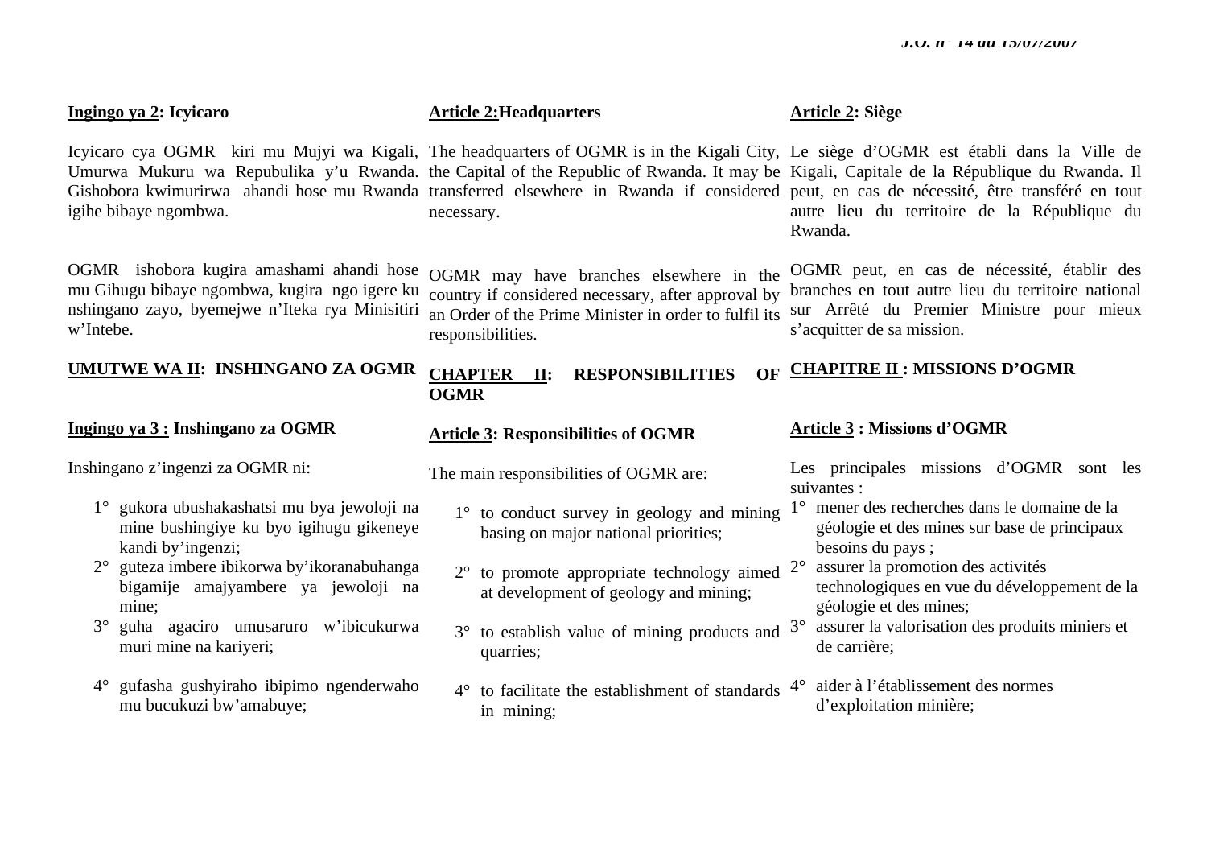**Ingingo ya 2: Icyicaro**

Icyicaro cya OGMR kiri mu Mujyi wa Kigali, Umurwa Mukuru wa Repubulika y'u Rwanda. Gishobora kwimurirwa ahandi hose mu Rwanda igihe bibaye ngombwa.

OGMR ishobora kugira amashami ahandi hose mu Gihugu bibaye ngombwa, kugira ngo igere ku nshingano zayo, byemejwe n'Iteka rya Minisitiri w'Intebe.

**UMUTWE WA II: INSHINGANO ZA OGMR**

**Ingingo ya 3 : Inshingano za OGMR**

Inshingano z'ingenzi za OGMR ni:

1° gukora ubushakashatsi mu bya jewoloji na mine bushingiye ku byo igihugu gikeneye kandi by'ingenzi;
2° guteza imbere ibikorwa by'ikoranabuhanga bigamije amajyambere ya jewoloji na mine;
3° guha agaciro umusaruro w'ibicukurwa muri mine na kariyeri;
4° gufasha gushyiraho ibipimo ngenderwaho mu bucukuzi bw'amabuye;

**Article 2: Headquarters**

The headquarters of OGMR is in the Kigali City, the Capital of the Republic of Rwanda. It may be transferred elsewhere in Rwanda if considered necessary.

OGMR may have branches elsewhere in the country if considered necessary, after approval by an Order of the Prime Minister in order to fulfil its responsibilities.

**CHAPTER II: RESPONSIBILITIES OF OGMR**

**Article 3: Responsibilities of OGMR**

The main responsibilities of OGMR are:

1° to conduct survey in geology and mining basing on major national priorities;
2° to promote appropriate technology aimed at development of geology and mining;
3° to establish value of mining products and quarries;
4° to facilitate the establishment of standards in mining;

**Article 2: Siège**

Le siège d'OGMR est établi dans la Ville de Kigali, Capitale de la République du Rwanda. Il peut, en cas de nécessité, être transféré en tout autre lieu du territoire de la République du Rwanda.

OGMR peut, en cas de nécessité, établir des branches en tout autre lieu du territoire national sur Arrêté du Premier Ministre pour mieux s'acquitter de sa mission.

**CHAPITRE II : MISSIONS D'OGMR**

**Article 3 : Missions d'OGMR**

Les principales missions d'OGMR sont les suivantes :

1° mener des recherches dans le domaine de la géologie et des mines sur base de principaux besoins du pays ;
2° assurer la promotion des activités technologiques en vue du développement de la géologie et des mines;
3° assurer la valorisation des produits miniers et de carrière;
4° aider à l'établissement des normes d'exploitation minière;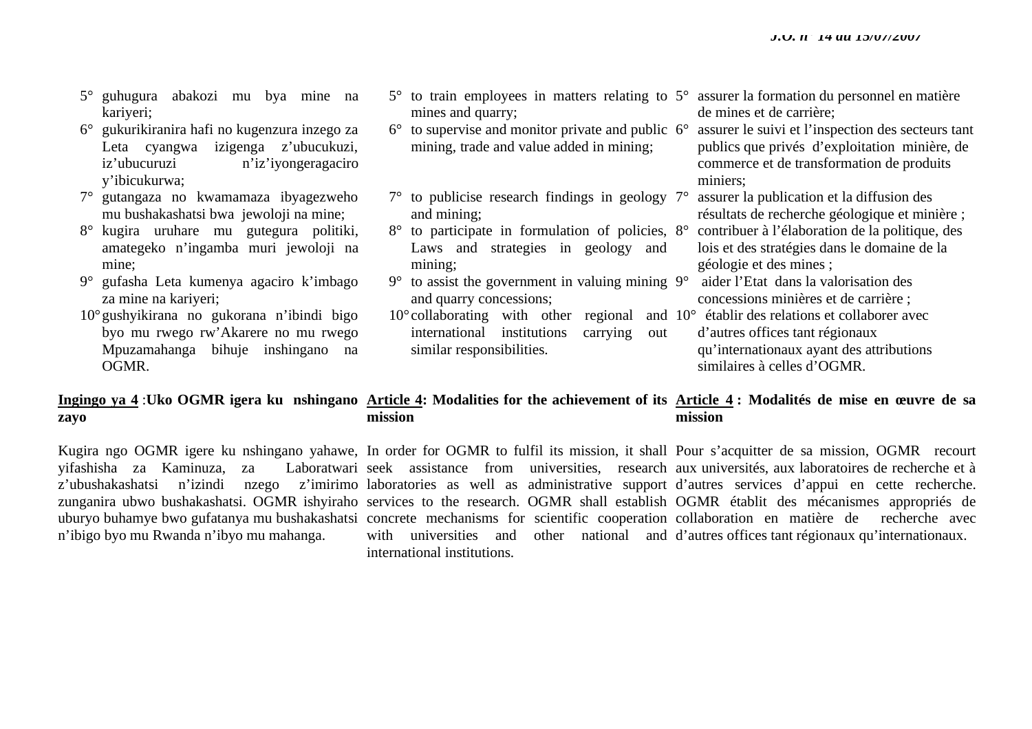5° guhugura abakozi mu bya mine na kariyeri;
6° gukurikiranira hafi no kugenzura inzego za Leta cyangwa izigenga z'ubucukuzi, iz'ubucuruzi n'iz'iyongeragaciro y'ibicukurwa;
7° gutangaza no kwamamaza ibyagezweho mu bushakashatsi bwa jewoloji na mine;
8° kugira uruhare mu gutegura politiki, amategeko n'ingamba muri jewoloji na mine;
9° gufasha Leta kumenya agaciro k'imbago za mine na kariyeri;
10° gushyikirana no gukorana n'ibindi bigo byo mu rwego rw'Akarere no mu rwego Mpuzamahanga bihuje inshingano na OGMR.

**Ingingo ya 4 :Uko OGMR igera ku nshingano zayo**

Kugira ngo OGMR igere ku nshingano yahawe, yifashisha za Kaminuza, za Laboratwari z'ubushakashatsi n'izindi nzego z'imirimo zunganira ubwo bushakashatsi. OGMR ishyiraho uburyo buhamye bwo gufatanya mu bushakashatsi n'ibigo byo mu Rwanda n'ibyo mu mahanga.

5° to train employees in matters relating to mines and quarry;
6° to supervise and monitor private and public mining, trade and value added in mining;
7° to publicise research findings in geology and mining;
8° to participate in formulation of policies, Laws and strategies in geology and mining;
9° to assist the government in valuing mining and quarry concessions;
10° collaborating with other regional and international institutions carrying out similar responsibilities.

**Article 4: Modalities for the achievement of its mission**

In order for OGMR to fulfil its mission, it shall seek assistance from universities, research laboratories as well as administrative support services to the research. OGMR shall establish concrete mechanisms for scientific cooperation with universities and other national and international institutions.

5° assurer la formation du personnel en matière de mines et de carrière;
6° assurer le suivi et l'inspection des secteurs tant publics que privés d'exploitation minière, de commerce et de transformation de produits miniers;
7° assurer la publication et la diffusion des résultats de recherche géologique et minière ;
8° contribuer à l'élaboration de la politique, des lois et des stratégies dans le domaine de la géologie et des mines ;
9° aider l'Etat dans la valorisation des concessions minières et de carrière ;
10° établir des relations et collaborer avec d'autres offices tant régionaux qu'internationaux ayant des attributions similaires à celles d'OGMR.

**Article 4 : Modalités de mise en œuvre de sa mission**

Pour s'acquitter de sa mission, OGMR recourt aux universités, aux laboratoires de recherche et à d'autres services d'appui en cette recherche. OGMR établit des mécanismes appropriés de collaboration en matière de recherche avec d'autres offices tant régionaux qu'internationaux.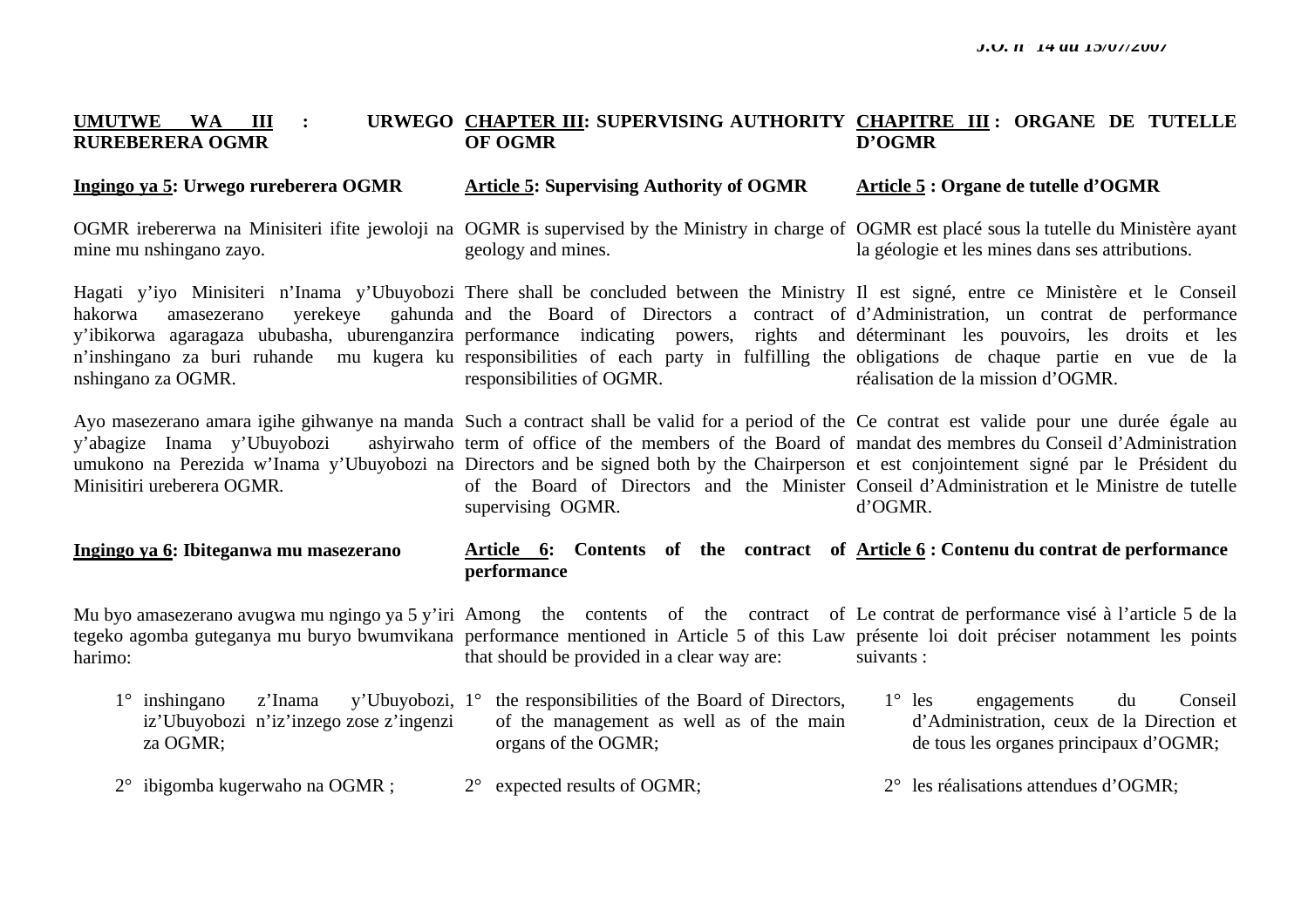**UMUTWE WA III : URWEGO RUREBERERA OGMR**

**Ingingo ya 5: Urwego rureberera OGMR**

OGMR irebererwa na Minisiteri ifite jewoloji na mine mu nshingano zayo.

Hagati y'iyo Minisiteri n'Inama y'Ubuyobozi hakorwa amasezerano yerekeye gahunda y'ibikorwa agaragaza ububasha, uburenganzira n'inshingano za buri ruhande mu kugera ku nshingano za OGMR.

Ayo masezerano amara igihe gihwanye na manda y'abagize Inama y'Ubuyobozi ashyirwaho umukono na Perezida w'Inama y'Ubuyobozi na Minisitiri ureberera OGMR.

**Ingingo ya 6: Ibiteganwa mu masezerano**

Mu byo amasezerano avugwa mu ngingo ya 5 y'iri tegeko agomba guteganya mu buryo bwumvikana harimo:

1° inshingano z'Inama y'Ubuyobozi, iz'Ubuyobozi n'iz'inzego zose z'ingenzi za OGMR;

2° ibigomba kugerwaho na OGMR ;

**CHAPTER III: SUPERVISING AUTHORITY OF OGMR**

**Article 5: Supervising Authority of OGMR**

OGMR is supervised by the Ministry in charge of geology and mines.

There shall be concluded between the Ministry and the Board of Directors a contract of performance indicating powers, rights and responsibilities of each party in fulfilling the responsibilities of OGMR.

Such a contract shall be valid for a period of the term of office of the members of the Board of Directors and be signed both by the Chairperson of the Board of Directors and the Minister supervising OGMR.

**Article 6: Contents of the contract of performance**

Among the contents of the contract of performance mentioned in Article 5 of this Law that should be provided in a clear way are:

1° the responsibilities of the Board of Directors, of the management as well as of the main organs of the OGMR;

2° expected results of OGMR;

**CHAPITRE III : ORGANE DE TUTELLE D'OGMR**

**Article 5 : Organe de tutelle d'OGMR**

OGMR est placé sous la tutelle du Ministère ayant la géologie et les mines dans ses attributions.

Il est signé, entre ce Ministère et le Conseil d'Administration, un contrat de performance déterminant les pouvoirs, les droits et les obligations de chaque partie en vue de la réalisation de la mission d'OGMR.

Ce contrat est valide pour une durée égale au mandat des membres du Conseil d'Administration et est conjointement signé par le Président du Conseil d'Administration et le Ministre de tutelle d'OGMR.

**Article 6 : Contenu du contrat de performance**

Le contrat de performance visé à l'article 5 de la présente loi doit préciser notamment les points suivants :

1° les engagements du Conseil d'Administration, ceux de la Direction et de tous les organes principaux d'OGMR;

2° les réalisations attendues d'OGMR;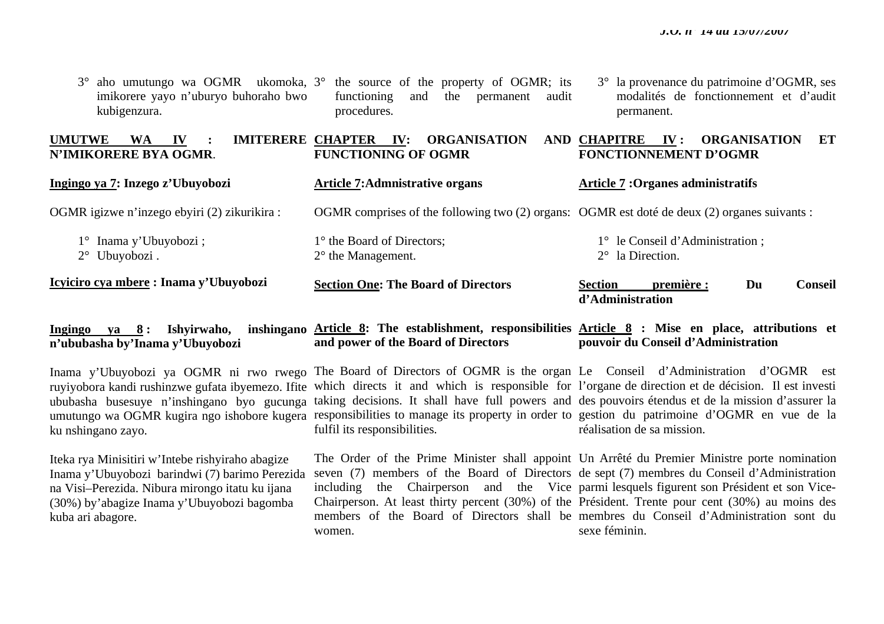3° aho umutungo wa OGMR ukomoka, imikorere yayo n'uburyo buhoraho bwo kubigenzura.

3° the source of the property of OGMR; its functioning and the permanent audit procedures.

3° la provenance du patrimoine d'OGMR, ses modalités de fonctionnement et d'audit permanent.

**UMUTWE WA IV : IMITERERE N'IMIKORERE BYA OGMR**.

**CHAPTER IV: ORGANISATION AND FUNCTIONING OF OGMR**

**CHAPITRE IV : ORGANISATION ET FONCTIONNEMENT D'OGMR**

**Ingingo ya 7: Inzego z'Ubuyobozi**

OGMR igizwe n'inzego ebyiri (2) zikurikira :

1° Inama y'Ubuyobozi ;
2° Ubuyobozi .

**Article 7:Admnistrative organs**

OGMR comprises of the following two (2) organs:

1° the Board of Directors;
2° the Management.

**Article 7 :Organes administratifs**

OGMR est doté de deux (2) organes suivants :

1° le Conseil d'Administration ;
2° la Direction.

**Icyiciro cya mbere : Inama y'Ubuyobozi**

**Section One: The Board of Directors**

**Section première : Du Conseil d'Administration**

**Ingingo ya 8 : Ishyirwaho, inshingano n'ububasha by'Inama y'Ubuyobozi**

Inama y'Ubuyobozi ya OGMR ni rwo rwego ruyiyobora kandi rushinzwe gufata ibyemezo. Ifite ububasha busesuye n'inshingano byo gucunga umutungo wa OGMR kugira ngo ishobore kugera ku nshingano zayo.

Iteka rya Minisitiri w'Intebe rishyiraho abagize Inama y'Ubuyobozi barindwi (7) barimo Perezida na Visi–Perezida. Nibura mirongo itatu ku ijana (30%) by'abagize Inama y'Ubuyobozi bagomba kuba ari abagore.

**Article 8: The establishment, responsibilities and power of the Board of Directors**

The Board of Directors of OGMR is the organ which directs it and which is responsible for taking decisions. It shall have full powers and responsibilities to manage its property in order to fulfil its responsibilities.

The Order of the Prime Minister shall appoint seven (7) members of the Board of Directors including the Chairperson and the Vice Chairperson. At least thirty percent (30%) of the members of the Board of Directors shall be women.

**Article 8 : Mise en place, attributions et pouvoir du Conseil d'Administration**

Le Conseil d'Administration d'OGMR est l'organe de direction et de décision. Il est investi des pouvoirs étendus et de la mission d'assurer la gestion du patrimoine d'OGMR en vue de la réalisation de sa mission.

Un Arrêté du Premier Ministre porte nomination de sept (7) membres du Conseil d'Administration parmi lesquels figurent son Président et son Vice-Président. Trente pour cent (30%) au moins des membres du Conseil d'Administration sont du sexe féminin.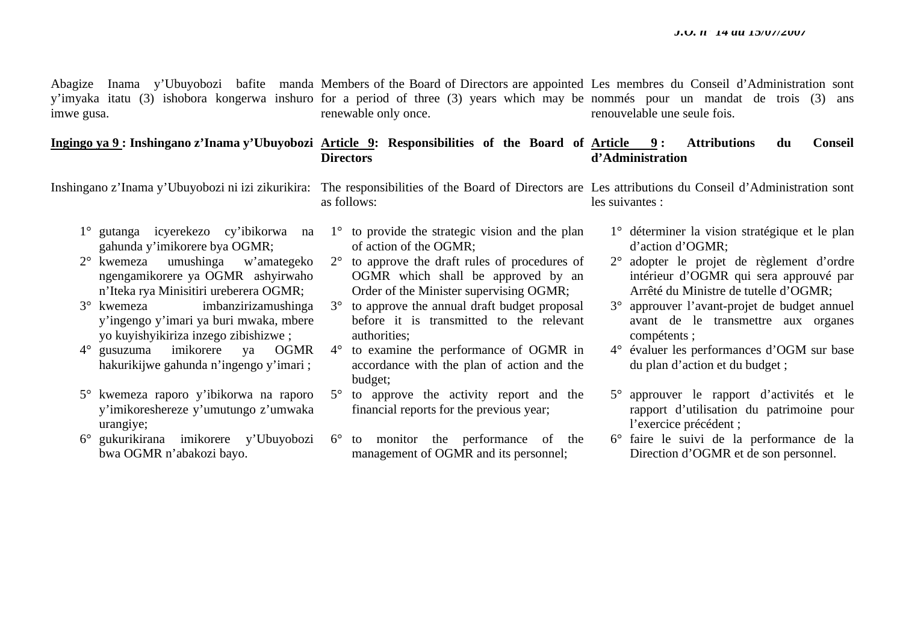Abagize Inama y'Ubuyobozi bafite manda y'imyaka itatu (3) ishobora kongerwa inshuro imwe gusa.

**<u>Ingingo ya 9</u> : Inshingano z'Inama y'Ubuyobozi**

Inshingano z'Inama y'Ubuyobozi ni izi zikurikira:

1° gutanga icyerekezo cy'ibikorwa na gahunda y'imikorere bya OGMR;
2° kwemeza umushinga w'amategeko ngengamikorere ya OGMR ashyirwaho n'Iteka rya Minisitiri ureberera OGMR;
3° kwemeza imbanzirizamushinga y'ingengo y'imari ya buri mwaka, mbere yo kuyishyikiriza inzego zibishizwe ;
4° gusuzuma imikorere ya OGMR hakurikijwe gahunda n'ingengo y'imari ;
5° kwemeza raporo y'ibikorwa na raporo y'imikoreshereze y'umutungo z'umwaka urangiye;
6° gukurikirana imikorere y'Ubuyobozi bwa OGMR n'abakozi bayo.

Members of the Board of Directors are appointed for a period of three (3) years which may be renewable only once.

**<u>Article 9</u>: Responsibilities of the Board of Directors**

The responsibilities of the Board of Directors are as follows:

1° to provide the strategic vision and the plan of action of the OGMR;
2° to approve the draft rules of procedures of OGMR which shall be approved by an Order of the Minister supervising OGMR;
3° to approve the annual draft budget proposal before it is transmitted to the relevant authorities;
4° to examine the performance of OGMR in accordance with the plan of action and the budget;
5° to approve the activity report and the financial reports for the previous year;
6° to monitor the performance of the management of OGMR and its personnel;

Les membres du Conseil d'Administration sont nommés pour un mandat de trois (3) ans renouvelable une seule fois.

**<u>Article 9</u> : Attributions du Conseil d'Administration**

Les attributions du Conseil d'Administration sont les suivantes :

1° déterminer la vision stratégique et le plan d'action d'OGMR;
2° adopter le projet de règlement d'ordre intérieur d'OGMR qui sera approuvé par Arrêté du Ministre de tutelle d'OGMR;
3° approuver l'avant-projet de budget annuel avant de le transmettre aux organes compétents ;
4° évaluer les performances d'OGM sur base du plan d'action et du budget ;
5° approuver le rapport d'activités et le rapport d'utilisation du patrimoine pour l'exercice précédent ;
6° faire le suivi de la performance de la Direction d'OGMR et de son personnel.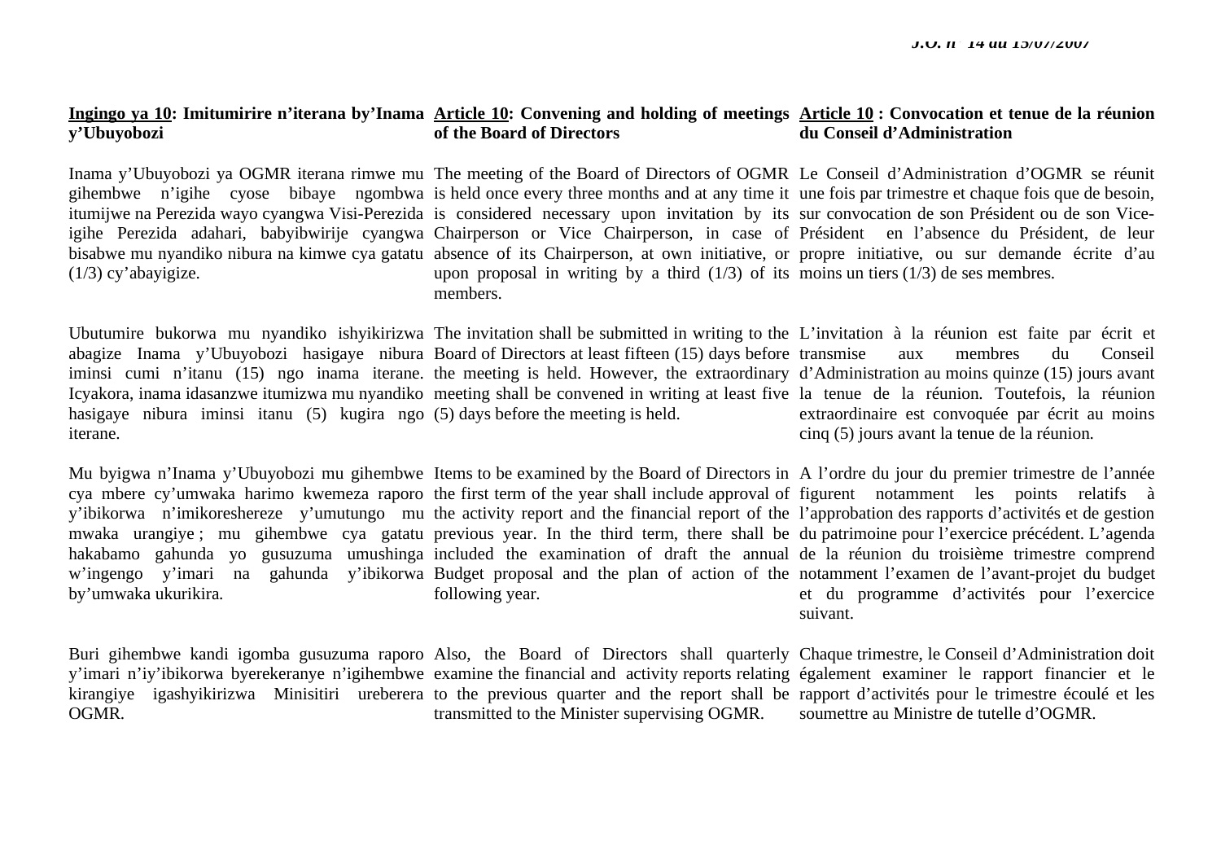**<u>Ingingo ya 10</u>: Imitumirire n'iterana by'Inama y'Ubuyobozi**

Inama y'Ubuyobozi ya OGMR iterana rimwe mu gihembwe n'igihe cyose bibaye ngombwa itumijwe na Perezida wayo cyangwa Visi-Perezida igihe Perezida adahari, babyibwirije cyangwa bisabwe mu nyandiko nibura na kimwe cya gatatu (1/3) cy'abayigize.

Ubutumire bukorwa mu nyandiko ishyikirizwa abagize Inama y'Ubuyobozi hasigaye nibura iminsi cumi n'itanu (15) ngo inama iterane. Icyakora, inama idasanzwe itumizwa mu nyandiko hasigaye nibura iminsi itanu (5) kugira ngo iterane.

Mu byigwa n'Inama y'Ubuyobozi mu gihembwe cya mbere cy'umwaka harimo kwemeza raporo y'ibikorwa n'imikoreshereze y'umutungo mu mwaka urangiye ; mu gihembwe cya gatatu hakabamo gahunda yo gusuzuma umushinga w'ingengo y'imari na gahunda y'ibikorwa by'umwaka ukurikira.

Buri gihembwe kandi igomba gusuzuma raporo y'imari n'iy'ibikorwa byerekeranye n'igihembwe kirangiye igashyikirizwa Minisitiri ureberera OGMR.

**<u>Article 10</u>: Convening and holding of meetings of the Board of Directors**

The meeting of the Board of Directors of OGMR is held once every three months and at any time it is considered necessary upon invitation by its Chairperson or Vice Chairperson, in case of absence of its Chairperson, at own initiative, or upon proposal in writing by a third (1/3) of its members.

The invitation shall be submitted in writing to the Board of Directors at least fifteen (15) days before the meeting is held. However, the extraordinary meeting shall be convened in writing at least five (5) days before the meeting is held.

Items to be examined by the Board of Directors in the first term of the year shall include approval of the activity report and the financial report of the previous year. In the third term, there shall be included the examination of draft the annual Budget proposal and the plan of action of the following year.

Also, the Board of Directors shall quarterly examine the financial and activity reports relating to the previous quarter and the report shall be transmitted to the Minister supervising OGMR.

**<u>Article 10</u> : Convocation et tenue de la réunion du Conseil d'Administration**

Le Conseil d'Administration d'OGMR se réunit une fois par trimestre et chaque fois que de besoin, sur convocation de son Président ou de son Vice-Président en l'absence du Président, de leur propre initiative, ou sur demande écrite d'au moins un tiers (1/3) de ses membres.

L'invitation à la réunion est faite par écrit et transmise aux membres du Conseil d'Administration au moins quinze (15) jours avant la tenue de la réunion. Toutefois, la réunion extraordinaire est convoquée par écrit au moins cinq (5) jours avant la tenue de la réunion.

A l'ordre du jour du premier trimestre de l'année figurent notamment les points relatifs à l'approbation des rapports d'activités et de gestion du patrimoine pour l'exercice précédent. L'agenda de la réunion du troisième trimestre comprend notamment l'examen de l'avant-projet du budget et du programme d'activités pour l'exercice suivant.

Chaque trimestre, le Conseil d'Administration doit également examiner le rapport financier et le rapport d'activités pour le trimestre écoulé et les soumettre au Ministre de tutelle d'OGMR.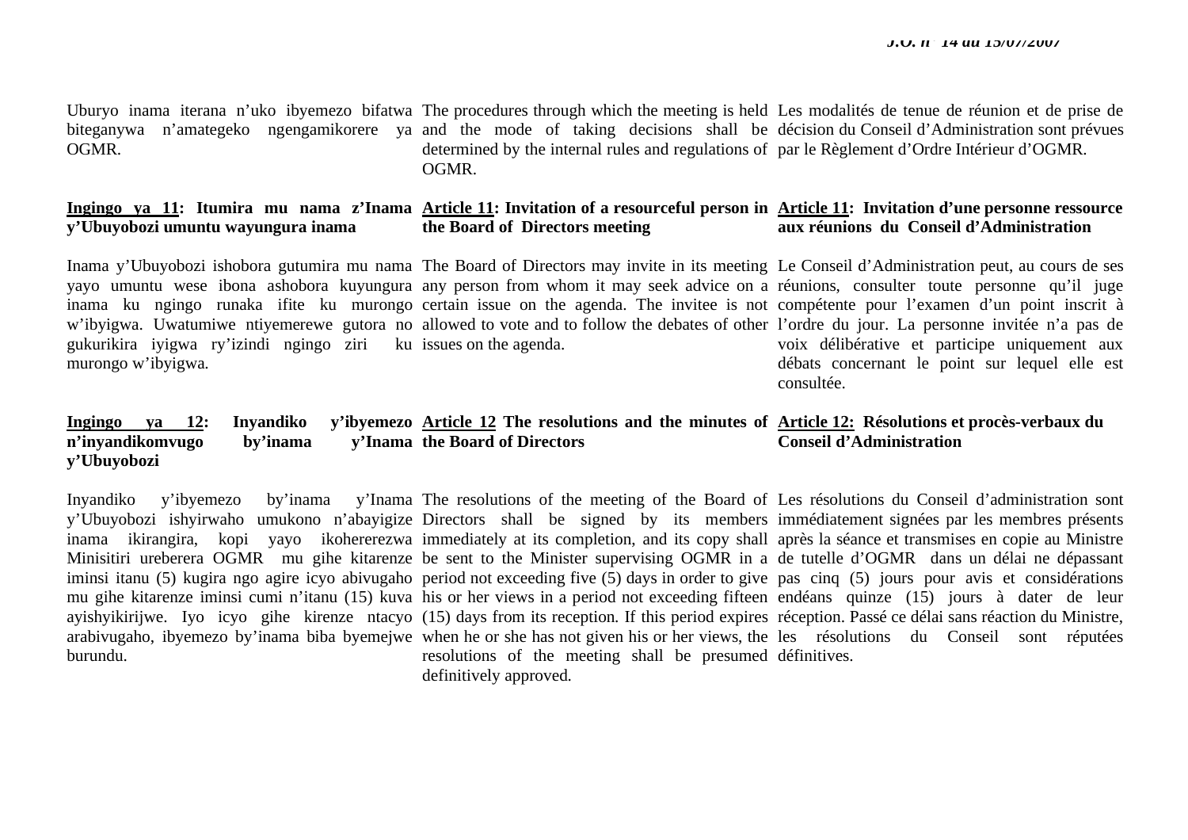Uburyo inama iterana n'uko ibyemezo bifatwa biteganywa n'amategeko ngengamikorere ya OGMR.

The procedures through which the meeting is held and the mode of taking decisions shall be determined by the internal rules and regulations of OGMR.

Les modalités de tenue de réunion et de prise de décision du Conseil d'Administration sont prévues par le Règlement d'Ordre Intérieur d'OGMR.

**Ingingo ya 11: Itumira mu nama z'Inama y'Ubuyobozi umuntu wayungura inama**

Inama y'Ubuyobozi ishobora gutumira mu nama yayo umuntu wese ibona ashobora kuyungura inama ku ngingo runaka ifite ku murongo w'ibyigwa. Uwatumiwe ntiyemerewe gutora no gukurikira iyigwa ry'izindi ngingo ziri ku murongo w'ibyigwa.

**Article 11: Invitation of a resourceful person in the Board of Directors meeting**

The Board of Directors may invite in its meeting any person from whom it may seek advice on a certain issue on the agenda. The invitee is not allowed to vote and to follow the debates of other issues on the agenda.

**Article 11: Invitation d'une personne ressource aux réunions du Conseil d'Administration**

Le Conseil d'Administration peut, au cours de ses réunions, consulter toute personne qu'il juge compétente pour l'examen d'un point inscrit à l'ordre du jour. La personne invitée n'a pas de voix délibérative et participe uniquement aux débats concernant le point sur lequel elle est consultée.

**Ingingo ya 12: Inyandiko y'ibyemezo n'inyandikomvugo by'inama y'Inama y'Ubuyobozi**

Inyandiko y'ibyemezo by'inama y'Inama y'Ubuyobozi ishyirwaho umukono n'abayigize inama ikirangira, kopi yayo ikohererezwa Minisitiri ureberera OGMR mu gihe kitarenze iminsi itanu (5) kugira ngo agire icyo abivugaho mu gihe kitarenze iminsi cumi n'itanu (15) kuva ayishyikirijwe. Iyo icyo gihe kirenze ntacyo arabivugaho, ibyemezo by'inama biba byemejwe burundu.

**Article 12 The resolutions and the minutes of the Board of Directors**

The resolutions of the meeting of the Board of Directors shall be signed by its members immediately at its completion, and its copy shall be sent to the Minister supervising OGMR in a period not exceeding five (5) days in order to give his or her views in a period not exceeding fifteen (15) days from its reception. If this period expires when he or she has not given his or her views, the resolutions of the meeting shall be presumed definitively approved.

**Article 12: Résolutions et procès-verbaux du Conseil d'Administration**

Les résolutions du Conseil d'administration sont immédiatement signées par les membres présents après la séance et transmises en copie au Ministre de tutelle d'OGMR dans un délai ne dépassant pas cinq (5) jours pour avis et considérations endéans quinze (15) jours à dater de leur réception. Passé ce délai sans réaction du Ministre, les résolutions du Conseil sont réputées définitives.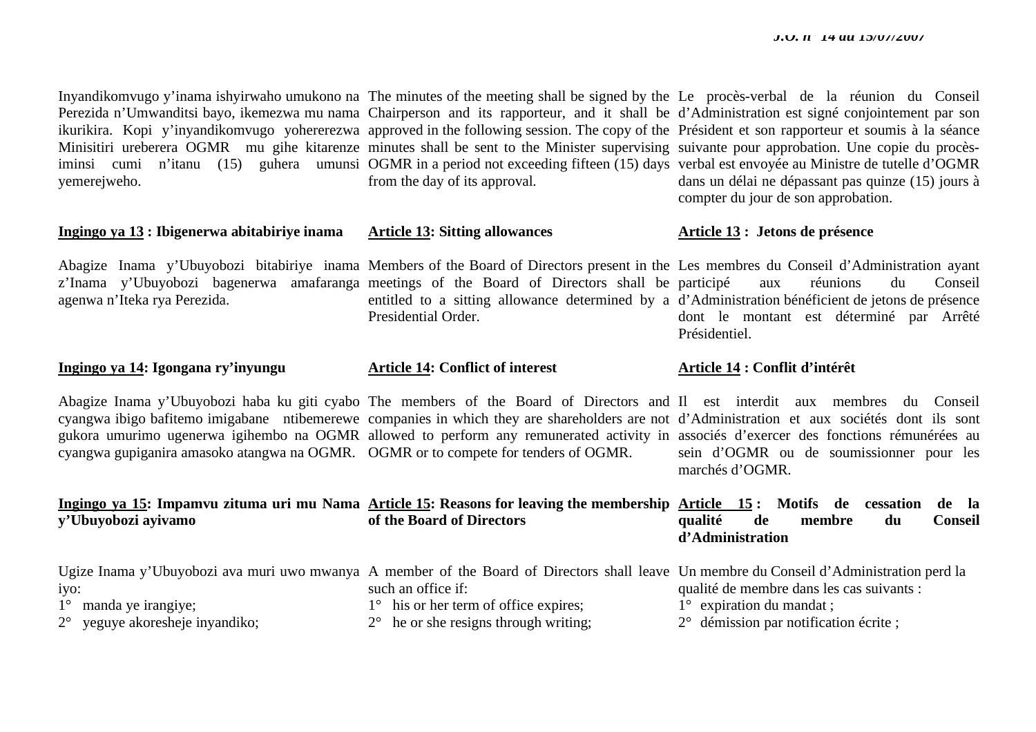Inyandikomvugo y'inama ishyirwaho umukono na Perezida n'Umwanditsi bayo, ikemezwa mu nama ikurikira. Kopi y'inyandikomvugo yohererezwa Minisitiri ureberera OGMR mu gihe kitarenze iminsi cumi n'itanu (15) guhera umunsi yemerejweho.

**Ingingo ya 13 : Ibigenerwa abitabiriye inama**

Abagize Inama y'Ubuyobozi bitabiriye inama z'Inama y'Ubuyobozi bagenerwa amafaranga agenwa n'Iteka rya Perezida.

**Ingingo ya 14: Igongana ry'inyungu**

Abagize Inama y'Ubuyobozi haba ku giti cyabo cyangwa ibigo bafitemo imigabane ntibemerewe gukora umurimo ugenerwa igihembo na OGMR cyangwa gupiganira amasoko atangwa na OGMR.

**Ingingo ya 15: Impamvu zituma uri mu Nama y'Ubuyobozi ayivamo**

Ugize Inama y'Ubuyobozi ava muri uwo mwanya iyo:

1° manda ye irangiye;
2° yeguye akoresheje inyandiko;

The minutes of the meeting shall be signed by the Chairperson and its rapporteur, and it shall be approved in the following session. The copy of the minutes shall be sent to the Minister supervising OGMR in a period not exceeding fifteen (15) days from the day of its approval.

**Article 13: Sitting allowances**

Members of the Board of Directors present in the meetings of the Board of Directors shall be entitled to a sitting allowance determined by a Presidential Order.

**Article 14: Conflict of interest**

The members of the Board of Directors and companies in which they are shareholders are not allowed to perform any remunerated activity in OGMR or to compete for tenders of OGMR.

**Article 15: Reasons for leaving the membership of the Board of Directors**

A member of the Board of Directors shall leave such an office if:

1° his or her term of office expires;
2° he or she resigns through writing;

Le procès-verbal de la réunion du Conseil d'Administration est signé conjointement par son Président et son rapporteur et soumis à la séance suivante pour approbation. Une copie du procès-verbal est envoyée au Ministre de tutelle d'OGMR dans un délai ne dépassant pas quinze (15) jours à compter du jour de son approbation.

**Article 13 : Jetons de présence**

Les membres du Conseil d'Administration ayant participé aux réunions du Conseil d'Administration bénéficient de jetons de présence dont le montant est déterminé par Arrêté Présidentiel.

**Article 14 : Conflit d'intérêt**

Il est interdit aux membres du Conseil d'Administration et aux sociétés dont ils sont associés d'exercer des fonctions rémunérées au sein d'OGMR ou de soumissionner pour les marchés d'OGMR.

**Article 15 : Motifs de cessation de la qualité de membre du Conseil d'Administration**

Un membre du Conseil d'Administration perd la qualité de membre dans les cas suivants :

1° expiration du mandat ;
2° démission par notification écrite ;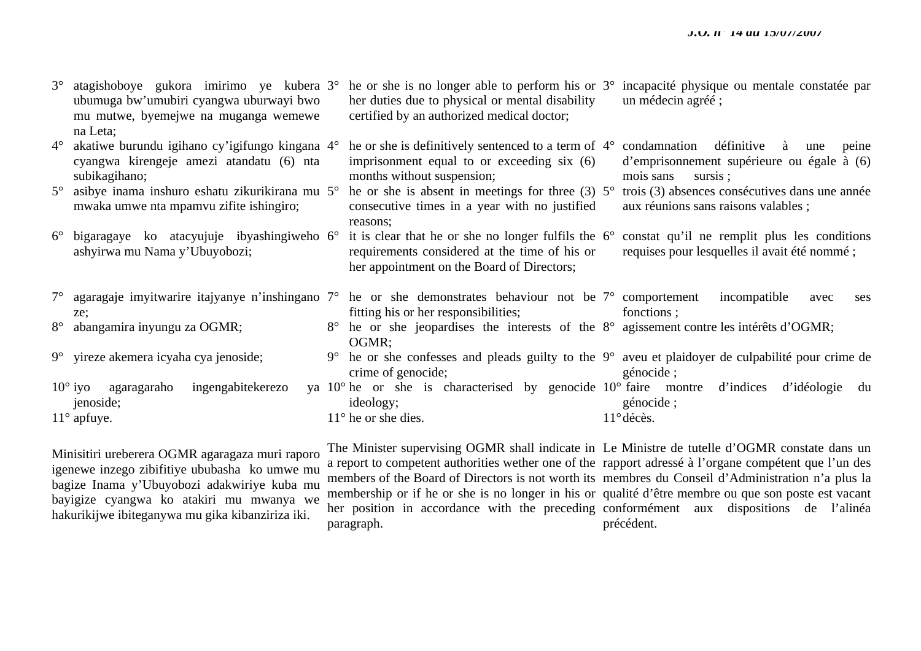3° atagishoboye gukora imirimo ye kubera ubumuga bw'umubiri cyangwa uburwayi bwo mu mutwe, byemejwe na muganga wemewe na Leta;
4° akatiwe burundu igihano cy'igifungo kingana cyangwa kirengeje amezi atandatu (6) nta subikagihano;
5° asibye inama inshuro eshatu zikurikirana mu mwaka umwe nta mpamvu zifite ishingiro;
6° bigaragaye ko atacyujuje ibyashingiweho ashyirwa mu Nama y'Ubuyobozi;
7° agaragaje imyitwarire itajyanye n'inshingano ze;
8° abangamira inyungu za OGMR;
9° yireze akemera icyaha cya jenoside;
10° iyo agaragaraho ingengabitekerezo ya jenoside;
11° apfuye.

Minisitiri ureberera OGMR agaragaza muri raporo igenewe inzego zibifitiye ububasha ko umwe mu bagize Inama y'Ubuyobozi adakwiriye kuba mu bayigize cyangwa ko atakiri mu mwanya we hakurikijwe ibiteganywa mu gika kibanziriza iki.

3° he or she is no longer able to perform his or her duties due to physical or mental disability certified by an authorized medical doctor;
4° he or she is definitively sentenced to a term of imprisonment equal to or exceeding six (6) months without suspension;
5° he or she is absent in meetings for three (3) consecutive times in a year with no justified reasons;
6° it is clear that he or she no longer fulfils the requirements considered at the time of his or her appointment on the Board of Directors;
7° he or she demonstrates behaviour not be fitting his or her responsibilities;
8° he or she jeopardises the interests of the OGMR;
9° he or she confesses and pleads guilty to the crime of genocide;
10° he or she is characterised by genocide ideology;
11° he or she dies.

The Minister supervising OGMR shall indicate in a report to competent authorities wether one of the members of the Board of Directors is not worth its membership or if he or she is no longer in his or her position in accordance with the preceding paragraph.

3° incapacité physique ou mentale constatée par un médecin agréé ;
4° condamnation définitive à une peine d'emprisonnement supérieure ou égale à (6) mois sans sursis ;
5° trois (3) absences consécutives dans une année aux réunions sans raisons valables ;
6° constat qu'il ne remplit plus les conditions requises pour lesquelles il avait été nommé ;
7° comportement incompatible avec ses fonctions ;
8° agissement contre les intérêts d'OGMR;
9° aveu et plaidoyer de culpabilité pour crime de génocide ;
10° faire montre d'indices d'idéologie du génocide ;
11° décès.

Le Ministre de tutelle d'OGMR constate dans un rapport adressé à l'organe compétent que l'un des membres du Conseil d'Administration n'a plus la qualité d'être membre ou que son poste est vacant conformément aux dispositions de l'alinéa précédent.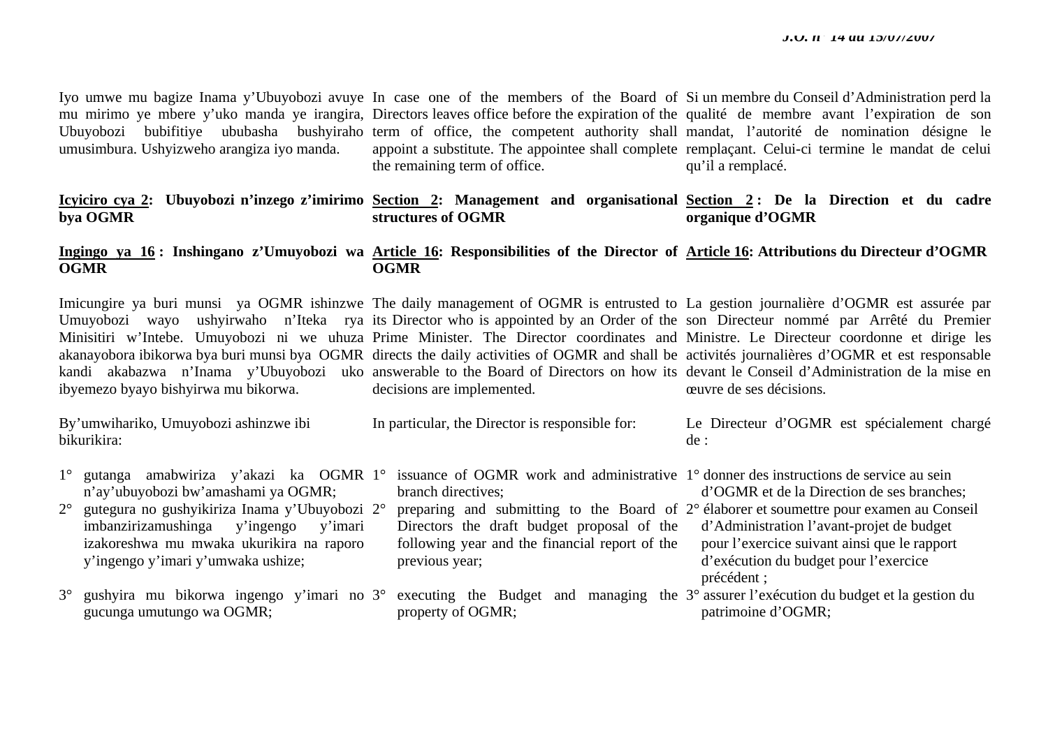Iyo umwe mu bagize Inama y'Ubuyobozi avuye mu mirimo ye mbere y'uko manda ye irangira, Ubuyobozi bubifitiye ububasha bushyiraho umusimbura. Ushyizweho arangiza iyo manda.

In case one of the members of the Board of Directors leaves office before the expiration of the term of office, the competent authority shall appoint a substitute. The appointee shall complete the remaining term of office.

Si un membre du Conseil d'Administration perd la qualité de membre avant l'expiration de son mandat, l'autorité de nomination désigne le remplaçant. Celui-ci termine le mandat de celui qu'il a remplacé.

**Icyiciro cya 2: Ubuyobozi n'inzego z'imirimo bya OGMR**

**Section 2: Management and organisational structures of OGMR**

**Section 2 : De la Direction et du cadre organique d'OGMR**

**Ingingo ya 16 : Inshingano z'Umuyobozi wa OGMR**

**Article 16: Responsibilities of the Director of OGMR**

**Article 16: Attributions du Directeur d'OGMR**

Imicungire ya buri munsi ya OGMR ishinzwe Umuyobozi wayo ushyirwaho n'Iteka rya Minisitiri w'Intebe. Umuyobozi ni we uhuza akanayobora ibikorwa bya buri munsi bya OGMR kandi akabazwa n'Inama y'Ubuyobozi uko ibyemezo byayo bishyirwa mu bikorwa.

By'umwihariko, Umuyobozi ashinzwe ibi bikurikira:

1° gutanga amabwiriza y'akazi ka OGMR n'ay'ubuyobozi bw'amashami ya OGMR;
2° gutegura no gushyikiriza Inama y'Ubuyobozi imbanzirizamushinga y'ingengo y'imari izakoreshwa mu mwaka ukurikira na raporo y'ingengo y'imari y'umwaka ushize;
3° gushyira mu bikorwa ingengo y'imari no gucunga umutungo wa OGMR;

The daily management of OGMR is entrusted to its Director who is appointed by an Order of the Prime Minister. The Director coordinates and directs the daily activities of OGMR and shall be answerable to the Board of Directors on how its decisions are implemented.

In particular, the Director is responsible for:

1° issuance of OGMR work and administrative branch directives;
2° preparing and submitting to the Board of Directors the draft budget proposal of the following year and the financial report of the previous year;
3° executing the Budget and managing the property of OGMR;

La gestion journalière d'OGMR est assurée par son Directeur nommé par Arrêté du Premier Ministre. Le Directeur coordonne et dirige les activités journalières d'OGMR et est responsable devant le Conseil d'Administration de la mise en œuvre de ses décisions.

Le Directeur d'OGMR est spécialement chargé de :

1° donner des instructions de service au sein d'OGMR et de la Direction de ses branches;
2° élaborer et soumettre pour examen au Conseil d'Administration l'avant-projet de budget pour l'exercice suivant ainsi que le rapport d'exécution du budget pour l'exercice précédent ;
3° assurer l'exécution du budget et la gestion du patrimoine d'OGMR;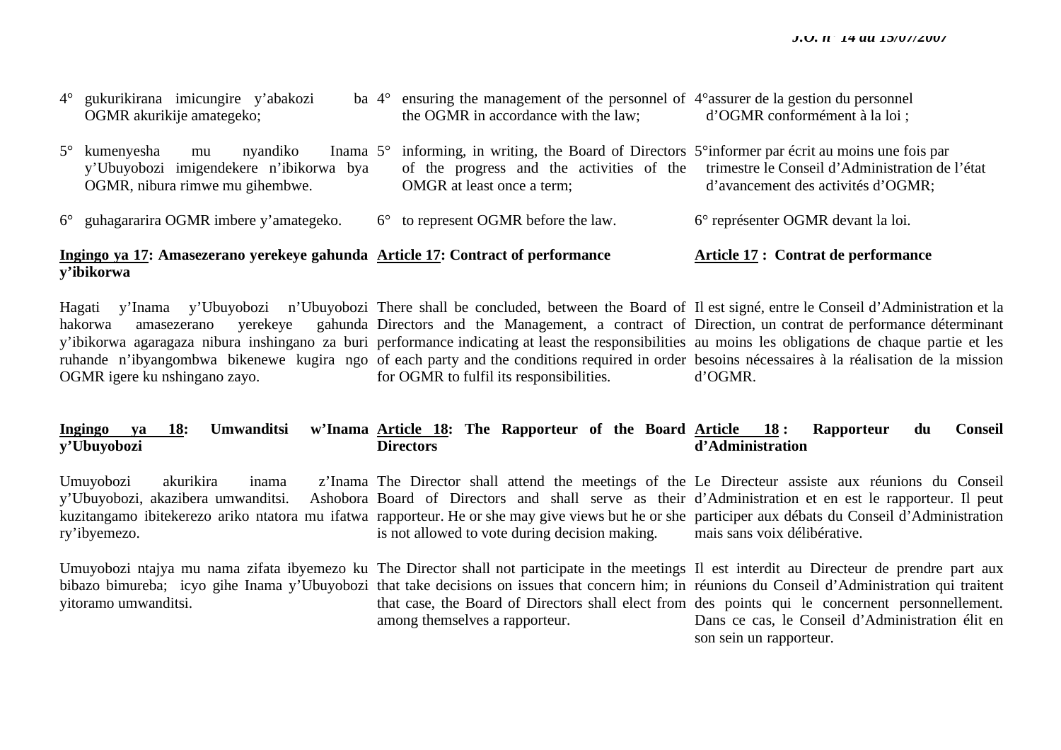4° gukurikirana imicungire y'abakozi ba OGMR akurikije amategeko;

5° kumenyesha mu nyandiko Inama y'Ubuyobozi imigendekere n'ibikorwa bya OGMR, nibura rimwe mu gihembwe.

6° guhagararira OGMR imbere y'amategeko.

**Ingingo ya 17: Amasezerano yerekeye gahunda y'ibikorwa**

Hagati y'Inama y'Ubuyobozi n'Ubuyobozi hakorwa amasezerano yerekeye gahunda y'ibikorwa agaragaza nibura inshingano za buri ruhande n'ibyangombwa bikenewe kugira ngo OGMR igere ku nshingano zayo.

**Ingingo ya 18: Umwanditsi w'Inama y'Ubuyobozi**

Umuyobozi akurikira inama z'Inama y'Ubuyobozi, akazibera umwanditsi. Ashobora kuzitangamo ibitekerezo ariko ntatora mu ifatwa ry'ibyemezo.

Umuyobozi ntajya mu nama zifata ibyemezo ku bibazo bimureba; icyo gihe Inama y'Ubuyobozi yitoramo umwanditsi.

4° ensuring the management of the personnel of the OGMR in accordance with the law;

5° informing, in writing, the Board of Directors of the progress and the activities of the OMGR at least once a term;

6° to represent OGMR before the law.

**Article 17: Contract of performance**

There shall be concluded, between the Board of Directors and the Management, a contract of performance indicating at least the responsibilities of each party and the conditions required in order for OGMR to fulfil its responsibilities.

**Article 18: The Rapporteur of the Board Directors**

The Director shall attend the meetings of the Board of Directors and shall serve as their rapporteur. He or she may give views but he or she is not allowed to vote during decision making.

The Director shall not participate in the meetings that take decisions on issues that concern him; in that case, the Board of Directors shall elect from among themselves a rapporteur.

4° assurer de la gestion du personnel d'OGMR conformément à la loi ;

5° informer par écrit au moins une fois par trimestre le Conseil d'Administration de l'état d'avancement des activités d'OGMR;

6° représenter OGMR devant la loi.

**Article 17 : Contrat de performance**

Il est signé, entre le Conseil d'Administration et la Direction, un contrat de performance déterminant au moins les obligations de chaque partie et les besoins nécessaires à la réalisation de la mission d'OGMR.

**Article 18 : Rapporteur du Conseil d'Administration**

Le Directeur assiste aux réunions du Conseil d'Administration et en est le rapporteur. Il peut participer aux débats du Conseil d'Administration mais sans voix délibérative.

Il est interdit au Directeur de prendre part aux réunions du Conseil d'Administration qui traitent des points qui le concernent personnellement. Dans ce cas, le Conseil d'Administration élit en son sein un rapporteur.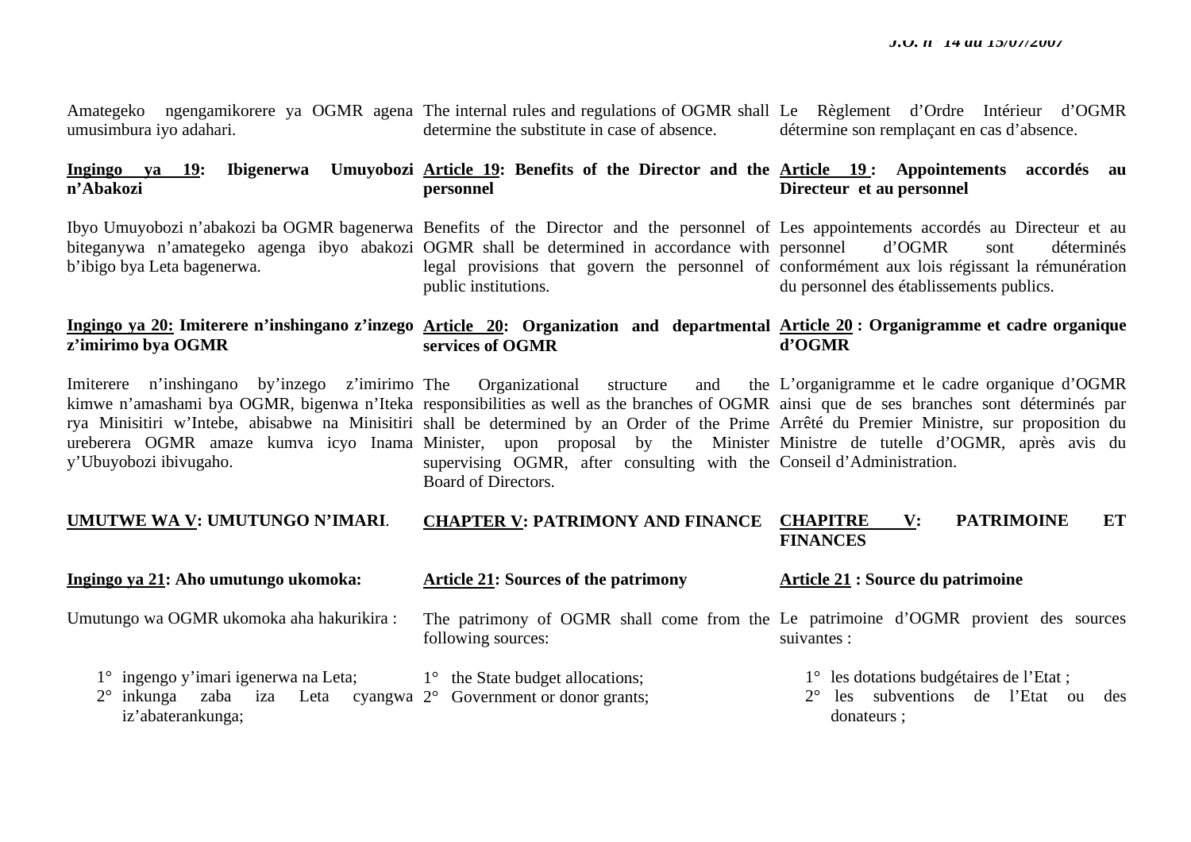Amategeko ngengamikorere ya OGMR agena umusimbura iyo adahari.

The internal rules and regulations of OGMR shall determine the substitute in case of absence.

Le Règlement d'Ordre Intérieur d'OGMR détermine son remplaçant en cas d'absence.

**Ingingo ya 19: Ibigenerwa Umuyobozi n'Abakozi**

Ibyo Umuyobozi n'abakozi ba OGMR bagenerwa biteganywa n'amategeko agenga ibyo abakozi b'ibigo bya Leta bagenerwa.

**Article 19: Benefits of the Director and the personnel**

Benefits of the Director and the personnel of OGMR shall be determined in accordance with legal provisions that govern the personnel of public institutions.

**Article 19 : Appointements accordés au Directeur et au personnel**

Les appointements accordés au Directeur et au personnel d'OGMR sont déterminés conformément aux lois régissant la rémunération du personnel des établissements publics.

**Ingingo ya 20: Imiterere n'inshingano z'inzego z'imirimo bya OGMR**

Imiterere n'inshingano by'inzego z'imirimo kimwe n'amashami bya OGMR, bigenwa n'Iteka rya Minisitiri w'Intebe, abisabwe na Minisitiri ureberera OGMR amaze kumva icyo Inama y'Ubuyobozi ibivugaho.

**Article 20: Organization and departmental services of OGMR**

The Organizational structure and the responsibilities as well as the branches of OGMR shall be determined by an Order of the Prime Minister, upon proposal by the Minister supervising OGMR, after consulting with the Board of Directors.

**Article 20 : Organigramme et cadre organique d'OGMR**

L'organigramme et le cadre organique d'OGMR ainsi que de ses branches sont déterminés par Arrêté du Premier Ministre, sur proposition du Ministre de tutelle d'OGMR, après avis du Conseil d'Administration.

## UMUTWE WA V: UMUTUNGO N'IMARI.

## CHAPTER V: PATRIMONY AND FINANCE

## CHAPITRE V: PATRIMOINE ET FINANCES

**Ingingo ya 21: Aho umutungo ukomoka:**

Umutungo wa OGMR ukomoka aha hakurikira :

1° ingengo y'imari igenerwa na Leta;
2° inkunga zaba iza Leta cyangwa iz'abaterankunga;

**Article 21: Sources of the patrimony**

The patrimony of OGMR shall come from the following sources:

1° the State budget allocations;
2° Government or donor grants;

**Article 21 : Source du patrimoine**

Le patrimoine d'OGMR provient des sources suivantes :

1° les dotations budgétaires de l'Etat ;
2° les subventions de l'Etat ou des donateurs ;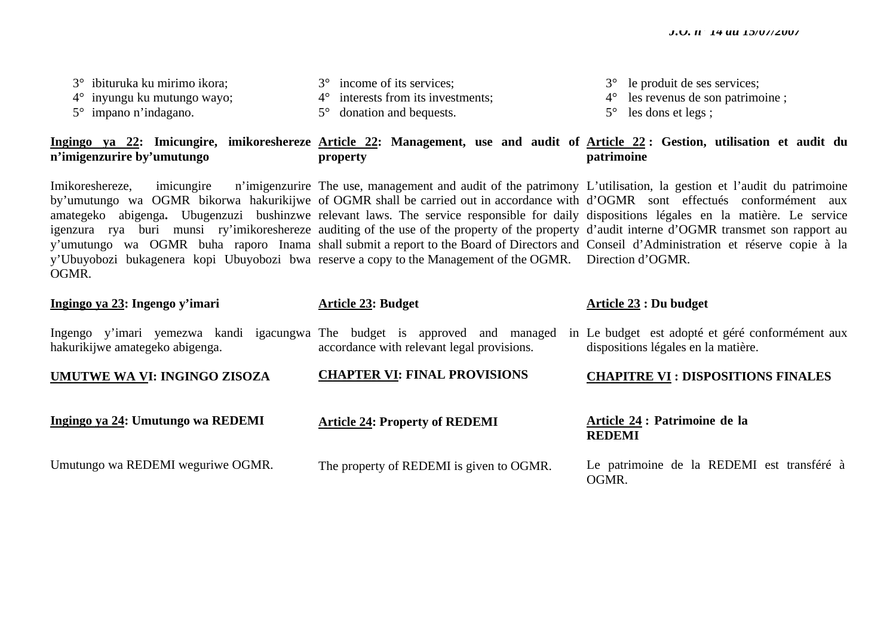3° ibituruka ku mirimo ikora;
4° inyungu ku mutungo wayo;
5° impano n'indagano.

**<u>Ingingo ya 22</u>: Imicungire, imikoreshereze n'imigenzurire by'umutungo**

Imikoreshereze, imicungire n'imigenzurire by'umutungo wa OGMR bikorwa hakurikijwe amategeko abigenga**.** Ubugenzuzi bushinzwe igenzura rya buri munsi ry'imikoreshereze y'umutungo wa OGMR buha raporo Inama y'Ubuyobozi bukagenera kopi Ubuyobozi bwa OGMR.

**<u>Ingingo ya 23</u>: Ingengo y'imari**

Ingengo y'imari yemezwa kandi igacungwa hakurikijwe amategeko abigenga.

**<u>UMUTWE WA VI</u>: INGINGO ZISOZA**

**<u>Ingingo ya 24</u>: Umutungo wa REDEMI**

Umutungo wa REDEMI weguriwe OGMR.

3° income of its services;
4° interests from its investments;
5° donation and bequests.

**<u>Article 22</u>: Management, use and audit of property**

The use, management and audit of the patrimony of OGMR shall be carried out in accordance with relevant laws. The service responsible for daily auditing of the use of the property of the property shall submit a report to the Board of Directors and reserve a copy to the Management of the OGMR.

**<u>Article 23</u>: Budget**

The budget is approved and managed in accordance with relevant legal provisions.

**<u>CHAPTER VI</u>: FINAL PROVISIONS**

**<u>Article 24</u>: Property of REDEMI**

The property of REDEMI is given to OGMR.

3° le produit de ses services;
4° les revenus de son patrimoine ;
5° les dons et legs ;

**<u>Article 22</u> : Gestion, utilisation et audit du patrimoine**

L'utilisation, la gestion et l'audit du patrimoine d'OGMR sont effectués conformément aux dispositions légales en la matière. Le service d'audit interne d'OGMR transmet son rapport au Conseil d'Administration et réserve copie à la Direction d'OGMR.

**<u>Article 23</u> : Du budget**

Le budget est adopté et géré conformément aux dispositions légales en la matière.

**<u>CHAPITRE VI</u> : DISPOSITIONS FINALES**

**<u>Article 24</u> : Patrimoine de la REDEMI**

Le patrimoine de la REDEMI est transféré à OGMR.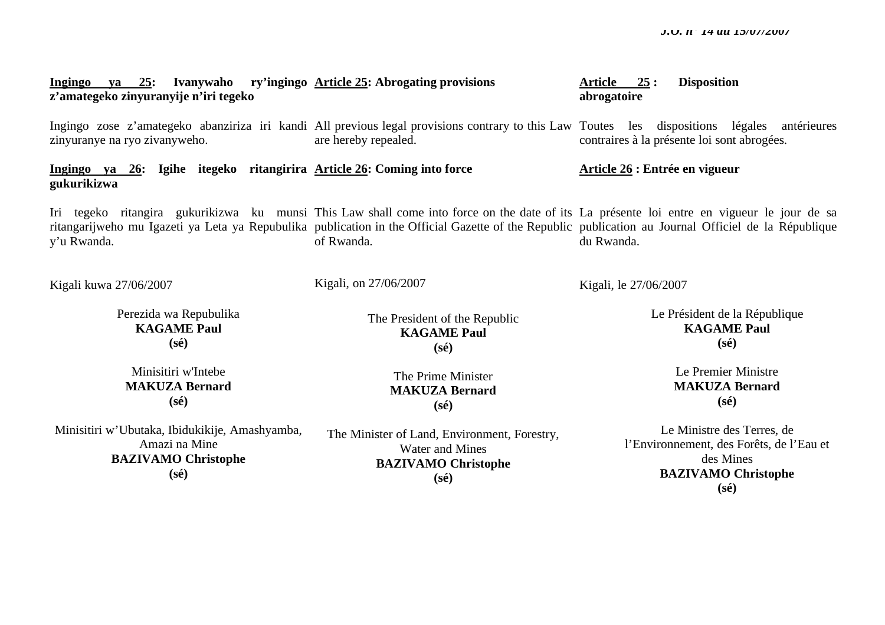**Ingingo ya 25: Ivanywaho ry'ingingo z'amategeko zinyuranyije n'iri tegeko**

Ingingo zose z'amategeko abanziriza iri kandi zinyuranye na ryo zivanyweho.

**Ingingo ya 26: Igihe itegeko ritangirira gukurikizwa**

Iri tegeko ritangira gukurikizwa ku munsi ritangarijweho mu Igazeti ya Leta ya Repubulika y'u Rwanda.

Kigali kuwa 27/06/2007

Perezida wa Repubulika
**KAGAME Paul**
**(sé)**

Minisitiri w'Intebe
**MAKUZA Bernard**
**(sé)**

Minisitiri w'Ubutaka, Ibidukikije, Amashyamba, Amazi na Mine
**BAZIVAMO Christophe**
**(sé)**

**Article 25: Abrogating provisions**

All previous legal provisions contrary to this Law are hereby repealed.

**Article 26: Coming into force**

This Law shall come into force on the date of its publication in the Official Gazette of the Republic of Rwanda.

Kigali, on 27/06/2007

The President of the Republic
**KAGAME Paul**
**(sé)**

The Prime Minister
**MAKUZA Bernard**
**(sé)**

The Minister of Land, Environment, Forestry, Water and Mines
**BAZIVAMO Christophe**
**(sé)**

**Article 25 : Disposition abrogatoire**

Toutes les dispositions légales antérieures contraires à la présente loi sont abrogées.

**Article 26 : Entrée en vigueur**

La présente loi entre en vigueur le jour de sa publication au Journal Officiel de la République du Rwanda.

Kigali, le 27/06/2007

Le Président de la République
**KAGAME Paul**
**(sé)**

Le Premier Ministre
**MAKUZA Bernard**
**(sé)**

Le Ministre des Terres, de l'Environnement, des Forêts, de l'Eau et des Mines
**BAZIVAMO Christophe**
**(sé)**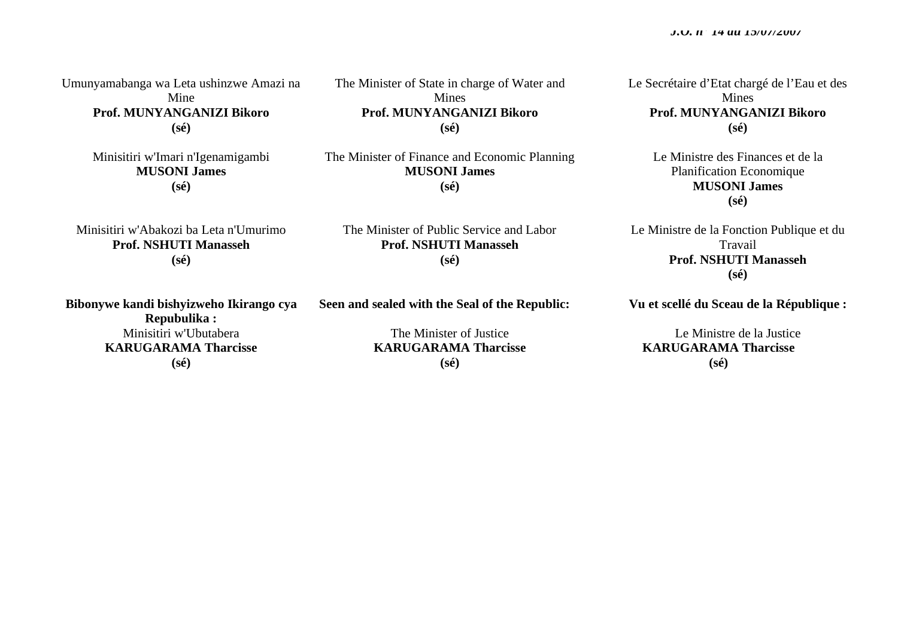Umunyamabanga wa Leta ushinzwe Amazi na Mine
**Prof. MUNYANGANIZI Bikoro**
**(sé)**

Minisitiri w'Imari n'Igenamigambi
**MUSONI James**
**(sé)**

Minisitiri w'Abakozi ba Leta n'Umurimo
**Prof. NSHUTI Manasseh**
**(sé)**

**Bibonywe kandi bishyizweho Ikirango cya Repubulika :**
Minisitiri w'Ubutabera
**KARUGARAMA Tharcisse**
**(sé)**

The Minister of State in charge of Water and Mines
**Prof. MUNYANGANIZI Bikoro**
**(sé)**

The Minister of Finance and Economic Planning
**MUSONI James**
**(sé)**

The Minister of Public Service and Labor
**Prof. NSHUTI Manasseh**
**(sé)**

**Seen and sealed with the Seal of the Republic:**

The Minister of Justice
**KARUGARAMA Tharcisse**
**(sé)**

Le Secrétaire d'Etat chargé de l'Eau et des Mines
**Prof. MUNYANGANIZI Bikoro**
**(sé)**

Le Ministre des Finances et de la Planification Economique
**MUSONI James**
**(sé)**

Le Ministre de la Fonction Publique et du Travail
**Prof. NSHUTI Manasseh**
**(sé)**

**Vu et scellé du Sceau de la République :**

Le Ministre de la Justice
**KARUGARAMA Tharcisse**
**(sé)**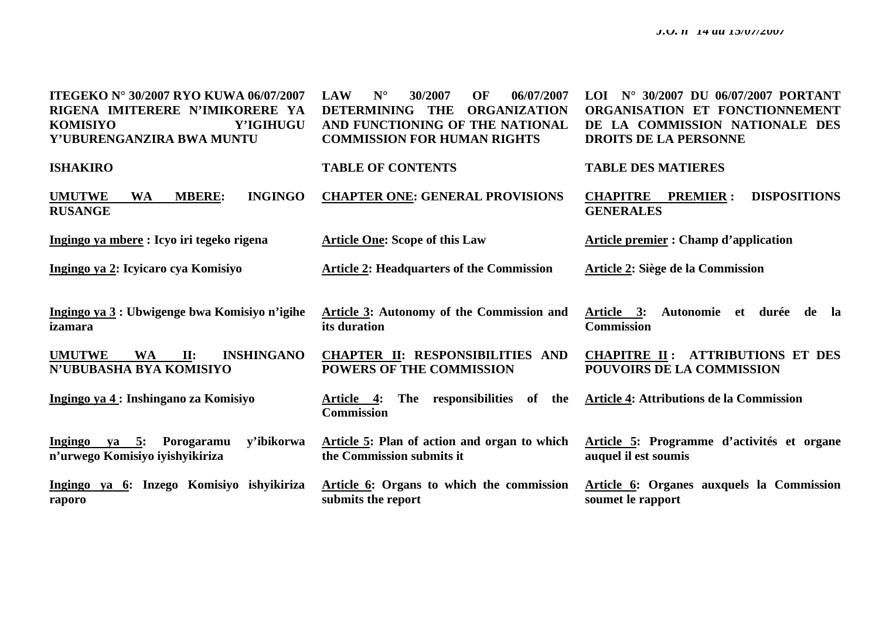**ITEGEKO N° 30/2007 RYO KUWA 06/07/2007 RIGENA IMITERERE N'IMIKORERE YA KOMISIYO Y'IGIHUGU Y'UBURENGANZIRA BWA MUNTU**

**ISHAKIRO**

**<u>UMUTWE WA MBERE</u>: INGINGO RUSANGE**

**<u>Ingingo ya mbere</u> : Icyo iri tegeko rigena**

**<u>Ingingo ya 2</u>: Icyicaro cya Komisiyo**

**<u>Ingingo ya 3</u> : Ubwigenge bwa Komisiyo n'igihe izamara**

**<u>UMUTWE WA II</u>: INSHINGANO N'UBUBASHA BYA KOMISIYO**

**<u>Ingingo ya 4</u> : Inshingano za Komisiyo**

**<u>Ingingo ya 5</u>: Porogaramu y'ibikorwa n'urwego Komisiyo iyishyikiriza**

**<u>Ingingo ya 6</u>: Inzego Komisiyo ishyikiriza raporo**

**LAW N° 30/2007 OF 06/07/2007 DETERMINING THE ORGANIZATION AND FUNCTIONING OF THE NATIONAL COMMISSION FOR HUMAN RIGHTS**

**TABLE OF CONTENTS**

**<u>CHAPTER ONE</u>: GENERAL PROVISIONS**

**<u>Article One</u>: Scope of this Law**

**<u>Article 2</u>: Headquarters of the Commission**

**<u>Article 3</u>: Autonomy of the Commission and its duration**

**<u>CHAPTER II</u>: RESPONSIBILITIES AND POWERS OF THE COMMISSION**

**<u>Article 4</u>: The responsibilities of the Commission**

**<u>Article 5</u>: Plan of action and organ to which the Commission submits it**

**<u>Article 6</u>: Organs to which the commission submits the report**

**LOI N° 30/2007 DU 06/07/2007 PORTANT ORGANISATION ET FONCTIONNEMENT DE LA COMMISSION NATIONALE DES DROITS DE LA PERSONNE**

**TABLE DES MATIERES**

**<u>CHAPITRE PREMIER</u> : DISPOSITIONS GENERALES**

**<u>Article premier</u> : Champ d'application**

**<u>Article 2</u>: Siège de la Commission**

**<u>Article 3</u>: Autonomie et durée de la Commission**

**<u>CHAPITRE II</u> : ATTRIBUTIONS ET DES POUVOIRS DE LA COMMISSION**

**<u>Article 4</u>: Attributions de la Commission**

**<u>Article 5</u>: Programme d'activités et organe auquel il est soumis**

**<u>Article 6</u>: Organes auxquels la Commission soumet le rapport**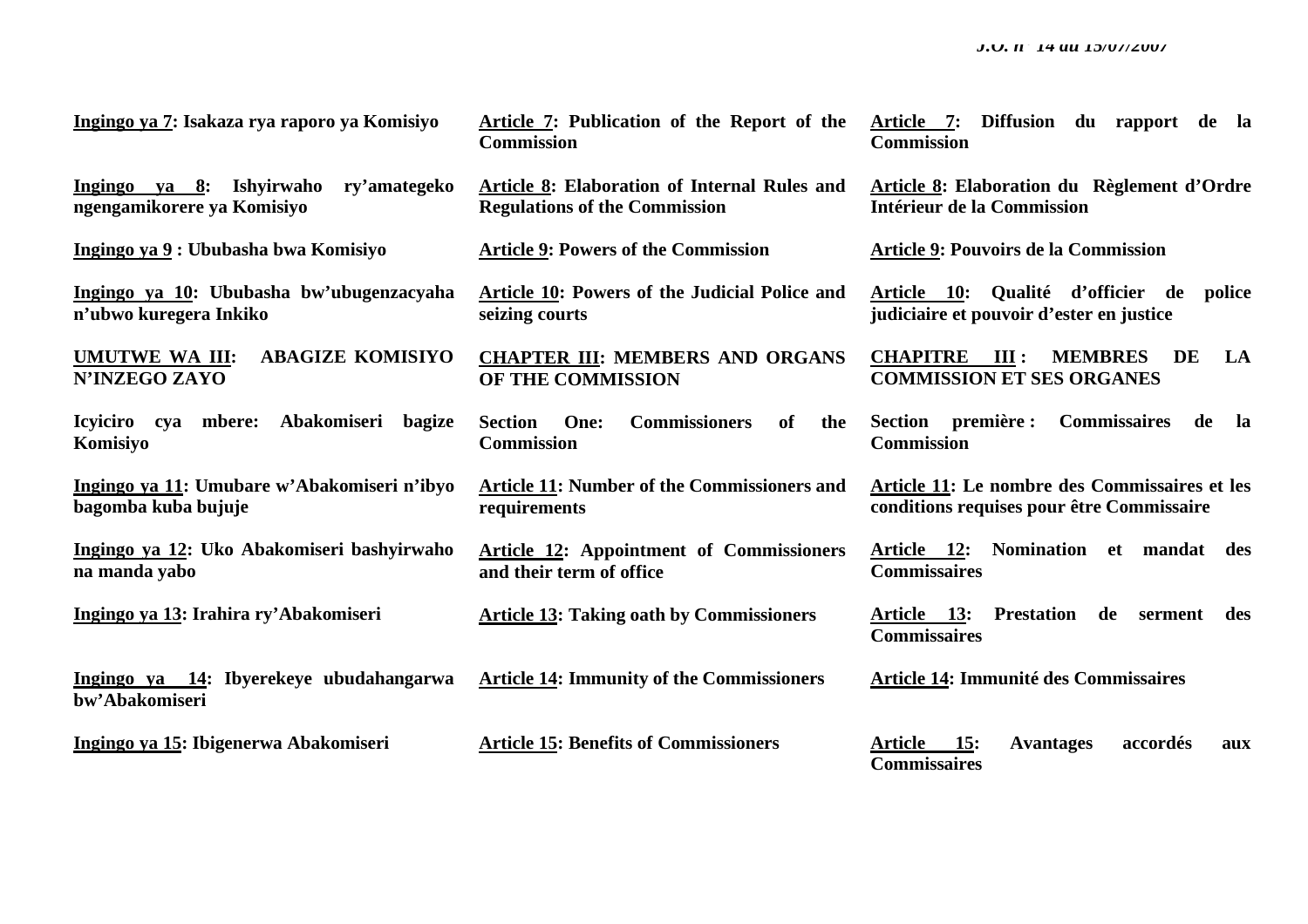**Ingingo ya 7: Isakaza rya raporo ya Komisiyo**

**Ingingo ya 8: Ishyirwaho ry'amategeko ngengamikorere ya Komisiyo**

**Ingingo ya 9 : Ububasha bwa Komisiyo**

**Ingingo ya 10: Ububasha bw'ubugenzacyaha n'ubwo kuregera Inkiko**

**UMUTWE WA III: ABAGIZE KOMISIYO N'INZEGO ZAYO**

**Icyiciro cya mbere: Abakomiseri bagize Komisiyo**

**Ingingo ya 11: Umubare w'Abakomiseri n'ibyo bagomba kuba bujuje**

**Ingingo ya 12: Uko Abakomiseri bashyirwaho na manda yabo**

**Ingingo ya 13: Irahira ry'Abakomiseri**

**Ingingo ya 14: Ibyerekeye ubudahangarwa bw'Abakomiseri**

**Ingingo ya 15: Ibigenerwa Abakomiseri**

**Article 7: Publication of the Report of the Commission**

**Article 8: Elaboration of Internal Rules and Regulations of the Commission**

**Article 9: Powers of the Commission**

**Article 10: Powers of the Judicial Police and seizing courts**

**CHAPTER III: MEMBERS AND ORGANS OF THE COMMISSION**

**Section One: Commissioners of the Commission**

**Article 11: Number of the Commissioners and requirements**

**Article 12: Appointment of Commissioners and their term of office**

**Article 13: Taking oath by Commissioners**

**Article 14: Immunity of the Commissioners**

**Article 15: Benefits of Commissioners**

**Article 7: Diffusion du rapport de la Commission**

**Article 8: Elaboration du Règlement d'Ordre Intérieur de la Commission**

**Article 9: Pouvoirs de la Commission**

**Article 10: Qualité d'officier de police judiciaire et pouvoir d'ester en justice**

**CHAPITRE III : MEMBRES DE LA COMMISSION ET SES ORGANES**

**Section première : Commissaires de la Commission**

**Article 11: Le nombre des Commissaires et les conditions requises pour être Commissaire**

**Article 12: Nomination et mandat des Commissaires**

**Article 13: Prestation de serment des Commissaires**

**Article 14: Immunité des Commissaires**

**Article 15: Avantages accordés aux Commissaires**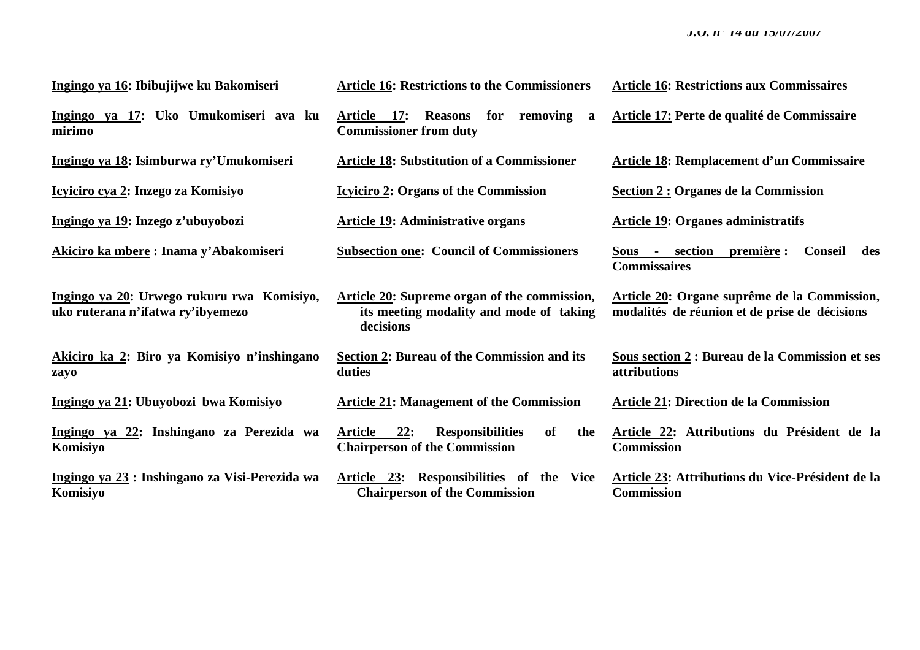**Ingingo ya 16: Ibibujijwe ku Bakomiseri**

**Ingingo ya 17: Uko Umukomiseri ava ku mirimo**

**Ingingo ya 18: Isimburwa ry'Umukomiseri**

**Icyiciro cya 2: Inzego za Komisiyo**

**Ingingo ya 19: Inzego z'ubuyobozi**

**Akiciro ka mbere : Inama y'Abakomiseri**

**Ingingo ya 20: Urwego rukuru rwa Komisiyo, uko ruterana n'ifatwa ry'ibyemezo**

**Akiciro ka 2: Biro ya Komisiyo n'inshingano zayo**

**Ingingo ya 21: Ubuyobozi bwa Komisiyo**

**Ingingo ya 22: Inshingano za Perezida wa Komisiyo**

**Ingingo ya 23 : Inshingano za Visi-Perezida wa Komisiyo**

**Article 16: Restrictions to the Commissioners**

**Article 17: Reasons for removing a Commissioner from duty**

**Article 18: Substitution of a Commissioner**

**Icyiciro 2: Organs of the Commission**

**Article 19: Administrative organs**

**Subsection one: Council of Commissioners**

**Article 20: Supreme organ of the commission, its meeting modality and mode of taking decisions**

**Section 2: Bureau of the Commission and its duties**

**Article 21: Management of the Commission**

**Article 22: Responsibilities of the Chairperson of the Commission**

**Article 23: Responsibilities of the Vice Chairperson of the Commission**

**Article 16: Restrictions aux Commissaires**

**Article 17: Perte de qualité de Commissaire**

**Article 18: Remplacement d'un Commissaire**

**Section 2 : Organes de la Commission**

**Article 19: Organes administratifs**

**Sous - section première : Conseil des Commissaires**

**Article 20: Organe suprême de la Commission, modalités de réunion et de prise de décisions**

**Sous section 2 : Bureau de la Commission et ses attributions**

**Article 21: Direction de la Commission**

**Article 22: Attributions du Président de la Commission**

**Article 23: Attributions du Vice-Président de la Commission**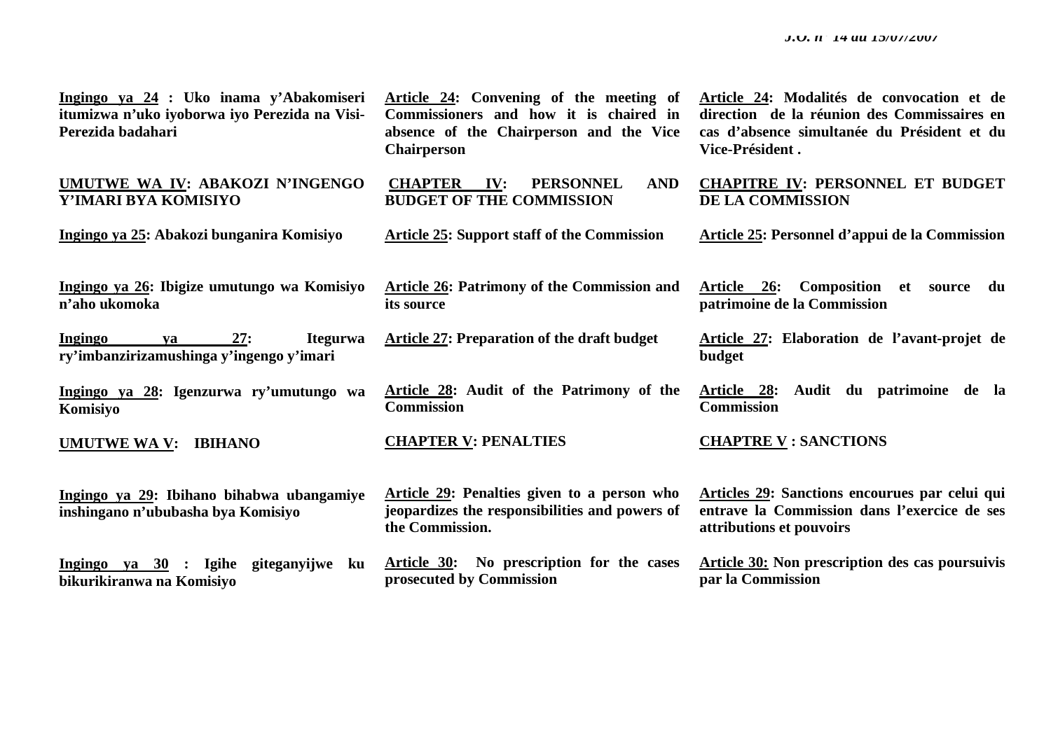**Ingingo ya 24 : Uko inama y'Abakomiseri itumizwa n'uko iyoborwa iyo Perezida na Visi-Perezida badahari**

**Article 24: Convening of the meeting of Commissioners and how it is chaired in absence of the Chairperson and the Vice Chairperson**

**Article 24: Modalités de convocation et de direction de la réunion des Commissaires en cas d'absence simultanée du Président et du Vice-Président .**

**UMUTWE WA IV: ABAKOZI N'INGENGO Y'IMARI BYA KOMISIYO**

**CHAPTER IV: PERSONNEL AND BUDGET OF THE COMMISSION**

**CHAPITRE IV: PERSONNEL ET BUDGET DE LA COMMISSION**

**Ingingo ya 25: Abakozi bunganira Komisiyo**

**Article 25: Support staff of the Commission**

**Article 25: Personnel d'appui de la Commission**

**Ingingo ya 26: Ibigize umutungo wa Komisiyo n'aho ukomoka**

**Article 26: Patrimony of the Commission and its source**

**Article 26: Composition et source du patrimoine de la Commission**

**Ingingo ya 27: Itegurwa ry'imbanzirizamushinga y'ingengo y'imari**

**Article 27: Preparation of the draft budget**

**Article 27: Elaboration de l'avant-projet de budget**

**Ingingo ya 28: Igenzurwa ry'umutungo wa Komisiyo**

**Article 28: Audit of the Patrimony of the Commission**

**Article 28: Audit du patrimoine de la Commission**

**UMUTWE WA V: IBIHANO**

**CHAPTER V: PENALTIES**

**CHAPTRE V : SANCTIONS**

**Ingingo ya 29: Ibihano bihabwa ubangamiye inshingano n'ububasha bya Komisiyo**

**Article 29: Penalties given to a person who jeopardizes the responsibilities and powers of the Commission.**

**Articles 29: Sanctions encourues par celui qui entrave la Commission dans l'exercice de ses attributions et pouvoirs**

**Ingingo ya 30 : Igihe giteganyijwe ku bikurikiranwa na Komisiyo**

**Article 30: No prescription for the cases prosecuted by Commission**

**Article 30: Non prescription des cas poursuivis par la Commission**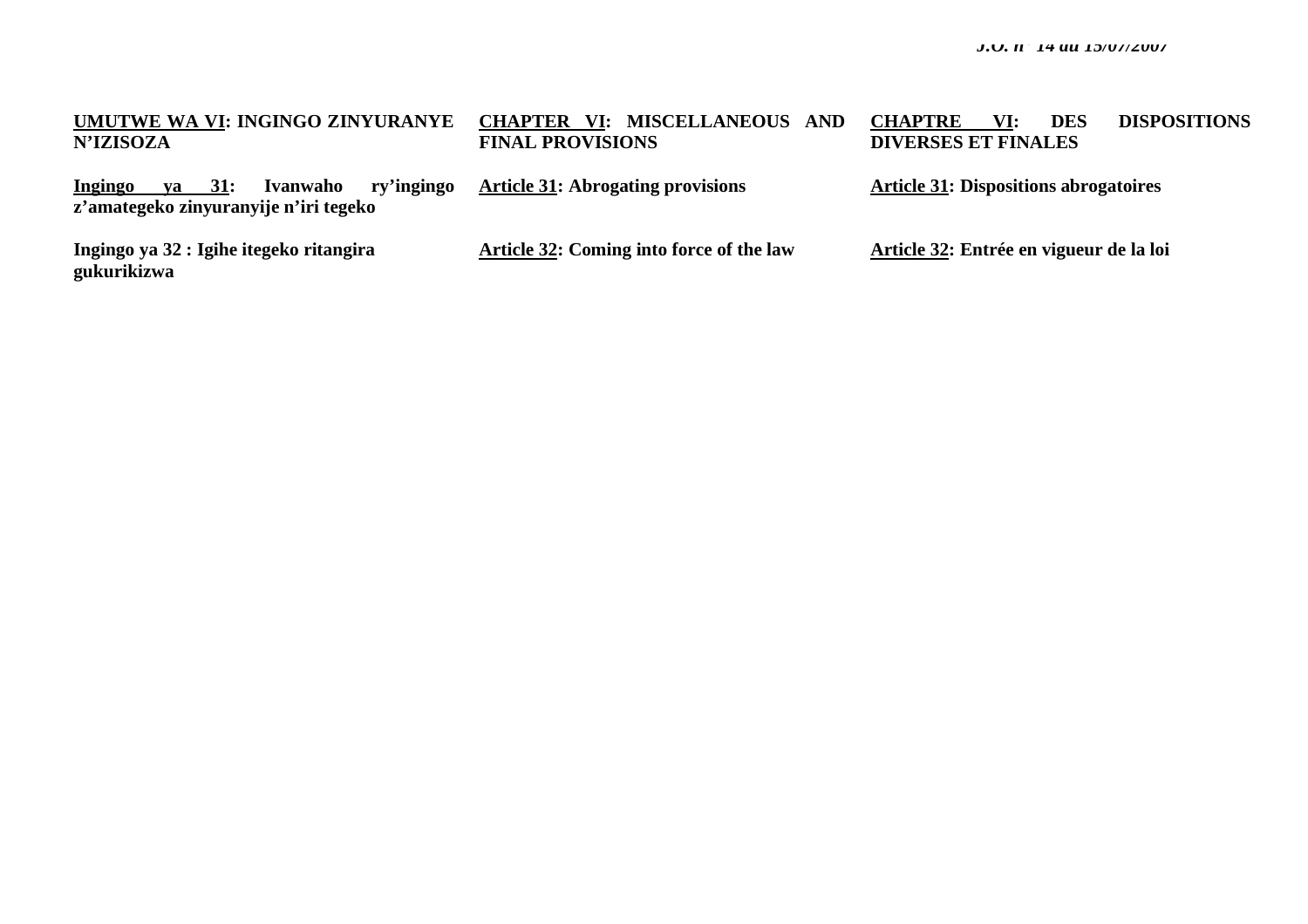**UMUTWE WA VI: INGINGO ZINYURANYE N'IZISOZA**

**Ingingo ya 31: Ivanwaho ry'ingingo z'amategeko zinyuranyije n'iri tegeko**

**Ingingo ya 32 : Igihe itegeko ritangira gukurikizwa**

**CHAPTER VI: MISCELLANEOUS AND FINAL PROVISIONS**

**Article 31: Abrogating provisions**

**Article 32: Coming into force of the law**

**CHAPTRE VI: DES DISPOSITIONS DIVERSES ET FINALES**

**Article 31: Dispositions abrogatoires**

**Article 32: Entrée en vigueur de la loi**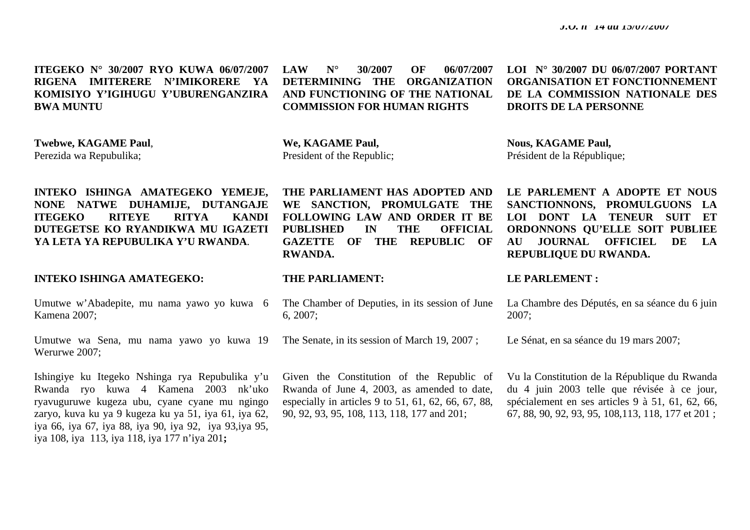**ITEGEKO N° 30/2007 RYO KUWA 06/07/2007 RIGENA IMITERERE N'IMIKORERE YA KOMISIYO Y'IGIHUGU Y'UBURENGANZIRA BWA MUNTU**

**Twebwe, KAGAME Paul**,
Perezida wa Repubulika;

**INTEKO ISHINGA AMATEGEKO YEMEJE, NONE NATWE DUHAMIJE, DUTANGAJE ITEGEKO RITEYE RITYA KANDI DUTEGETSE KO RYANDIKWA MU IGAZETI YA LETA YA REPUBULIKA Y'U RWANDA**.

**INTEKO ISHINGA AMATEGEKO:**

Umutwe w'Abadepite, mu nama yawo yo kuwa 6 Kamena 2007;

Umutwe wa Sena, mu nama yawo yo kuwa 19 Werurwe 2007;

Ishingiye ku Itegeko Nshinga rya Repubulika y'u Rwanda ryo kuwa 4 Kamena 2003 nk'uko ryavuguruwe kugeza ubu, cyane cyane mu ngingo zaryo, kuva ku ya 9 kugeza ku ya 51, iya 61, iya 62, iya 66, iya 67, iya 88, iya 90, iya 92, iya 93,iya 95, iya 108, iya 113, iya 118, iya 177 n'iya 201**;**

**LAW N° 30/2007 OF 06/07/2007 DETERMINING THE ORGANIZATION AND FUNCTIONING OF THE NATIONAL COMMISSION FOR HUMAN RIGHTS**

**We, KAGAME Paul,**
President of the Republic;

**THE PARLIAMENT HAS ADOPTED AND WE SANCTION, PROMULGATE THE FOLLOWING LAW AND ORDER IT BE PUBLISHED IN THE OFFICIAL GAZETTE OF THE REPUBLIC OF RWANDA.**

**THE PARLIAMENT:**

The Chamber of Deputies, in its session of June 6, 2007;

The Senate, in its session of March 19, 2007 ;

Given the Constitution of the Republic of Rwanda of June 4, 2003, as amended to date, especially in articles 9 to 51, 61, 62, 66, 67, 88, 90, 92, 93, 95, 108, 113, 118, 177 and 201;

**LOI N° 30/2007 DU 06/07/2007 PORTANT ORGANISATION ET FONCTIONNEMENT DE LA COMMISSION NATIONALE DES DROITS DE LA PERSONNE**

**Nous, KAGAME Paul,**
Président de la République;

**LE PARLEMENT A ADOPTE ET NOUS SANCTIONNONS, PROMULGUONS LA LOI DONT LA TENEUR SUIT ET ORDONNONS QU'ELLE SOIT PUBLIEE AU JOURNAL OFFICIEL DE LA REPUBLIQUE DU RWANDA.**

**LE PARLEMENT :**

La Chambre des Députés, en sa séance du 6 juin 2007;

Le Sénat, en sa séance du 19 mars 2007;

Vu la Constitution de la République du Rwanda du 4 juin 2003 telle que révisée à ce jour, spécialement en ses articles 9 à 51, 61, 62, 66, 67, 88, 90, 92, 93, 95, 108,113, 118, 177 et 201 ;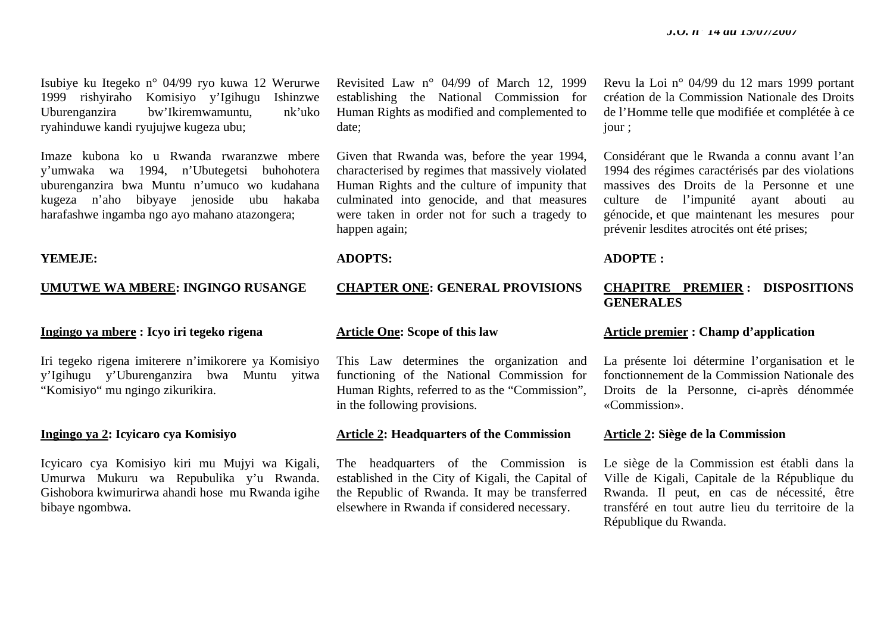Isubiye ku Itegeko n° 04/99 ryo kuwa 12 Werurwe 1999 rishyiraho Komisiyo y'Igihugu Ishinzwe Uburenganzira bw'Ikiremwamuntu, nk'uko ryahinduwe kandi ryujujwe kugeza ubu;

Imaze kubona ko u Rwanda rwaranzwe mbere y'umwaka wa 1994, n'Ubutegetsi buhohotera uburenganzira bwa Muntu n'umuco wo kudahana kugeza n'aho bibyaye jenoside ubu hakaba harafashwe ingamba ngo ayo mahano atazongera;

**YEMEJE:**

## UMUTWE WA MBERE: INGINGO RUSANGE

### Ingingo ya mbere : Icyo iri tegeko rigena

Iri tegeko rigena imiterere n'imikorere ya Komisiyo y'Igihugu y'Uburenganzira bwa Muntu yitwa "Komisiyo" mu ngingo zikurikira.

### Ingingo ya 2: Icyicaro cya Komisiyo

Icyicaro cya Komisiyo kiri mu Mujyi wa Kigali, Umurwa Mukuru wa Repubulika y'u Rwanda. Gishobora kwimurirwa ahandi hose mu Rwanda igihe bibaye ngombwa.

Revisited Law n° 04/99 of March 12, 1999 establishing the National Commission for Human Rights as modified and complemented to date;

Given that Rwanda was, before the year 1994, characterised by regimes that massively violated Human Rights and the culture of impunity that culminated into genocide, and that measures were taken in order not for such a tragedy to happen again;

**ADOPTS:**

## CHAPTER ONE: GENERAL PROVISIONS

### Article One: Scope of this law

This Law determines the organization and functioning of the National Commission for Human Rights, referred to as the "Commission", in the following provisions.

### Article 2: Headquarters of the Commission

The headquarters of the Commission is established in the City of Kigali, the Capital of the Republic of Rwanda. It may be transferred elsewhere in Rwanda if considered necessary.

Revu la Loi n° 04/99 du 12 mars 1999 portant création de la Commission Nationale des Droits de l'Homme telle que modifiée et complétée à ce jour ;

Considérant que le Rwanda a connu avant l'an 1994 des régimes caractérisés par des violations massives des Droits de la Personne et une culture de l'impunité ayant abouti au génocide, et que maintenant les mesures pour prévenir lesdites atrocités ont été prises;

**ADOPTE :**

## CHAPITRE PREMIER : DISPOSITIONS GENERALES

### Article premier : Champ d'application

La présente loi détermine l'organisation et le fonctionnement de la Commission Nationale des Droits de la Personne, ci-après dénommée «Commission».

### Article 2: Siège de la Commission

Le siège de la Commission est établi dans la Ville de Kigali, Capitale de la République du Rwanda. Il peut, en cas de nécessité, être transféré en tout autre lieu du territoire de la République du Rwanda.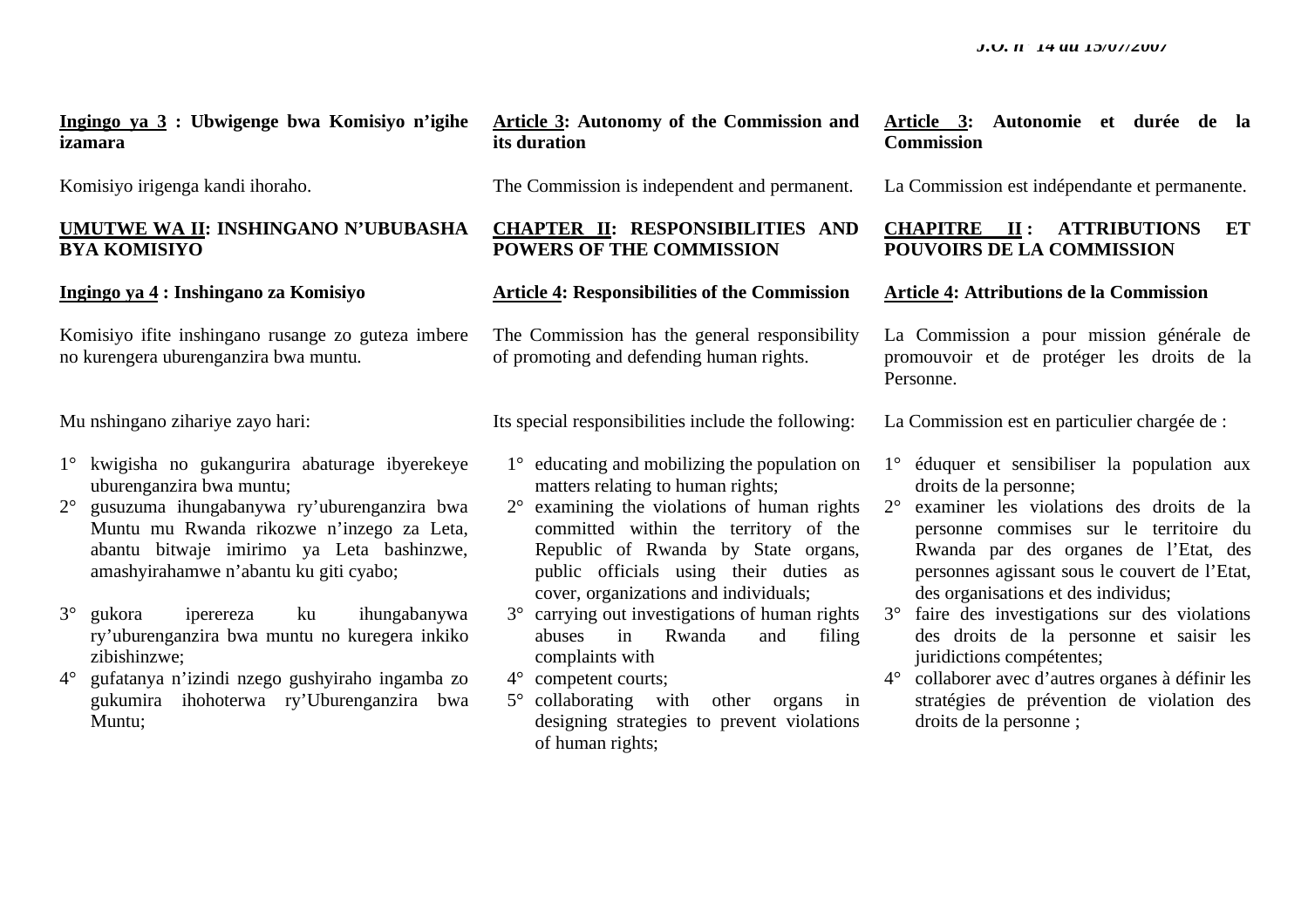**Ingingo ya 3 : Ubwigenge bwa Komisiyo n'igihe izamara**

Komisiyo irigenga kandi ihoraho.

**UMUTWE WA II: INSHINGANO N'UBUBASHA BYA KOMISIYO**

**Ingingo ya 4 : Inshingano za Komisiyo**

Komisiyo ifite inshingano rusange zo guteza imbere no kurengera uburenganzira bwa muntu.

Mu nshingano zihariye zayo hari:

1° kwigisha no gukangurira abaturage ibyerekeye uburenganzira bwa muntu;
2° gusuzuma ihungabanywa ry'uburenganzira bwa Muntu mu Rwanda rikozwe n'inzego za Leta, abantu bitwaje imirimo ya Leta bashinzwe, amashyirahamwe n'abantu ku giti cyabo;
3° gukora iperereza ku ihungabanywa ry'uburenganzira bwa muntu no kuregera inkiko zibishinzwe;
4° gufatanya n'izindi nzego gushyiraho ingamba zo gukumira ihohoterwa ry'Uburenganzira bwa Muntu;

**Article 3: Autonomy of the Commission and its duration**

The Commission is independent and permanent.

**CHAPTER II: RESPONSIBILITIES AND POWERS OF THE COMMISSION**

**Article 4: Responsibilities of the Commission**

The Commission has the general responsibility of promoting and defending human rights.

Its special responsibilities include the following:

1° educating and mobilizing the population on matters relating to human rights;
2° examining the violations of human rights committed within the territory of the Republic of Rwanda by State organs, public officials using their duties as cover, organizations and individuals;
3° carrying out investigations of human rights abuses in Rwanda and filing complaints with
4° competent courts;
5° collaborating with other organs in designing strategies to prevent violations of human rights;

**Article 3: Autonomie et durée de la Commission**

La Commission est indépendante et permanente.

**CHAPITRE II : ATTRIBUTIONS ET POUVOIRS DE LA COMMISSION**

**Article 4: Attributions de la Commission**

La Commission a pour mission générale de promouvoir et de protéger les droits de la Personne.

La Commission est en particulier chargée de :

1° éduquer et sensibiliser la population aux droits de la personne;
2° examiner les violations des droits de la personne commises sur le territoire du Rwanda par des organes de l'Etat, des personnes agissant sous le couvert de l'Etat, des organisations et des individus;
3° faire des investigations sur des violations des droits de la personne et saisir les juridictions compétentes;
4° collaborer avec d'autres organes à définir les stratégies de prévention de violation des droits de la personne ;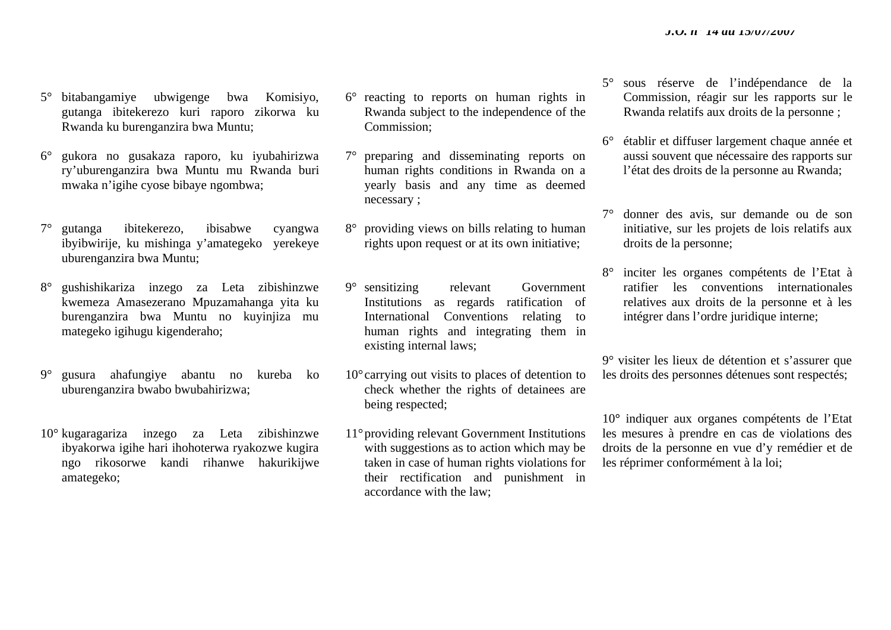5° bitabangamiye ubwigenge bwa Komisiyo, gutanga ibitekerezo kuri raporo zikorwa ku Rwanda ku burenganzira bwa Muntu;

6° gukora no gusakaza raporo, ku iyubahirizwa ry'uburenganzira bwa Muntu mu Rwanda buri mwaka n'igihe cyose bibaye ngombwa;

7° gutanga ibitekerezo, ibisabwe cyangwa ibyibwirije, ku mishinga y'amategeko yerekeye uburenganzira bwa Muntu;

8° gushishikariza inzego za Leta zibishinzwe kwemeza Amasezerano Mpuzamahanga yita ku burenganzira bwa Muntu no kuyinjiza mu mategeko igihugu kigenderaho;

9° gusura ahafungiye abantu no kureba ko uburenganzira bwabo bwubahirizwa;

10° kugaragariza inzego za Leta zibishinzwe ibyakorwa igihe hari ihohoterwa ryakozwe kugira ngo rikosorwe kandi rihanwe hakurikijwe amategeko;

6° reacting to reports on human rights in Rwanda subject to the independence of the Commission;

7° preparing and disseminating reports on human rights conditions in Rwanda on a yearly basis and any time as deemed necessary ;

8° providing views on bills relating to human rights upon request or at its own initiative;

9° sensitizing relevant Government Institutions as regards ratification of International Conventions relating to human rights and integrating them in existing internal laws;

10° carrying out visits to places of detention to check whether the rights of detainees are being respected;

11° providing relevant Government Institutions with suggestions as to action which may be taken in case of human rights violations for their rectification and punishment in accordance with the law;

5° sous réserve de l'indépendance de la Commission, réagir sur les rapports sur le Rwanda relatifs aux droits de la personne ;

6° établir et diffuser largement chaque année et aussi souvent que nécessaire des rapports sur l'état des droits de la personne au Rwanda;

7° donner des avis, sur demande ou de son initiative, sur les projets de lois relatifs aux droits de la personne;

8° inciter les organes compétents de l'Etat à ratifier les conventions internationales relatives aux droits de la personne et à les intégrer dans l'ordre juridique interne;

9° visiter les lieux de détention et s'assurer que les droits des personnes détenues sont respectés;

10° indiquer aux organes compétents de l'Etat les mesures à prendre en cas de violations des droits de la personne en vue d'y remédier et de les réprimer conformément à la loi;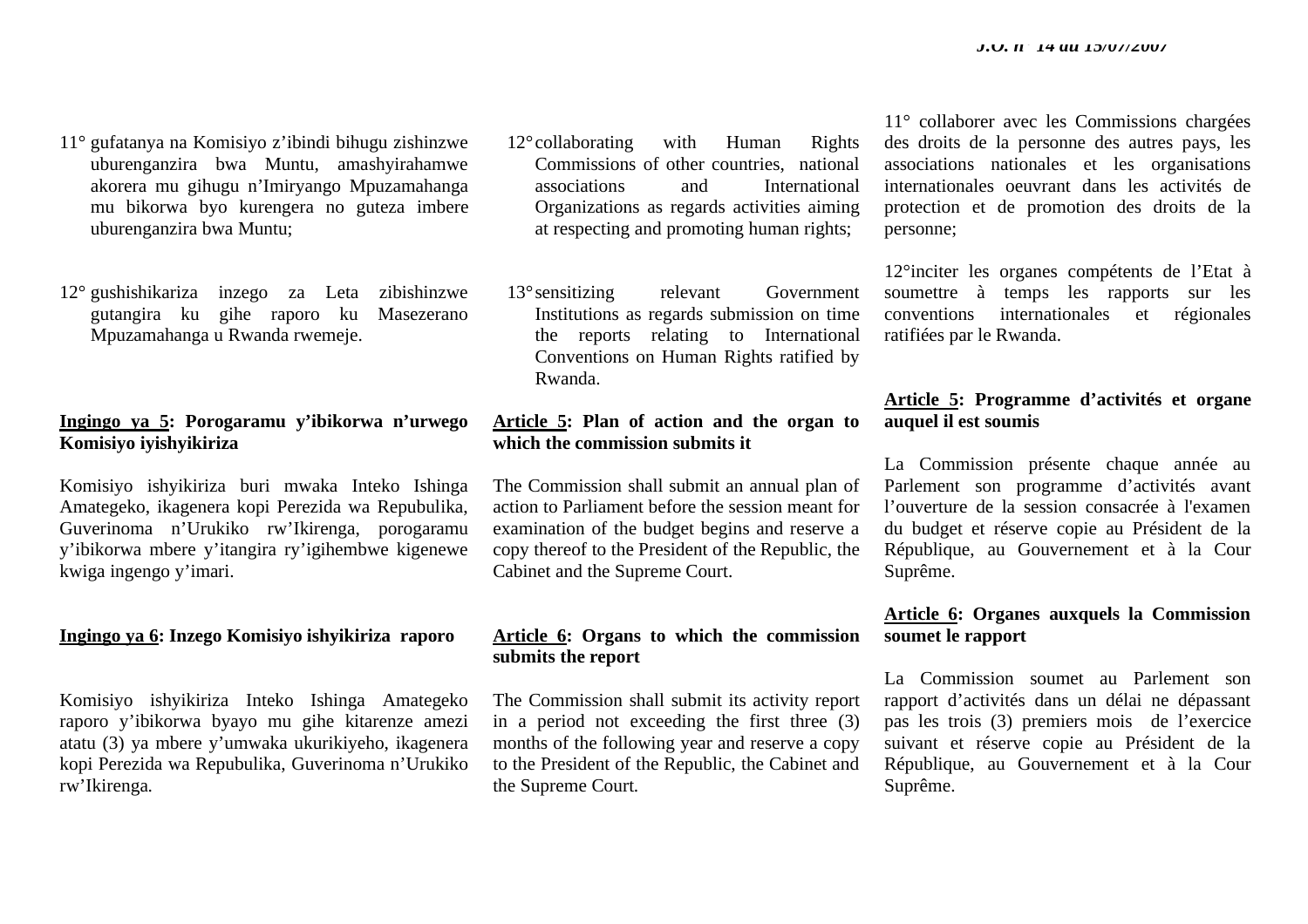11° gufatanya na Komisiyo z'ibindi bihugu zishinzwe uburenganzira bwa Muntu, amashyirahamwe akorera mu gihugu n'Imiryango Mpuzamahanga mu bikorwa byo kurengera no guteza imbere uburenganzira bwa Muntu;

12° gushishikariza inzego za Leta zibishinzwe gutangira ku gihe raporo ku Masezerano Mpuzamahanga u Rwanda rwemeje.

**Ingingo ya 5: Porogaramu y'ibikorwa n'urwego Komisiyo iyishyikiriza**

Komisiyo ishyikiriza buri mwaka Inteko Ishinga Amategeko, ikagenera kopi Perezida wa Repubulika, Guverinoma n'Urukiko rw'Ikirenga, porogaramu y'ibikorwa mbere y'itangira ry'igihembwe kigenewe kwiga ingengo y'imari.

**Ingingo ya 6: Inzego Komisiyo ishyikiriza raporo**

Komisiyo ishyikiriza Inteko Ishinga Amategeko raporo y'ibikorwa byayo mu gihe kitarenze amezi atatu (3) ya mbere y'umwaka ukurikiyeho, ikagenera kopi Perezida wa Repubulika, Guverinoma n'Urukiko rw'Ikirenga.

12° collaborating with Human Rights Commissions of other countries, national associations and International Organizations as regards activities aiming at respecting and promoting human rights;

13° sensitizing relevant Government Institutions as regards submission on time the reports relating to International Conventions on Human Rights ratified by Rwanda.

**Article 5: Plan of action and the organ to which the commission submits it**

The Commission shall submit an annual plan of action to Parliament before the session meant for examination of the budget begins and reserve a copy thereof to the President of the Republic, the Cabinet and the Supreme Court.

**Article 6: Organs to which the commission submits the report**

The Commission shall submit its activity report in a period not exceeding the first three (3) months of the following year and reserve a copy to the President of the Republic, the Cabinet and the Supreme Court.

11° collaborer avec les Commissions chargées des droits de la personne des autres pays, les associations nationales et les organisations internationales oeuvrant dans les activités de protection et de promotion des droits de la personne;

12° inciter les organes compétents de l'Etat à soumettre à temps les rapports sur les conventions internationales et régionales ratifiées par le Rwanda.

**Article 5: Programme d'activités et organe auquel il est soumis**

La Commission présente chaque année au Parlement son programme d'activités avant l'ouverture de la session consacrée à l'examen du budget et réserve copie au Président de la République, au Gouvernement et à la Cour Suprême.

**Article 6: Organes auxquels la Commission soumet le rapport**

La Commission soumet au Parlement son rapport d'activités dans un délai ne dépassant pas les trois (3) premiers mois de l'exercice suivant et réserve copie au Président de la République, au Gouvernement et à la Cour Suprême.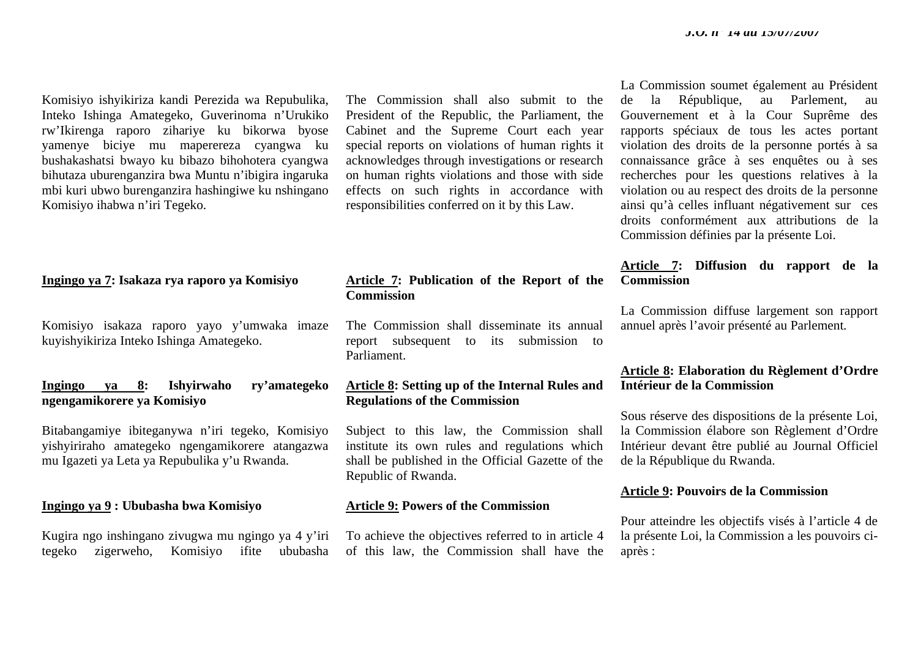Komisiyo ishyikiriza kandi Perezida wa Repubulika, Inteko Ishinga Amategeko, Guverinoma n'Urukiko rw'Ikirenga raporo zihariye ku bikorwa byose yamenye biciye mu maperereza cyangwa ku bushakashatsi bwayo ku bibazo bihohotera cyangwa bihutaza uburenganzira bwa Muntu n'ibigira ingaruka mbi kuri ubwo burenganzira hashingiwe ku nshingano Komisiyo ihabwa n'iri Tegeko.

**Ingingo ya 7: Isakaza rya raporo ya Komisiyo**

Komisiyo isakaza raporo yayo y'umwaka imaze kuyishyikiriza Inteko Ishinga Amategeko.

**Ingingo ya 8: Ishyirwaho ry'amategeko ngengamikorere ya Komisiyo**

Bitabangamiye ibiteganywa n'iri tegeko, Komisiyo yishyiriraho amategeko ngengamikorere atangazwa mu Igazeti ya Leta ya Repubulika y'u Rwanda.

**Ingingo ya 9 : Ububasha bwa Komisiyo**

Kugira ngo inshingano zivugwa mu ngingo ya 4 y'iri tegeko zigerweho, Komisiyo ifite ububasha

The Commission shall also submit to the President of the Republic, the Parliament, the Cabinet and the Supreme Court each year special reports on violations of human rights it acknowledges through investigations or research on human rights violations and those with side effects on such rights in accordance with responsibilities conferred on it by this Law.

**Article 7: Publication of the Report of the Commission**

The Commission shall disseminate its annual report subsequent to its submission to Parliament.

**Article 8: Setting up of the Internal Rules and Regulations of the Commission**

Subject to this law, the Commission shall institute its own rules and regulations which shall be published in the Official Gazette of the Republic of Rwanda.

**Article 9: Powers of the Commission**

To achieve the objectives referred to in article 4 of this law, the Commission shall have the

La Commission soumet également au Président de la République, au Parlement, au Gouvernement et à la Cour Suprême des rapports spéciaux de tous les actes portant violation des droits de la personne portés à sa connaissance grâce à ses enquêtes ou à ses recherches pour les questions relatives à la violation ou au respect des droits de la personne ainsi qu'à celles influant négativement sur ces droits conformément aux attributions de la Commission définies par la présente Loi.

**Article 7: Diffusion du rapport de la Commission**

La Commission diffuse largement son rapport annuel après l'avoir présenté au Parlement.

**Article 8: Elaboration du Règlement d'Ordre Intérieur de la Commission**

Sous réserve des dispositions de la présente Loi, la Commission élabore son Règlement d'Ordre Intérieur devant être publié au Journal Officiel de la République du Rwanda.

**Article 9: Pouvoirs de la Commission**

Pour atteindre les objectifs visés à l'article 4 de la présente Loi, la Commission a les pouvoirs ci-après :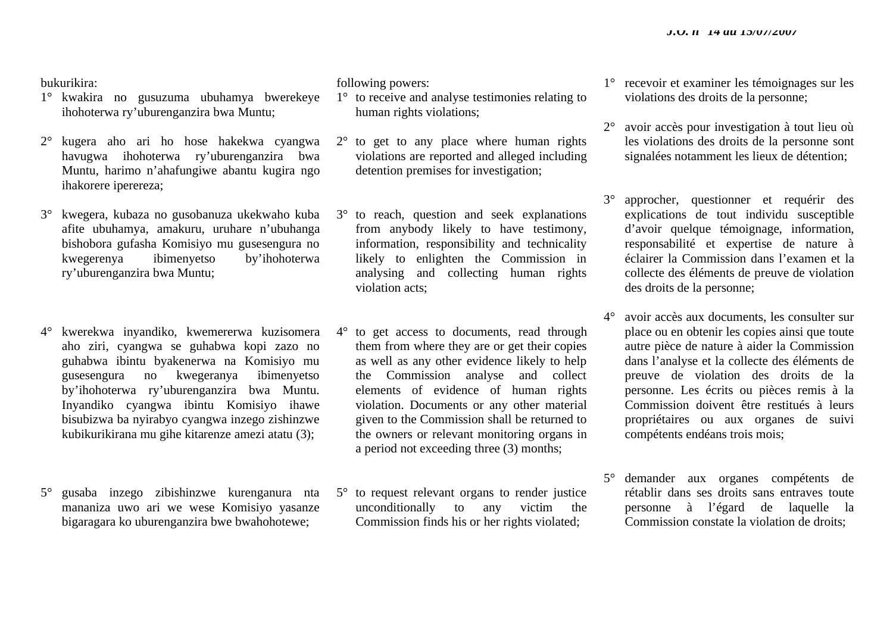bukurikira:

1° kwakira no gusuzuma ubuhamya bwerekeye ihohoterwa ry’uburenganzira bwa Muntu;

2° kugera aho ari ho hose hakekwa cyangwa havugwa ihohoterwa ry’uburenganzira bwa Muntu, harimo n’ahafungiwe abantu kugira ngo ihakorere iperereza;

3° kwegera, kubaza no gusobanuza ukekwaho kuba afite ubuhamya, amakuru, uruhare n’ubuhanga bishobora gufasha Komisiyo mu gusesengura no kwegerenya ibimenyetso by’ihohoterwa ry’uburenganzira bwa Muntu;

4° kwerekwa inyandiko, kwemererwa kuzisomera aho ziri, cyangwa se guhabwa kopi zazo no guhabwa ibintu byakenerwa na Komisiyo mu gusesengura no kwegeranya ibimenyetso by’ihohoterwa ry’uburenganzira bwa Muntu. Inyandiko cyangwa ibintu Komisiyo ihawe bisubizwa ba nyirabyo cyangwa inzego zishinzwe kubikurikirana mu gihe kitarenze amezi atatu (3);

5° gusaba inzego zibishinzwe kurenganura nta mananiza uwo ari we wese Komisiyo yasanze bigaragara ko uburenganzira bwe bwahohotewe;

following powers:

1° to receive and analyse testimonies relating to human rights violations;

2° to get to any place where human rights violations are reported and alleged including detention premises for investigation;

3° to reach, question and seek explanations from anybody likely to have testimony, information, responsibility and technicality likely to enlighten the Commission in analysing and collecting human rights violation acts;

4° to get access to documents, read through them from where they are or get their copies as well as any other evidence likely to help the Commission analyse and collect elements of evidence of human rights violation. Documents or any other material given to the Commission shall be returned to the owners or relevant monitoring organs in a period not exceeding three (3) months;

5° to request relevant organs to render justice unconditionally to any victim the Commission finds his or her rights violated;

1° recevoir et examiner les témoignages sur les violations des droits de la personne;

2° avoir accès pour investigation à tout lieu où les violations des droits de la personne sont signalées notamment les lieux de détention;

3° approcher, questionner et requérir des explications de tout individu susceptible d’avoir quelque témoignage, information, responsabilité et expertise de nature à éclairer la Commission dans l’examen et la collecte des éléments de preuve de violation des droits de la personne;

4° avoir accès aux documents, les consulter sur place ou en obtenir les copies ainsi que toute autre pièce de nature à aider la Commission dans l’analyse et la collecte des éléments de preuve de violation des droits de la personne. Les écrits ou pièces remis à la Commission doivent être restitués à leurs propriétaires ou aux organes de suivi compétents endéans trois mois;

5° demander aux organes compétents de rétablir dans ses droits sans entraves toute personne à l’égard de laquelle la Commission constate la violation de droits;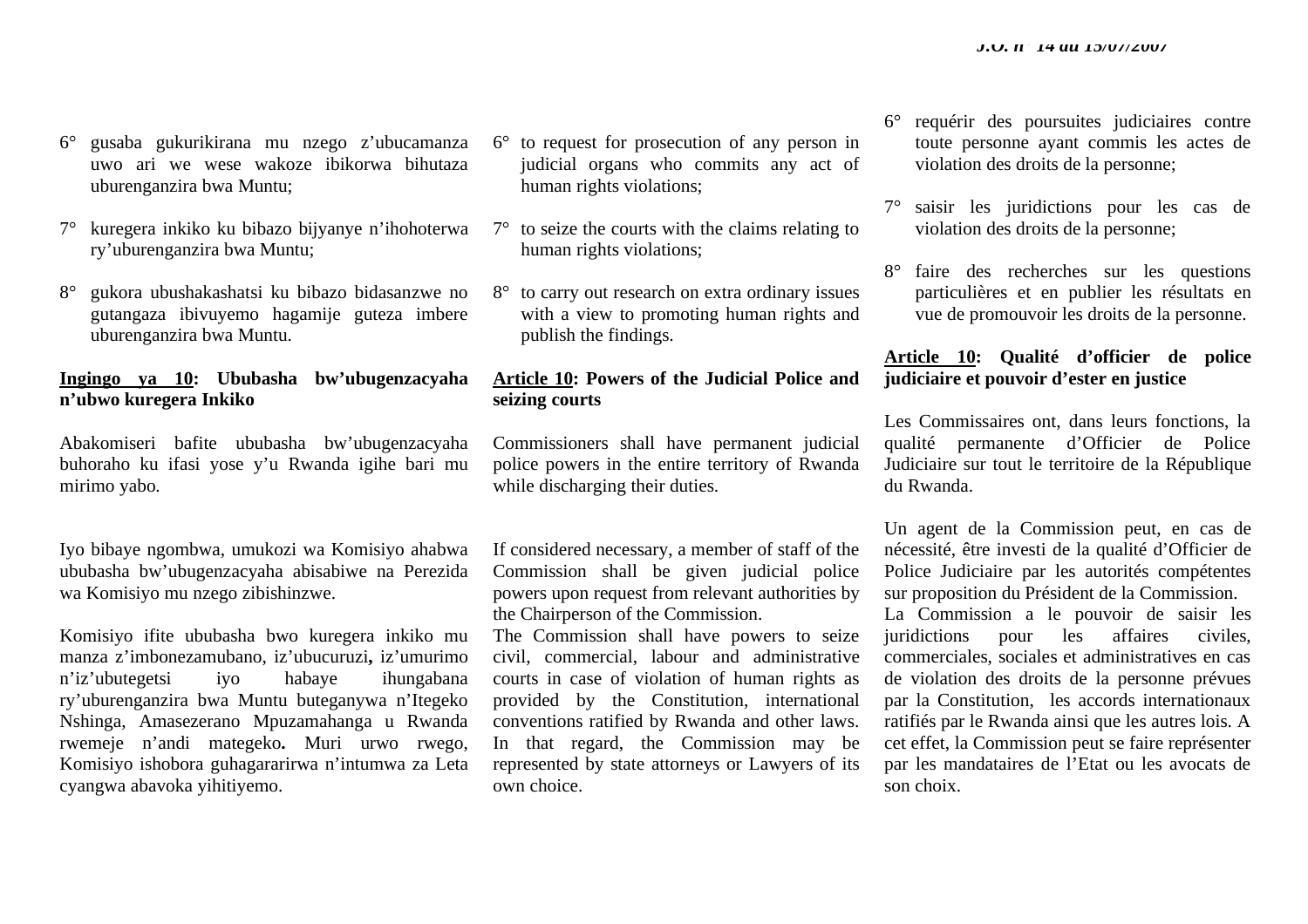6° gusaba gukurikirana mu nzego z'ubucamanza uwo ari we wese wakoze ibikorwa bihutaza uburenganzira bwa Muntu;

7° kuregera inkiko ku bibazo bijyanye n'ihohoterwa ry'uburenganzira bwa Muntu;

8° gukora ubushakashatsi ku bibazo bidasanzwe no gutangaza ibivuyemo hagamije guteza imbere uburenganzira bwa Muntu.

**<u>Ingingo ya 10</u>: Ububasha bw'ubugenzacyaha n'ubwo kuregera Inkiko**

Abakomiseri bafite ububasha bw'ubugenzacyaha buhoraho ku ifasi yose y'u Rwanda igihe bari mu mirimo yabo.

Iyo bibaye ngombwa, umukozi wa Komisiyo ahabwa ububasha bw'ubugenzacyaha abisabiwe na Perezida wa Komisiyo mu nzego zibishinzwe.

Komisiyo ifite ububasha bwo kuregera inkiko mu manza z'imbonezamubano, iz'ubucuruzi**,** iz'umurimo n'iz'ubutegetsi iyo habaye ihungabana ry'uburenganzira bwa Muntu buteganywa n'Itegeko Nshinga, Amasezerano Mpuzamahanga u Rwanda rwemeje n'andi mategeko**.** Muri urwo rwego, Komisiyo ishobora guhagararirwa n'intumwa za Leta cyangwa abavoka yihitiyemo.

6° to request for prosecution of any person in judicial organs who commits any act of human rights violations;

7° to seize the courts with the claims relating to human rights violations;

8° to carry out research on extra ordinary issues with a view to promoting human rights and publish the findings.

**<u>Article 10</u>: Powers of the Judicial Police and seizing courts**

Commissioners shall have permanent judicial police powers in the entire territory of Rwanda while discharging their duties.

If considered necessary, a member of staff of the Commission shall be given judicial police powers upon request from relevant authorities by the Chairperson of the Commission.
The Commission shall have powers to seize civil, commercial, labour and administrative courts in case of violation of human rights as provided by the Constitution, international conventions ratified by Rwanda and other laws. In that regard, the Commission may be represented by state attorneys or Lawyers of its own choice.

6° requérir des poursuites judiciaires contre toute personne ayant commis les actes de violation des droits de la personne;

7° saisir les juridictions pour les cas de violation des droits de la personne;

8° faire des recherches sur les questions particulières et en publier les résultats en vue de promouvoir les droits de la personne.

**<u>Article 10</u>: Qualité d'officier de police judiciaire et pouvoir d'ester en justice**

Les Commissaires ont, dans leurs fonctions, la qualité permanente d'Officier de Police Judiciaire sur tout le territoire de la République du Rwanda.

Un agent de la Commission peut, en cas de nécessité, être investi de la qualité d'Officier de Police Judiciaire par les autorités compétentes sur proposition du Président de la Commission.
La Commission a le pouvoir de saisir les juridictions pour les affaires civiles, commerciales, sociales et administratives en cas de violation des droits de la personne prévues par la Constitution, les accords internationaux ratifiés par le Rwanda ainsi que les autres lois. A cet effet, la Commission peut se faire représenter par les mandataires de l'Etat ou les avocats de son choix.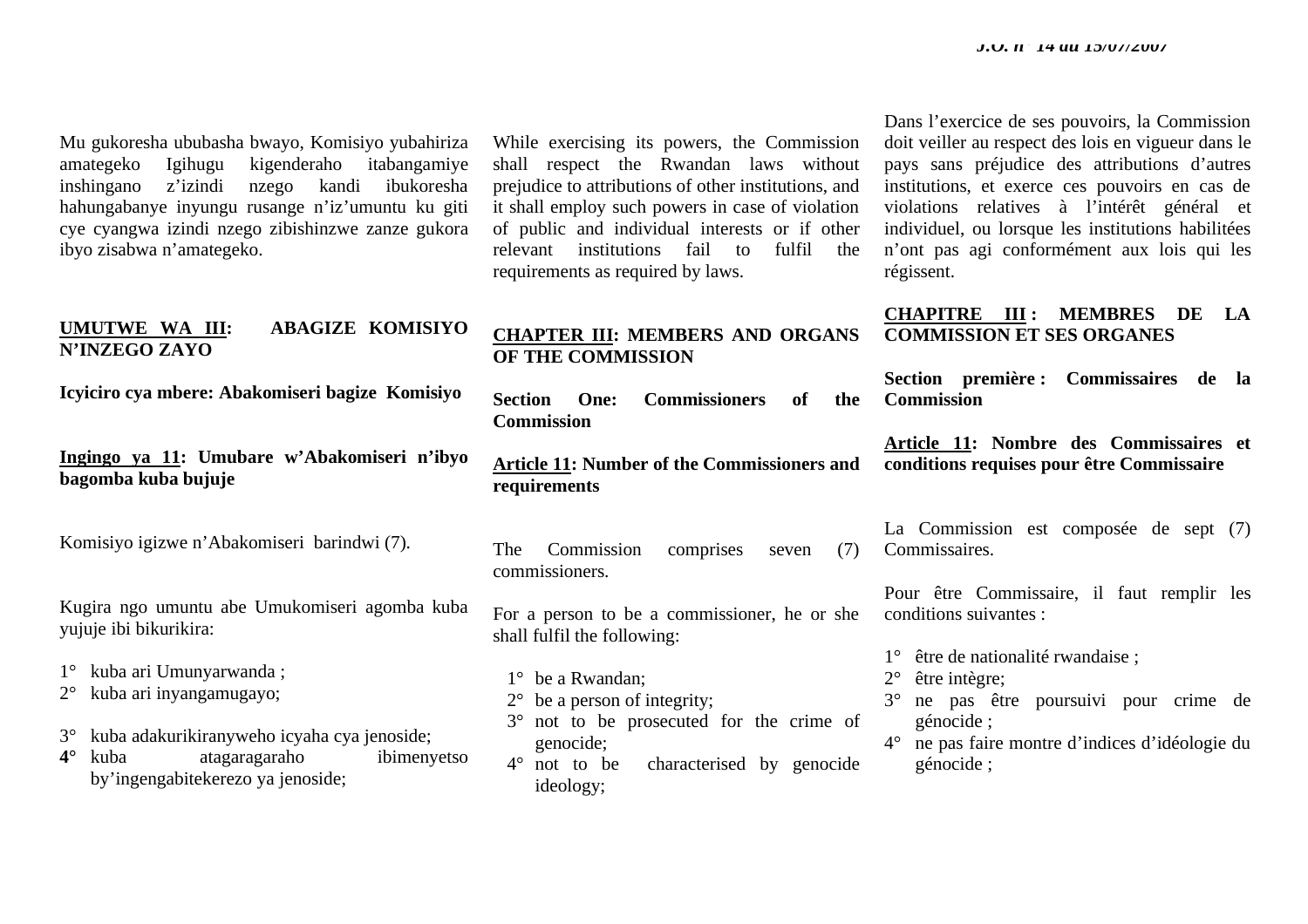Mu gukoresha ububasha bwayo, Komisiyo yubahiriza amategeko Igihugu kigenderaho itabangamiye inshingano z'izindi nzego kandi ibukoresha hahungabanye inyungu rusange n'iz'umuntu ku giti cye cyangwa izindi nzego zibishinzwe zanze gukora ibyo zisabwa n'amategeko.

## UMUTWE WA III: ABAGIZE KOMISIYO N'INZEGO ZAYO

**Icyiciro cya mbere: Abakomiseri bagize Komisiyo**

**Ingingo ya 11: Umubare w'Abakomiseri n'ibyo bagomba kuba bujuje**

Komisiyo igizwe n'Abakomiseri barindwi (7).

Kugira ngo umuntu abe Umukomiseri agomba kuba yujuje ibi bikurikira:

1° kuba ari Umunyarwanda ;
2° kuba ari inyangamugayo;
3° kuba adakurikiranyweho icyaha cya jenoside;
4° kuba atagaragaraho ibimenyetso by'ingengabitekerezo ya jenoside;

While exercising its powers, the Commission shall respect the Rwandan laws without prejudice to attributions of other institutions, and it shall employ such powers in case of violation of public and individual interests or if other relevant institutions fail to fulfil the requirements as required by laws.

## CHAPTER III: MEMBERS AND ORGANS OF THE COMMISSION

**Section One: Commissioners of the Commission**

**Article 11: Number of the Commissioners and requirements**

The Commission comprises seven (7) commissioners.

For a person to be a commissioner, he or she shall fulfil the following:

1° be a Rwandan;
2° be a person of integrity;
3° not to be prosecuted for the crime of genocide;
4° not to be characterised by genocide ideology;

Dans l'exercice de ses pouvoirs, la Commission doit veiller au respect des lois en vigueur dans le pays sans préjudice des attributions d'autres institutions, et exerce ces pouvoirs en cas de violations relatives à l'intérêt général et individuel, ou lorsque les institutions habilitées n'ont pas agi conformément aux lois qui les régissent.

## CHAPITRE III : MEMBRES DE LA COMMISSION ET SES ORGANES

**Section première : Commissaires de la Commission**

**Article 11: Nombre des Commissaires et conditions requises pour être Commissaire**

La Commission est composée de sept (7) Commissaires.

Pour être Commissaire, il faut remplir les conditions suivantes :

1° être de nationalité rwandaise ;
2° être intègre;
3° ne pas être poursuivi pour crime de génocide ;
4° ne pas faire montre d'indices d'idéologie du génocide ;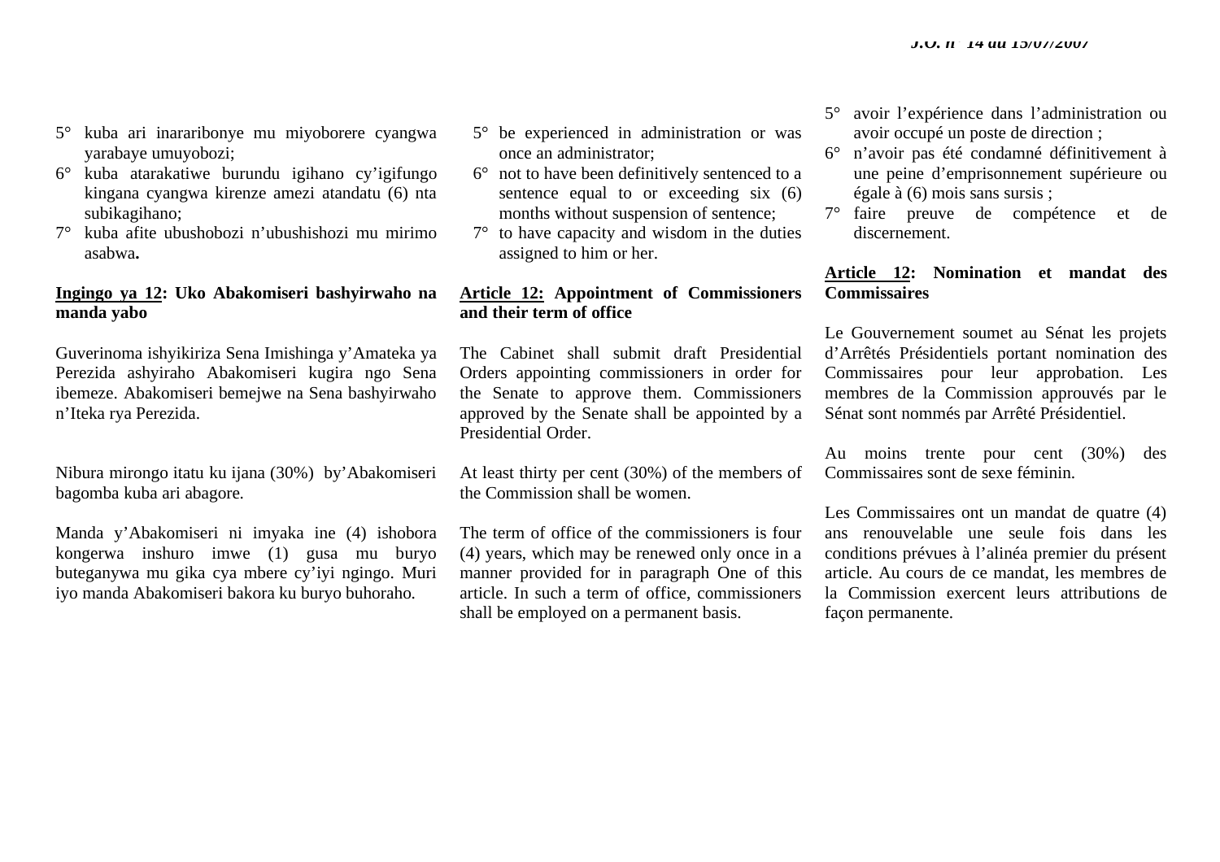5° kuba ari inararibonye mu miyoborere cyangwa yarabaye umuyobozi;
6° kuba atarakatiwe burundu igihano cy'igifungo kingana cyangwa kirenze amezi atandatu (6) nta subikagihano;
7° kuba afite ubushobozi n'ubushishozi mu mirimo asabwa**.**

**Ingingo ya 12: Uko Abakomiseri bashyirwaho na manda yabo**

Guverinoma ishyikiriza Sena Imishinga y'Amateka ya Perezida ashyiraho Abakomiseri kugira ngo Sena ibemeze. Abakomiseri bemejwe na Sena bashyirwaho n'Iteka rya Perezida.

Nibura mirongo itatu ku ijana (30%) by'Abakomiseri bagomba kuba ari abagore.

Manda y'Abakomiseri ni imyaka ine (4) ishobora kongerwa inshuro imwe (1) gusa mu buryo buteganywa mu gika cya mbere cy'iyi ngingo. Muri iyo manda Abakomiseri bakora ku buryo buhoraho.

5° be experienced in administration or was once an administrator;
6° not to have been definitively sentenced to a sentence equal to or exceeding six (6) months without suspension of sentence;
7° to have capacity and wisdom in the duties assigned to him or her.

**Article 12: Appointment of Commissioners and their term of office**

The Cabinet shall submit draft Presidential Orders appointing commissioners in order for the Senate to approve them. Commissioners approved by the Senate shall be appointed by a Presidential Order.

At least thirty per cent (30%) of the members of the Commission shall be women.

The term of office of the commissioners is four (4) years, which may be renewed only once in a manner provided for in paragraph One of this article. In such a term of office, commissioners shall be employed on a permanent basis.

5° avoir l'expérience dans l'administration ou avoir occupé un poste de direction ;
6° n'avoir pas été condamné définitivement à une peine d'emprisonnement supérieure ou égale à (6) mois sans sursis ;
7° faire preuve de compétence et de discernement.

**Article 12: Nomination et mandat des Commissaires**

Le Gouvernement soumet au Sénat les projets d'Arrêtés Présidentiels portant nomination des Commissaires pour leur approbation. Les membres de la Commission approuvés par le Sénat sont nommés par Arrêté Présidentiel.

Au moins trente pour cent (30%) des Commissaires sont de sexe féminin.

Les Commissaires ont un mandat de quatre (4) ans renouvelable une seule fois dans les conditions prévues à l'alinéa premier du présent article. Au cours de ce mandat, les membres de la Commission exercent leurs attributions de façon permanente.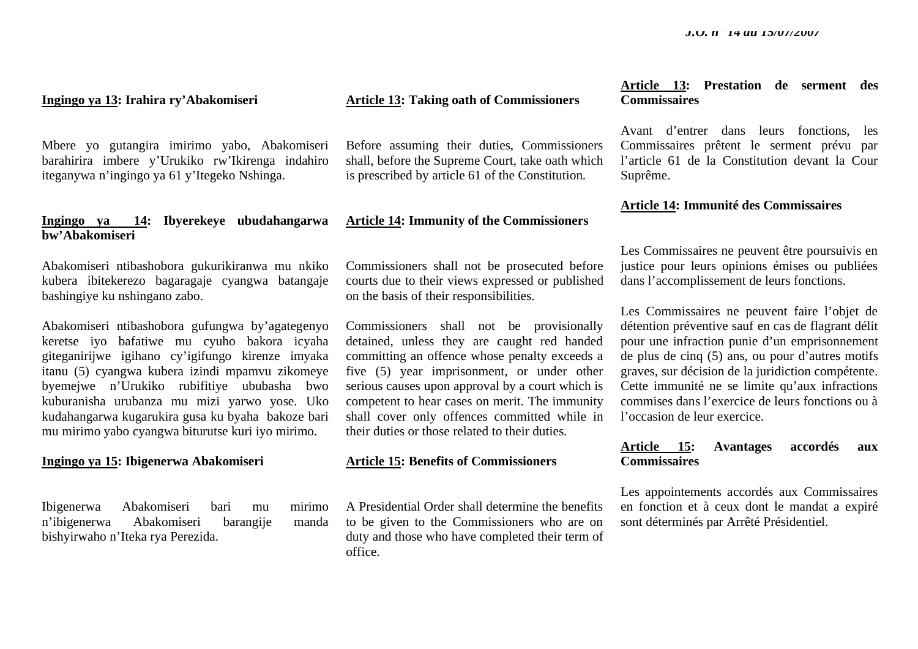**<u>Ingingo ya 13</u>: Irahira ry'Abakomiseri**

Mbere yo gutangira imirimo yabo, Abakomiseri barahirira imbere y'Urukiko rw'Ikirenga indahiro iteganywa n'ingingo ya 61 y'Itegeko Nshinga.

**<u>Ingingo ya 14</u>: Ibyerekeye ubudahangarwa bw'Abakomiseri**

Abakomiseri ntibashobora gukurikiranwa mu nkiko kubera ibitekerezo bagaragaje cyangwa batangaje bashingiye ku nshingano zabo.

Abakomiseri ntibashobora gufungwa by'agategenyo keretse iyo bafatiwe mu cyuho bakora icyaha giteganirijwe igihano cy'igifungo kirenze imyaka itanu (5) cyangwa kubera izindi mpamvu zikomeye byemejwe n'Urukiko rubifitiye ububasha bwo kuburanisha urubanza mu mizi yarwo yose. Uko kudahangarwa kugarukira gusa ku byaha bakoze bari mu mirimo yabo cyangwa biturutse kuri iyo mirimo.

**<u>Ingingo ya 15</u>: Ibigenerwa Abakomiseri**

Ibigenerwa Abakomiseri bari mu mirimo n'ibigenerwa Abakomiseri barangije manda bishyirwaho n'Iteka rya Perezida.

**<u>Article 13</u>: Taking oath of Commissioners**

Before assuming their duties, Commissioners shall, before the Supreme Court, take oath which is prescribed by article 61 of the Constitution.

**<u>Article 14</u>: Immunity of the Commissioners**

Commissioners shall not be prosecuted before courts due to their views expressed or published on the basis of their responsibilities.

Commissioners shall not be provisionally detained, unless they are caught red handed committing an offence whose penalty exceeds a five (5) year imprisonment, or under other serious causes upon approval by a court which is competent to hear cases on merit. The immunity shall cover only offences committed while in their duties or those related to their duties.

**<u>Article 15</u>: Benefits of Commissioners**

A Presidential Order shall determine the benefits to be given to the Commissioners who are on duty and those who have completed their term of office.

**<u>Article 13</u>: Prestation de serment des Commissaires**

Avant d'entrer dans leurs fonctions, les Commissaires prêtent le serment prévu par l'article 61 de la Constitution devant la Cour Suprême.

**<u>Article 14</u>: Immunité des Commissaires**

Les Commissaires ne peuvent être poursuivis en justice pour leurs opinions émises ou publiées dans l'accomplissement de leurs fonctions.

Les Commissaires ne peuvent faire l'objet de détention préventive sauf en cas de flagrant délit pour une infraction punie d'un emprisonnement de plus de cinq (5) ans, ou pour d'autres motifs graves, sur décision de la juridiction compétente. Cette immunité ne se limite qu'aux infractions commises dans l'exercice de leurs fonctions ou à l'occasion de leur exercice.

**<u>Article 15</u>: Avantages accordés aux Commissaires**

Les appointements accordés aux Commissaires en fonction et à ceux dont le mandat a expiré sont déterminés par Arrêté Présidentiel.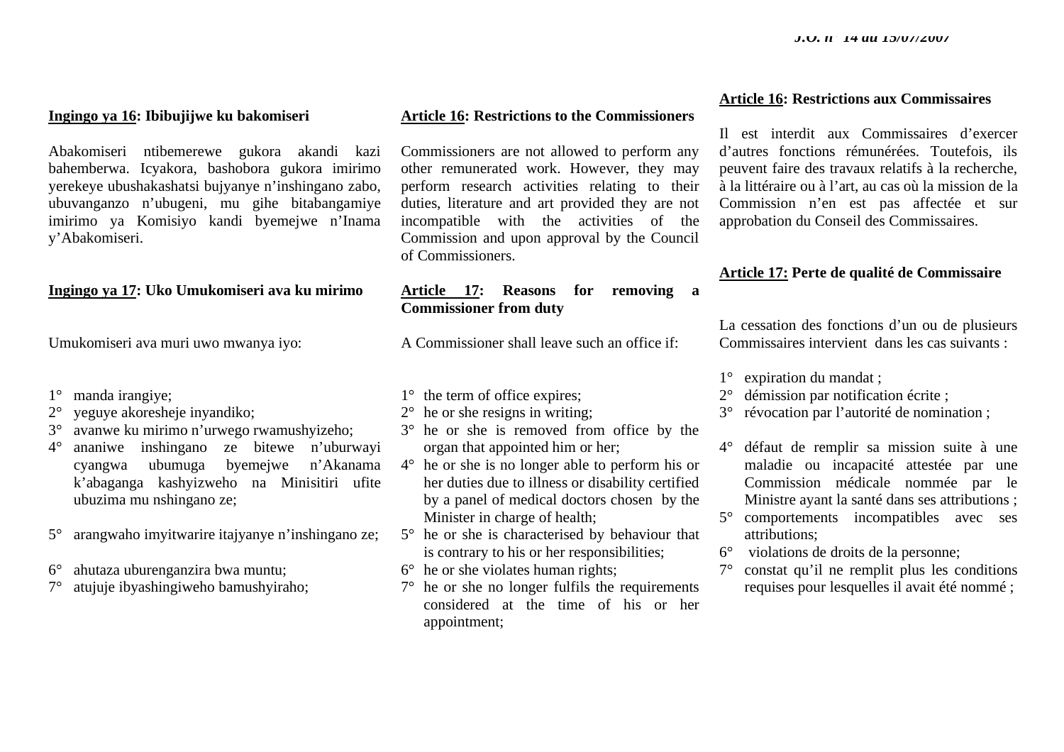**<u>Ingingo ya 16</u>: Ibibujijwe ku bakomiseri**

Abakomiseri ntibemerewe gukora akandi kazi bahemberwa. Icyakora, bashobora gukora imirimo yerekeye ubushakashatsi bujyanye n'inshingano zabo, ubuvanganzo n'ubugeni, mu gihe bitabangamiye imirimo ya Komisiyo kandi byemejwe n'Inama y'Abakomiseri.

**<u>Ingingo ya 17</u>: Uko Umukomiseri ava ku mirimo**

Umukomiseri ava muri uwo mwanya iyo:

1° manda irangiye;
2° yeguye akoresheje inyandiko;
3° avanwe ku mirimo n'urwego rwamushyizeho;
4° ananiwe inshingano ze bitewe n'uburwayi cyangwa ubumuga byemejwe n'Akanama k'abaganga kashyizweho na Minisitiri ufite ubuzima mu nshingano ze;
5° arangwaho imyitwarire itajyanye n'inshingano ze;
6° ahutaza uburenganzira bwa muntu;
7° atujuje ibyashingiweho bamushyiraho;

**<u>Article 16</u>: Restrictions to the Commissioners**

Commissioners are not allowed to perform any other remunerated work. However, they may perform research activities relating to their duties, literature and art provided they are not incompatible with the activities of the Commission and upon approval by the Council of Commissioners.

**<u>Article 17</u>: Reasons for removing a Commissioner from duty**

A Commissioner shall leave such an office if:

1° the term of office expires;
2° he or she resigns in writing;
3° he or she is removed from office by the organ that appointed him or her;
4° he or she is no longer able to perform his or her duties due to illness or disability certified by a panel of medical doctors chosen by the Minister in charge of health;
5° he or she is characterised by behaviour that is contrary to his or her responsibilities;
6° he or she violates human rights;
7° he or she no longer fulfils the requirements considered at the time of his or her appointment;

**<u>Article 16</u>: Restrictions aux Commissaires**

Il est interdit aux Commissaires d'exercer d'autres fonctions rémunérées. Toutefois, ils peuvent faire des travaux relatifs à la recherche, à la littéraire ou à l'art, au cas où la mission de la Commission n'en est pas affectée et sur approbation du Conseil des Commissaires.

**<u>Article 17:</u> Perte de qualité de Commissaire**

La cessation des fonctions d'un ou de plusieurs Commissaires intervient dans les cas suivants :

1° expiration du mandat ;
2° démission par notification écrite ;
3° révocation par l'autorité de nomination ;
4° défaut de remplir sa mission suite à une maladie ou incapacité attestée par une Commission médicale nommée par le Ministre ayant la santé dans ses attributions ;
5° comportements incompatibles avec ses attributions;
6° violations de droits de la personne;
7° constat qu'il ne remplit plus les conditions requises pour lesquelles il avait été nommé ;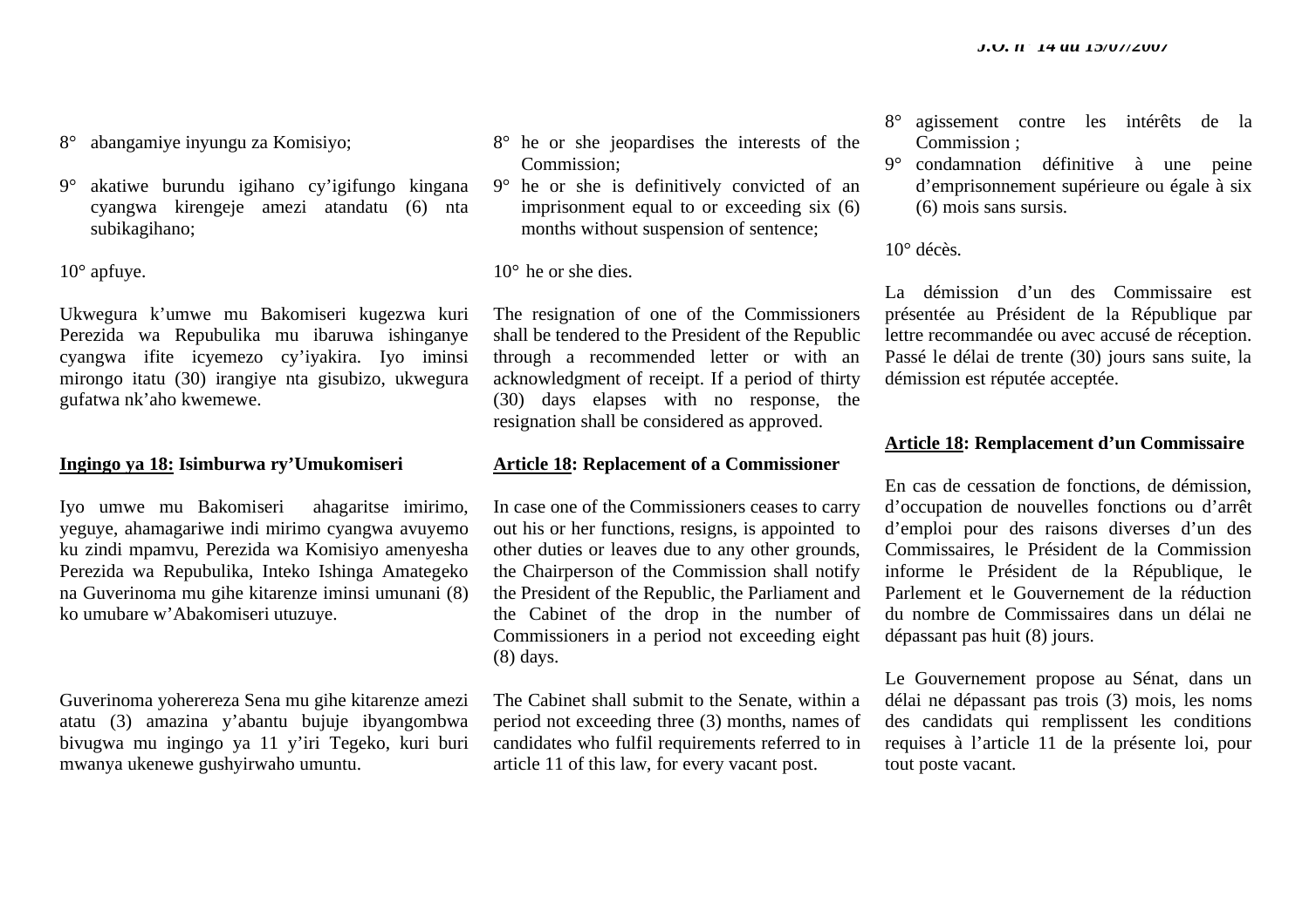8° abangamiye inyungu za Komisiyo;

9° akatiwe burundu igihano cy'igifungo kingana cyangwa kirengeje amezi atandatu (6) nta subikagihano;

10° apfuye.

Ukwegura k'umwe mu Bakomiseri kugezwa kuri Perezida wa Repubulika mu ibaruwa ishinganye cyangwa ifite icyemezo cy'iyakira. Iyo iminsi mirongo itatu (30) irangiye nta gisubizo, ukwegura gufatwa nk'aho kwemewe.

**Ingingo ya 18: Isimburwa ry'Umukomiseri**

Iyo umwe mu Bakomiseri ahagaritse imirimo, yeguye, ahamagariwe indi mirimo cyangwa avuyemo ku zindi mpamvu, Perezida wa Komisiyo amenyesha Perezida wa Repubulika, Inteko Ishinga Amategeko na Guverinoma mu gihe kitarenze iminsi umunani (8) ko umubare w'Abakomiseri utuzuye.

Guverinoma yohereza Sena mu gihe kitarenze amezi atatu (3) amazina y'abantu bujuje ibyangombwa bivugwa mu ingingo ya 11 y'iri Tegeko, kuri buri mwanya ukenewe gushyirwaho umuntu.

8° he or she jeopardises the interests of the Commission;

9° he or she is definitively convicted of an imprisonment equal to or exceeding six (6) months without suspension of sentence;

10° he or she dies.

The resignation of one of the Commissioners shall be tendered to the President of the Republic through a recommended letter or with an acknowledgment of receipt. If a period of thirty (30) days elapses with no response, the resignation shall be considered as approved.

**Article 18: Replacement of a Commissioner**

In case one of the Commissioners ceases to carry out his or her functions, resigns, is appointed to other duties or leaves due to any other grounds, the Chairperson of the Commission shall notify the President of the Republic, the Parliament and the Cabinet of the drop in the number of Commissioners in a period not exceeding eight (8) days.

The Cabinet shall submit to the Senate, within a period not exceeding three (3) months, names of candidates who fulfil requirements referred to in article 11 of this law, for every vacant post.

8° agissement contre les intérêts de la Commission ;

9° condamnation définitive à une peine d'emprisonnement supérieure ou égale à six (6) mois sans sursis.

10° décès.

La démission d'un des Commissaire est présentée au Président de la République par lettre recommandée ou avec accusé de réception. Passé le délai de trente (30) jours sans suite, la démission est réputée acceptée.

**Article 18: Remplacement d'un Commissaire**

En cas de cessation de fonctions, de démission, d'occupation de nouvelles fonctions ou d'arrêt d'emploi pour des raisons diverses d'un des Commissaires, le Président de la Commission informe le Président de la République, le Parlement et le Gouvernement de la réduction du nombre de Commissaires dans un délai ne dépassant pas huit (8) jours.

Le Gouvernement propose au Sénat, dans un délai ne dépassant pas trois (3) mois, les noms des candidats qui remplissent les conditions requises à l'article 11 de la présente loi, pour tout poste vacant.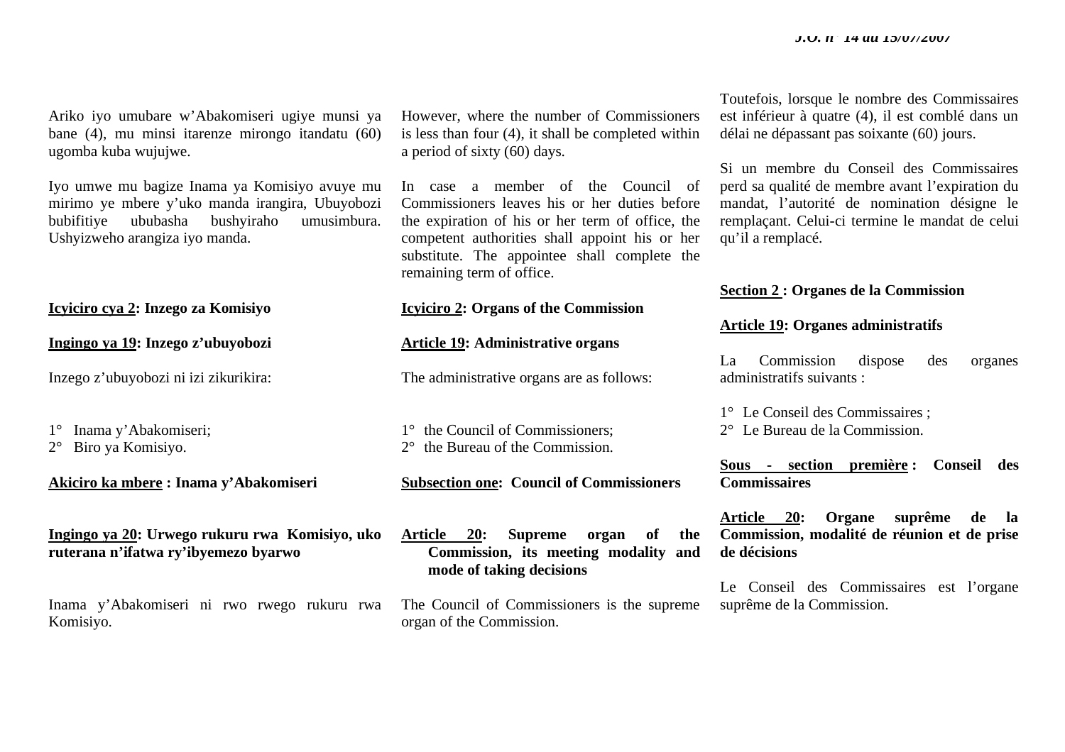Ariko iyo umubare w'Abakomiseri ugiye munsi ya bane (4), mu minsi itarenze mirongo itandatu (60) ugomba kuba wujujwe.

Iyo umwe mu bagize Inama ya Komisiyo avuye mu mirimo ye mbere y'uko manda irangira, Ubuyobozi bubifitiye ububasha bushyiraho umusimbura. Ushyizweho arangiza iyo manda.

**Icyiciro cya 2: Inzego za Komisiyo**

**Ingingo ya 19: Inzego z'ubuyobozi**

Inzego z'ubuyobozi ni izi zikurikira:

1° Inama y'Abakomiseri;
2° Biro ya Komisiyo.

**Akiciro ka mbere : Inama y'Abakomiseri**

**Ingingo ya 20: Urwego rukuru rwa Komisiyo, uko ruterana n'ifatwa ry'ibyemezo byarwo**

Inama y'Abakomiseri ni rwo rwego rukuru rwa Komisiyo.

However, where the number of Commissioners is less than four (4), it shall be completed within a period of sixty (60) days.

In case a member of the Council of Commissioners leaves his or her duties before the expiration of his or her term of office, the competent authorities shall appoint his or her substitute. The appointee shall complete the remaining term of office.

**Icyiciro 2: Organs of the Commission**

**Article 19: Administrative organs**

The administrative organs are as follows:

1° the Council of Commissioners;
2° the Bureau of the Commission.

**Subsection one: Council of Commissioners**

**Article 20: Supreme organ of the Commission, its meeting modality and mode of taking decisions**

The Council of Commissioners is the supreme organ of the Commission.

Toutefois, lorsque le nombre des Commissaires est inférieur à quatre (4), il est comblé dans un délai ne dépassant pas soixante (60) jours.

Si un membre du Conseil des Commissaires perd sa qualité de membre avant l'expiration du mandat, l'autorité de nomination désigne le remplaçant. Celui-ci termine le mandat de celui qu'il a remplacé.

**Section 2 : Organes de la Commission**

**Article 19: Organes administratifs**

La Commission dispose des organes administratifs suivants :

1° Le Conseil des Commissaires ;
2° Le Bureau de la Commission.

**Sous - section première : Conseil des Commissaires**

**Article 20: Organe suprême de la Commission, modalité de réunion et de prise de décisions**

Le Conseil des Commissaires est l'organe suprême de la Commission.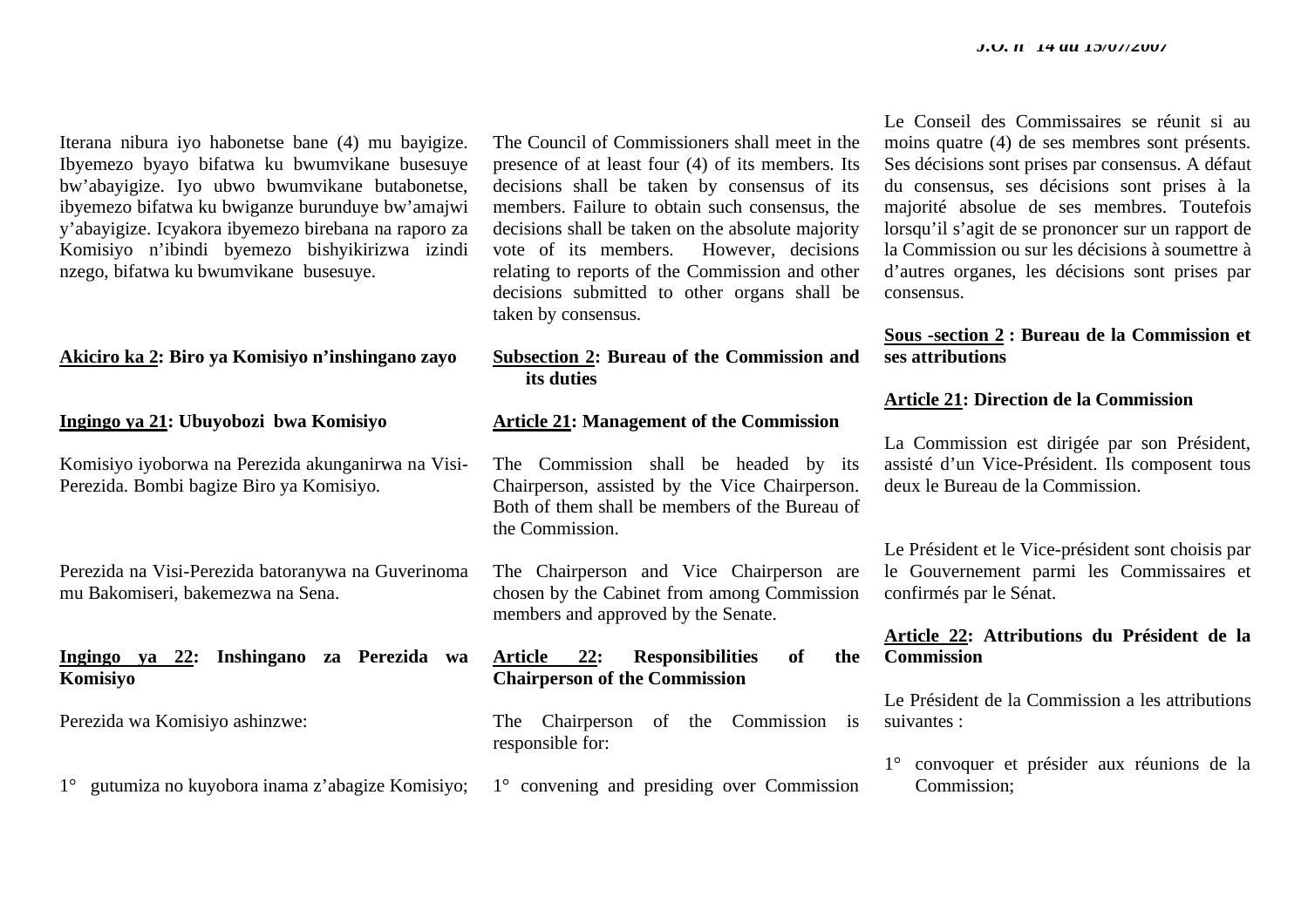Iterana nibura iyo habonetse bane (4) mu bayigize. Ibyemezo byayo bifatwa ku bwumvikane busesuye bw'abayigize. Iyo ubwo bwumvikane butabonetse, ibyemezo bifatwa ku bwiganze burunduye bw'amajwi y'abayigize. Icyakora ibyemezo birebana na raporo za Komisiyo n'ibindi byemezo bishyikirizwa izindi nzego, bifatwa ku bwumvikane busesuye.

**Akiciro ka 2: Biro ya Komisiyo n'inshingano zayo**

**Ingingo ya 21: Ubuyobozi bwa Komisiyo**

Komisiyo iyoborwa na Perezida akunganirwa na Visi-Perezida. Bombi bagize Biro ya Komisiyo.

Perezida na Visi-Perezida batoranywa na Guverinoma mu Bakomiseri, bakemezwa na Sena.

**Ingingo ya 22: Inshingano za Perezida wa Komisiyo**

Perezida wa Komisiyo ashinzwe:

1° gutumiza no kuyobora inama z'abagize Komisiyo;

The Council of Commissioners shall meet in the presence of at least four (4) of its members. Its decisions shall be taken by consensus of its members. Failure to obtain such consensus, the decisions shall be taken on the absolute majority vote of its members. However, decisions relating to reports of the Commission and other decisions submitted to other organs shall be taken by consensus.

**Subsection 2: Bureau of the Commission and its duties**

**Article 21: Management of the Commission**

The Commission shall be headed by its Chairperson, assisted by the Vice Chairperson. Both of them shall be members of the Bureau of the Commission.

The Chairperson and Vice Chairperson are chosen by the Cabinet from among Commission members and approved by the Senate.

**Article 22: Responsibilities of the Chairperson of the Commission**

The Chairperson of the Commission is responsible for:

1° convening and presiding over Commission

Le Conseil des Commissaires se réunit si au moins quatre (4) de ses membres sont présents. Ses décisions sont prises par consensus. A défaut du consensus, ses décisions sont prises à la majorité absolue de ses membres. Toutefois lorsqu'il s'agit de se prononcer sur un rapport de la Commission ou sur les décisions à soumettre à d'autres organes, les décisions sont prises par consensus.

**Sous -section 2 : Bureau de la Commission et ses attributions**

**Article 21: Direction de la Commission**

La Commission est dirigée par son Président, assisté d'un Vice-Président. Ils composent tous deux le Bureau de la Commission.

Le Président et le Vice-président sont choisis par le Gouvernement parmi les Commissaires et confirmés par le Sénat.

**Article 22: Attributions du Président de la Commission**

Le Président de la Commission a les attributions suivantes :

1° convoquer et présider aux réunions de la Commission;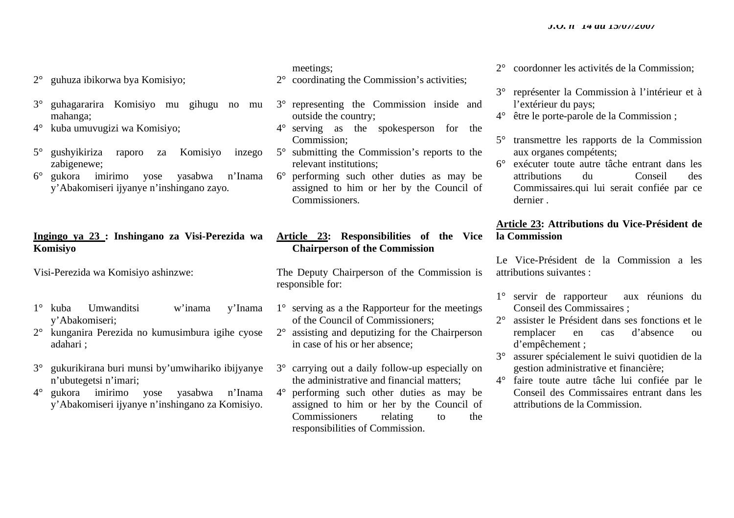2° guhuza ibikorwa bya Komisiyo;

3° guhagararira Komisiyo mu gihugu no mu mahanga;

4° kuba umuvugizi wa Komisiyo;

5° gushyikiriza raporo za Komisiyo inzego zabigenewe;

6° gukora imirimo yose yasabwa n'Inama y'Abakomiseri ijyanye n'inshingano zayo.

**Ingingo ya 23 : Inshingano za Visi-Perezida wa Komisiyo**

Visi-Perezida wa Komisiyo ashinzwe:

1° kuba Umwanditsi w'inama y'Inama y'Abakomiseri;

2° kunganira Perezida no kumusimbura igihe cyose adahari ;

3° gukurikirana buri munsi by'umwihariko ibijyanye n'ubutegetsi n'imari;

4° gukora imirimo yose yasabwa n'Inama y'Abakomiseri ijyanye n'inshingano za Komisiyo.

meetings;

2° coordinating the Commission's activities;

3° representing the Commission inside and outside the country;

4° serving as the spokesperson for the Commission;

5° submitting the Commission's reports to the relevant institutions;

6° performing such other duties as may be assigned to him or her by the Council of Commissioners.

**Article 23: Responsibilities of the Vice Chairperson of the Commission**

The Deputy Chairperson of the Commission is responsible for:

1° serving as a the Rapporteur for the meetings of the Council of Commissioners;

2° assisting and deputizing for the Chairperson in case of his or her absence;

3° carrying out a daily follow-up especially on the administrative and financial matters;

4° performing such other duties as may be assigned to him or her by the Council of Commissioners relating to the responsibilities of Commission.

2° coordonner les activités de la Commission;

3° représenter la Commission à l'intérieur et à l'extérieur du pays;

4° être le porte-parole de la Commission ;

5° transmettre les rapports de la Commission aux organes compétents;

6° exécuter toute autre tâche entrant dans les attributions du Conseil des Commissaires.qui lui serait confiée par ce dernier .

**Article 23: Attributions du Vice-Président de la Commission**

Le Vice-Président de la Commission a les attributions suivantes :

1° servir de rapporteur aux réunions du Conseil des Commissaires ;

2° assister le Président dans ses fonctions et le remplacer en cas d'absence ou d'empêchement ;

3° assurer spécialement le suivi quotidien de la gestion administrative et financière;

4° faire toute autre tâche lui confiée par le Conseil des Commissaires entrant dans les attributions de la Commission.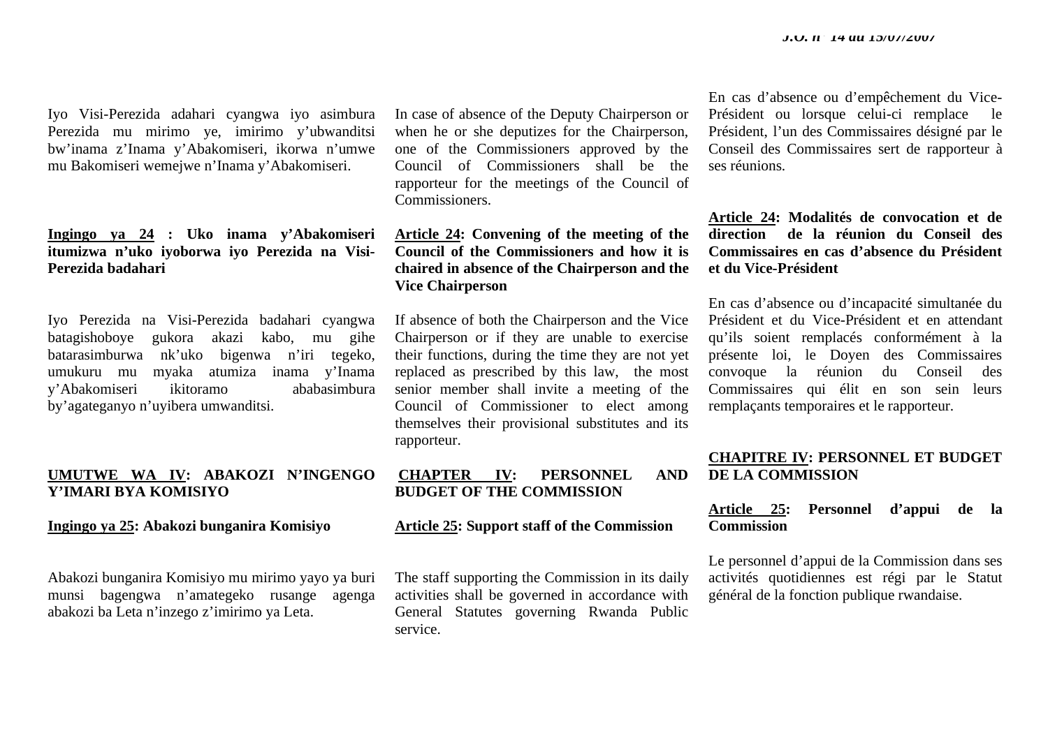Iyo Visi-Perezida adahari cyangwa iyo asimbura Perezida mu mirimo ye, imirimo y'ubwanditsi bw'inama z'Inama y'Abakomiseri, ikorwa n'umwe mu Bakomiseri wemejwe n'Inama y'Abakomiseri.

**Ingingo ya 24 : Uko inama y'Abakomiseri itumizwa n'uko iyoborwa iyo Perezida na Visi-Perezida badahari**

Iyo Perezida na Visi-Perezida badahari cyangwa batagishoboye gukora akazi kabo, mu gihe batarasimburwa nk'uko bigenwa n'iri tegeko, umukuru mu myaka atumiza inama y'Inama y'Abakomiseri ikitoramo ababasimbura by'agateganyo n'uyibera umwanditsi.

**UMUTWE WA IV: ABAKOZI N'INGENGO Y'IMARI BYA KOMISIYO**

**Ingingo ya 25: Abakozi bunganira Komisiyo**

Abakozi bunganira Komisiyo mu mirimo yayo ya buri munsi bagengwa n'amategeko rusange agenga abakozi ba Leta n'inzego z'imirimo ya Leta.

In case of absence of the Deputy Chairperson or when he or she deputizes for the Chairperson, one of the Commissioners approved by the Council of Commissioners shall be the rapporteur for the meetings of the Council of Commissioners.

**Article 24: Convening of the meeting of the Council of the Commissioners and how it is chaired in absence of the Chairperson and the Vice Chairperson**

If absence of both the Chairperson and the Vice Chairperson or if they are unable to exercise their functions, during the time they are not yet replaced as prescribed by this law, the most senior member shall invite a meeting of the Council of Commissioner to elect among themselves their provisional substitutes and its rapporteur.

**CHAPTER IV: PERSONNEL AND BUDGET OF THE COMMISSION**

**Article 25: Support staff of the Commission**

The staff supporting the Commission in its daily activities shall be governed in accordance with General Statutes governing Rwanda Public service.

En cas d'absence ou d'empêchement du Vice-Président ou lorsque celui-ci remplace le Président, l'un des Commissaires désigné par le Conseil des Commissaires sert de rapporteur à ses réunions.

**Article 24: Modalités de convocation et de direction de la réunion du Conseil des Commissaires en cas d'absence du Président et du Vice-Président**

En cas d'absence ou d'incapacité simultanée du Président et du Vice-Président et en attendant qu'ils soient remplacés conformément à la présente loi, le Doyen des Commissaires convoque la réunion du Conseil des Commissaires qui élit en son sein leurs remplaçants temporaires et le rapporteur.

**CHAPITRE IV: PERSONNEL ET BUDGET DE LA COMMISSION**

**Article 25: Personnel d'appui de la Commission**

Le personnel d'appui de la Commission dans ses activités quotidiennes est régi par le Statut général de la fonction publique rwandaise.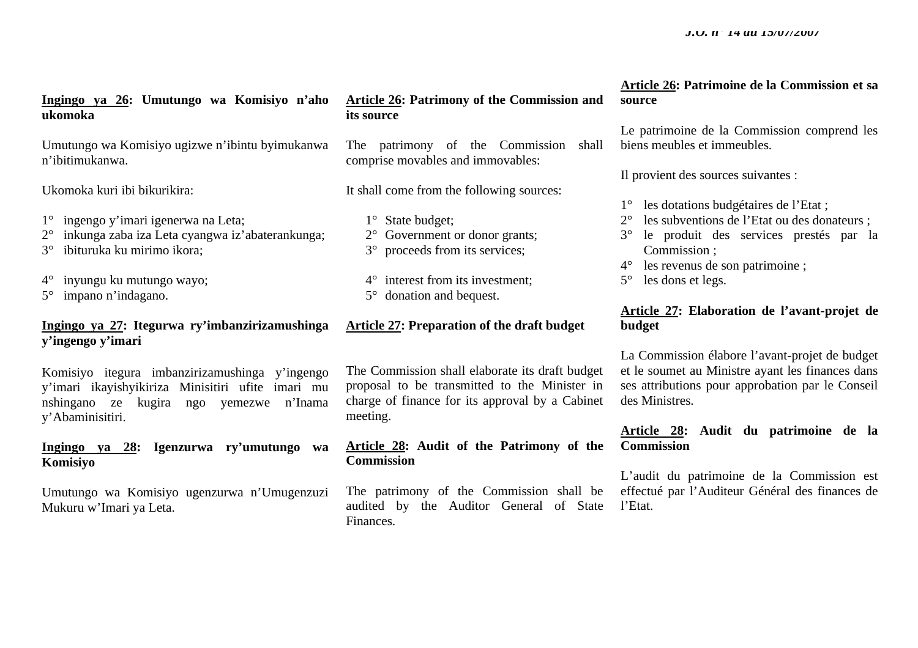**<u>Ingingo ya 26</u>: Umutungo wa Komisiyo n'aho ukomoka**

Umutungo wa Komisiyo ugizwe n'ibintu byimukanwa n'ibitimukanwa.

Ukomoka kuri ibi bikurikira:

1° ingengo y'imari igenerwa na Leta;
2° inkunga zaba iza Leta cyangwa iz'abaterankunga;
3° ibituruka ku mirimo ikora;
4° inyungu ku mutungo wayo;
5° impano n'indagano.

**<u>Ingingo ya 27</u>: Itegurwa ry'imbanzirizamushinga y'ingengo y'imari**

Komisiyo itegura imbanzirizamushinga y'ingengo y'imari ikayishyikiriza Minisitiri ufite imari mu nshingano ze kugira ngo yemezwe n'Inama y'Abaminisitiri.

**<u>Ingingo ya 28</u>: Igenzurwa ry'umutungo wa Komisiyo**

Umutungo wa Komisiyo ugenzurwa n'Umugenzuzi Mukuru w'Imari ya Leta.

**<u>Article 26</u>: Patrimony of the Commission and its source**

The patrimony of the Commission shall comprise movables and immovables:

It shall come from the following sources:

1° State budget;
2° Government or donor grants;
3° proceeds from its services;
4° interest from its investment;
5° donation and bequest.

**<u>Article 27</u>: Preparation of the draft budget**

The Commission shall elaborate its draft budget proposal to be transmitted to the Minister in charge of finance for its approval by a Cabinet meeting.

**<u>Article 28</u>: Audit of the Patrimony of the Commission**

The patrimony of the Commission shall be audited by the Auditor General of State Finances.

**<u>Article 26</u>: Patrimoine de la Commission et sa source**

Le patrimoine de la Commission comprend les biens meubles et immeubles.

Il provient des sources suivantes :

1° les dotations budgétaires de l'Etat ;
2° les subventions de l'Etat ou des donateurs ;
3° le produit des services prestés par la Commission ;
4° les revenus de son patrimoine ;
5° les dons et legs.

**<u>Article 27</u>: Elaboration de l'avant-projet de budget**

La Commission élabore l'avant-projet de budget et le soumet au Ministre ayant les finances dans ses attributions pour approbation par le Conseil des Ministres.

**<u>Article 28</u>: Audit du patrimoine de la Commission**

L'audit du patrimoine de la Commission est effectué par l'Auditeur Général des finances de l'Etat.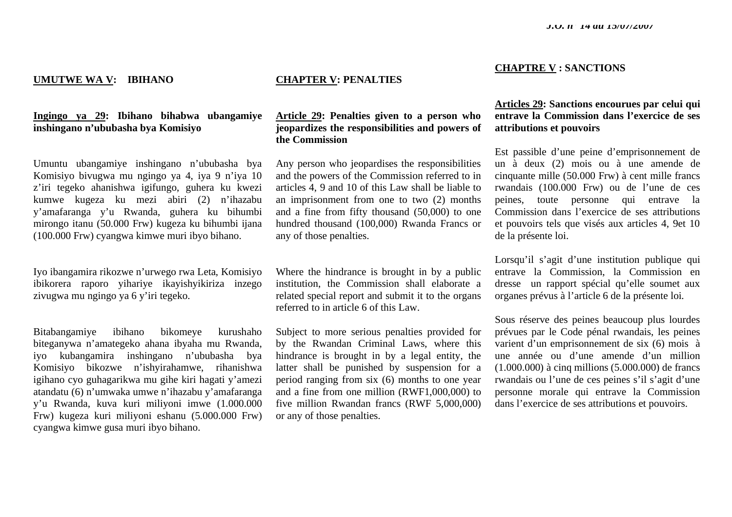## UMUTWE WA V: IBIHANO

**Ingingo ya 29: Ibihano bihabwa ubangamiye inshingano n'ububasha bya Komisiyo**

Umuntu ubangamiye inshingano n'ububasha bya Komisiyo bivugwa mu ngingo ya 4, iya 9 n'iya 10 z'iri tegeko ahanishwa igifungo, guhera ku kwezi kumwe kugeza ku mezi abiri (2) n'ihazabu y'amafaranga y'u Rwanda, guhera ku bihumbi mirongo itanu (50.000 Frw) kugeza ku bihumbi ijana (100.000 Frw) cyangwa kimwe muri ibyo bihano.

Iyo ibangamira rikozwe n'urwego rwa Leta, Komisiyo ibikorera raporo yihariye ikayishyikiriza inzego zivugwa mu ngingo ya 6 y'iri tegeko.

Bitabangamiye ibihano bikomeye kurushaho biteganywa n'amategeko ahana ibyaha mu Rwanda, iyo kubangamira inshingano n'ububasha bya Komisiyo bikozwe n'ishyirahamwe, rihanishwa igihano cyo guhagarikwa mu gihe kiri hagati y'amezi atandatu (6) n'umwaka umwe n'ihazabu y'amafaranga y'u Rwanda, kuva kuri miliyoni imwe (1.000.000 Frw) kugeza kuri miliyoni eshanu (5.000.000 Frw) cyangwa kimwe gusa muri ibyo bihano.

## CHAPTER V: PENALTIES

**Article 29: Penalties given to a person who jeopardizes the responsibilities and powers of the Commission**

Any person who jeopardises the responsibilities and the powers of the Commission referred to in articles 4, 9 and 10 of this Law shall be liable to an imprisonment from one to two (2) months and a fine from fifty thousand (50,000) to one hundred thousand (100,000) Rwanda Francs or any of those penalties.

Where the hindrance is brought in by a public institution, the Commission shall elaborate a related special report and submit it to the organs referred to in article 6 of this Law.

Subject to more serious penalties provided for by the Rwandan Criminal Laws, where this hindrance is brought in by a legal entity, the latter shall be punished by suspension for a period ranging from six (6) months to one year and a fine from one million (RWF1,000,000) to five million Rwandan francs (RWF 5,000,000) or any of those penalties.

## CHAPTRE V : SANCTIONS

**Articles 29: Sanctions encourues par celui qui entrave la Commission dans l'exercice de ses attributions et pouvoirs**

Est passible d'une peine d'emprisonnement de un à deux (2) mois ou à une amende de cinquante mille (50.000 Frw) à cent mille francs rwandais (100.000 Frw) ou de l'une de ces peines, toute personne qui entrave la Commission dans l'exercice de ses attributions et pouvoirs tels que visés aux articles 4, 9et 10 de la présente loi.

Lorsqu'il s'agit d'une institution publique qui entrave la Commission, la Commission en dresse un rapport spécial qu'elle soumet aux organes prévus à l'article 6 de la présente loi.

Sous réserve des peines beaucoup plus lourdes prévues par le Code pénal rwandais, les peines varient d'un emprisonnement de six (6) mois à une année ou d'une amende d'un million (1.000.000) à cinq millions (5.000.000) de francs rwandais ou l'une de ces peines s'il s'agit d'une personne morale qui entrave la Commission dans l'exercice de ses attributions et pouvoirs.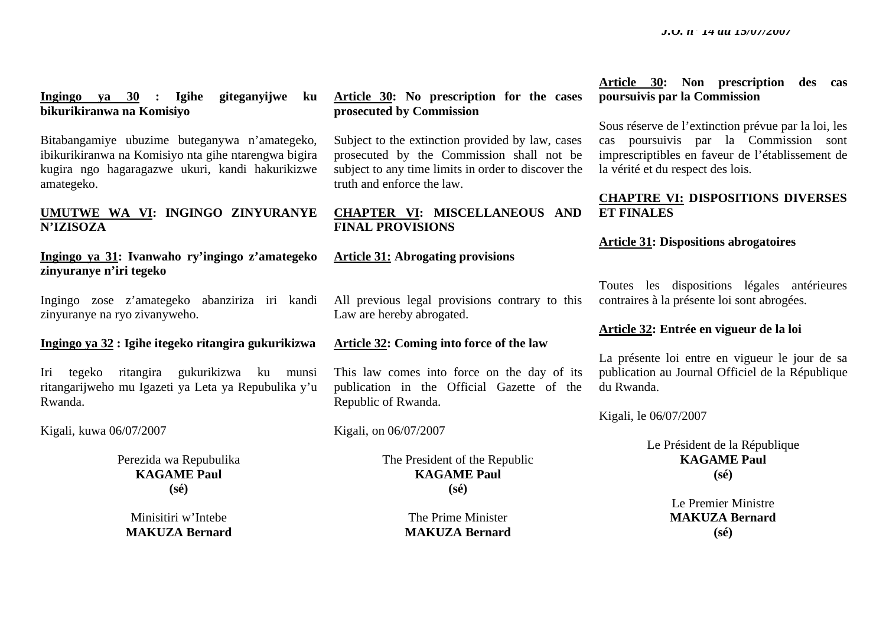**Ingingo ya 30 : Igihe giteganyijwe ku bikurikiranwa na Komisiyo**

Bitabangamiye ubuzime buteganywa n'amategeko, ibikurikiranwa na Komisiyo nta gihe ntarengwa bigira kugira ngo hagaragazwe ukuri, kandi hakurikizwe amategeko.

**UMUTWE WA VI: INGINGO ZINYURANYE N'IZISOZA**

**Ingingo ya 31: Ivanwaho ry'ingingo z'amategeko zinyuranye n'iri tegeko**

Ingingo zose z'amategeko abanziriza iri kandi zinyuranye na ryo zivanyweho.

**Ingingo ya 32 : Igihe itegeko ritangira gukurikizwa**

Iri tegeko ritangira gukurikizwa ku munsi ritangarijweho mu Igazeti ya Leta ya Repubulika y'u Rwanda.

Kigali, kuwa 06/07/2007

Perezida wa Repubulika
**KAGAME Paul**
**(sé)**

Minisitiri w'Intebe
**MAKUZA Bernard**

**Article 30: No prescription for the cases prosecuted by Commission**

Subject to the extinction provided by law, cases prosecuted by the Commission shall not be subject to any time limits in order to discover the truth and enforce the law.

**CHAPTER VI: MISCELLANEOUS AND FINAL PROVISIONS**

**Article 31: Abrogating provisions**

All previous legal provisions contrary to this Law are hereby abrogated.

**Article 32: Coming into force of the law**

This law comes into force on the day of its publication in the Official Gazette of the Republic of Rwanda.

Kigali, on 06/07/2007

The President of the Republic
**KAGAME Paul**
**(sé)**

The Prime Minister
**MAKUZA Bernard**

**Article 30: Non prescription des cas poursuivis par la Commission**

Sous réserve de l'extinction prévue par la loi, les cas poursuivis par la Commission sont imprescriptibles en faveur de l'établissement de la vérité et du respect des lois.

**CHAPTRE VI: DISPOSITIONS DIVERSES ET FINALES**

**Article 31: Dispositions abrogatoires**

Toutes les dispositions légales antérieures contraires à la présente loi sont abrogées.

**Article 32: Entrée en vigueur de la loi**

La présente loi entre en vigueur le jour de sa publication au Journal Officiel de la République du Rwanda.

Kigali, le 06/07/2007

Le Président de la République
**KAGAME Paul**
**(sé)**

Le Premier Ministre
**MAKUZA Bernard**
**(sé)**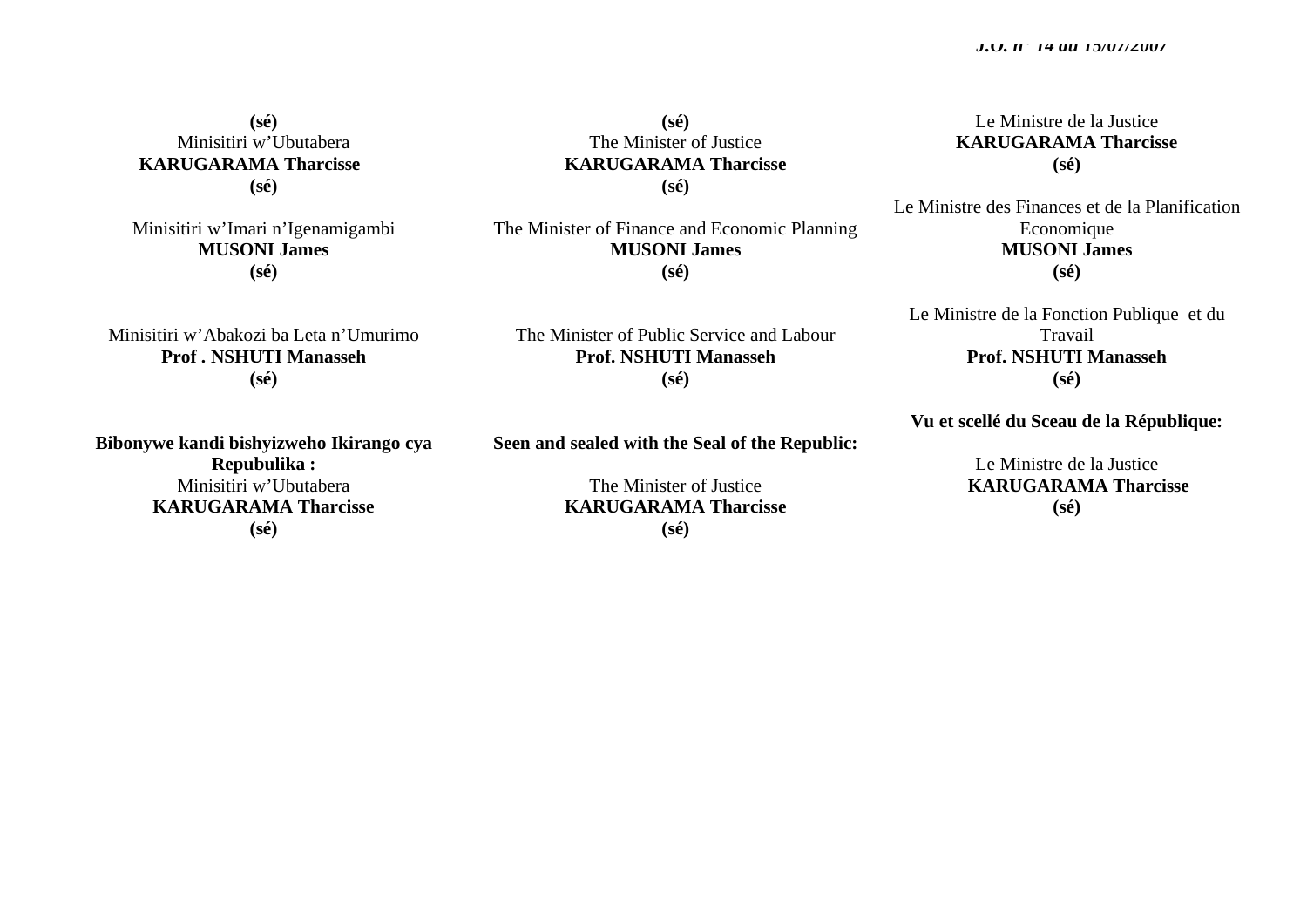**(sé)**
Minisitiri w'Ubutabera
**KARUGARAMA Tharcisse**
**(sé)**

Minisitiri w'Imari n'Igenamigambi
**MUSONI James**
**(sé)**

Minisitiri w'Abakozi ba Leta n'Umurimo
**Prof . NSHUTI Manasseh**
**(sé)**

**Bibonywe kandi bishyizweho Ikirango cya Repubulika :**
Minisitiri w'Ubutabera
**KARUGARAMA Tharcisse**
**(sé)**

**(sé)**
The Minister of Justice
**KARUGARAMA Tharcisse**
**(sé)**

The Minister of Finance and Economic Planning
**MUSONI James**
**(sé)**

The Minister of Public Service and Labour
**Prof. NSHUTI Manasseh**
**(sé)**

**Seen and sealed with the Seal of the Republic:**

The Minister of Justice
**KARUGARAMA Tharcisse**
**(sé)**

Le Ministre de la Justice
**KARUGARAMA Tharcisse**
**(sé)**

Le Ministre des Finances et de la Planification Economique
**MUSONI James**
**(sé)**

Le Ministre de la Fonction Publique et du Travail
**Prof. NSHUTI Manasseh**
**(sé)**

**Vu et scellé du Sceau de la République:**

Le Ministre de la Justice
**KARUGARAMA Tharcisse**
**(sé)**